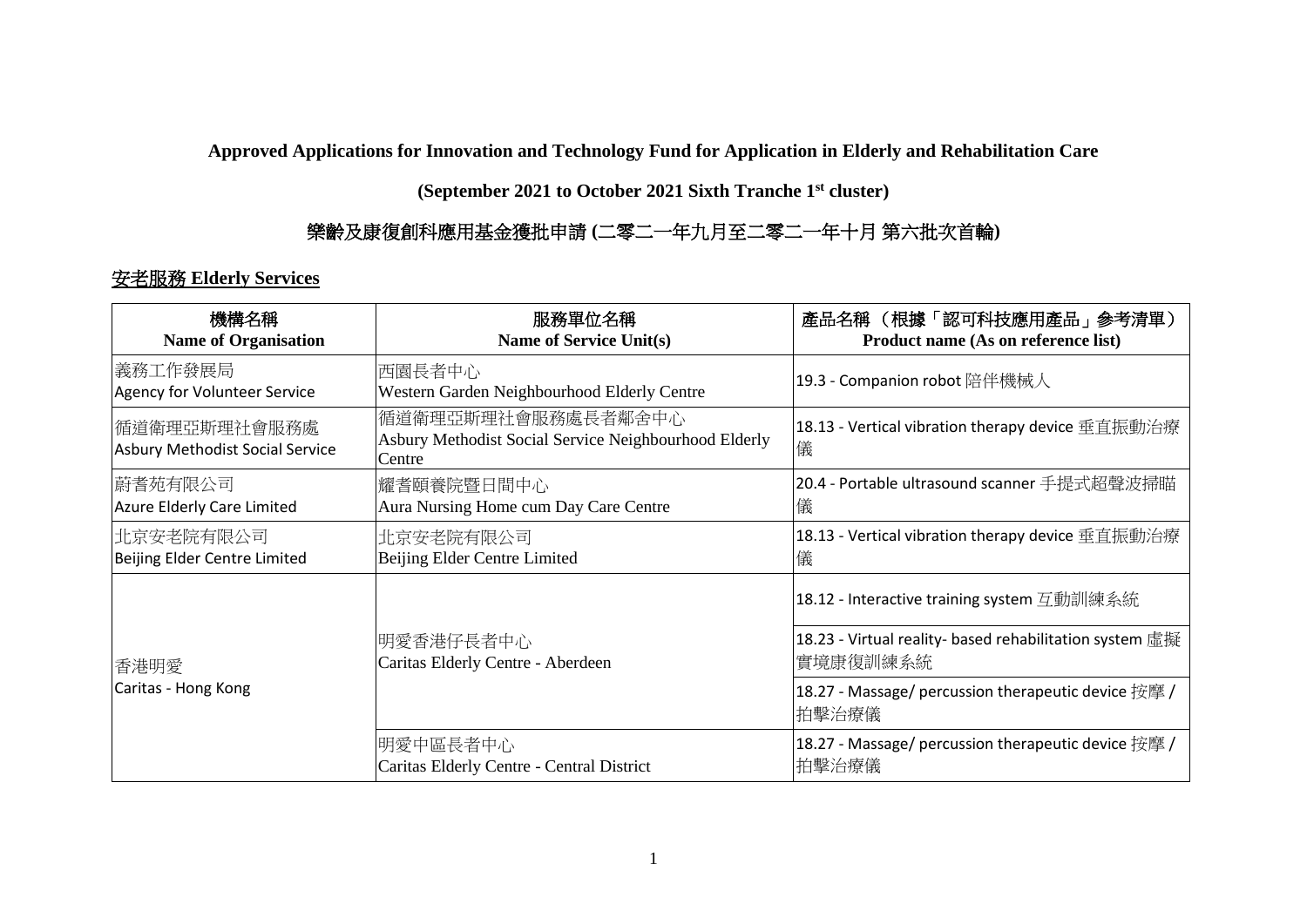# Approved Applications for Innovation and Technology Fund for Application in Elderly and Rehabilitation Care

## (September 2021 to October 2021 Sixth Tranche 1st cluster)

## 樂齡及康復創科應用基金獲批申請 (二零二一年九月至二零二一年十月 第六批次首輪)

### 安老服務 Elderly Services

| 機構名稱<br>**Name of Organisation** | 服務單位名稱<br>**Name of Service Unit(s)** | 產品名稱 （根據「認可科技應用產品」參考清單）<br>**Product name (As on reference list)** |
|---|---|---|
| 義務工作發展局<br>Agency for Volunteer Service | 西園長者中心<br>Western Garden Neighbourhood Elderly Centre | 19.3 - Companion robot 陪伴機械人 |
| 循道衛理亞斯理社會服務處<br>Asbury Methodist Social Service | 循道衛理亞斯理社會服務處長者鄰舍中心<br>Asbury Methodist Social Service Neighbourhood Elderly Centre | 18.13 - Vertical vibration therapy device 垂直振動治療儀 |
| 蔚耆苑有限公司<br>Azure Elderly Care Limited | 耀耆頤養院暨日間中心<br>Aura Nursing Home cum Day Care Centre | 20.4 - Portable ultrasound scanner 手提式超聲波掃瞄儀 |
| 北京安老院有限公司<br>Beijing Elder Centre Limited | 北京安老院有限公司<br>Beijing Elder Centre Limited | 18.13 - Vertical vibration therapy device 垂直振動治療儀 |
| 香港明愛<br>Caritas - Hong Kong | 明愛香港仔長者中心<br>Caritas Elderly Centre - Aberdeen | 18.12 - Interactive training system 互動訓練系統 |
| | | 18.23 - Virtual reality- based rehabilitation system 虛擬實境康復訓練系統 |
| | | 18.27 - Massage/ percussion therapeutic device 按摩 / 拍擊治療儀 |
| | 明愛中區長者中心<br>Caritas Elderly Centre - Central District | 18.27 - Massage/ percussion therapeutic device 按摩 / 拍擊治療儀 |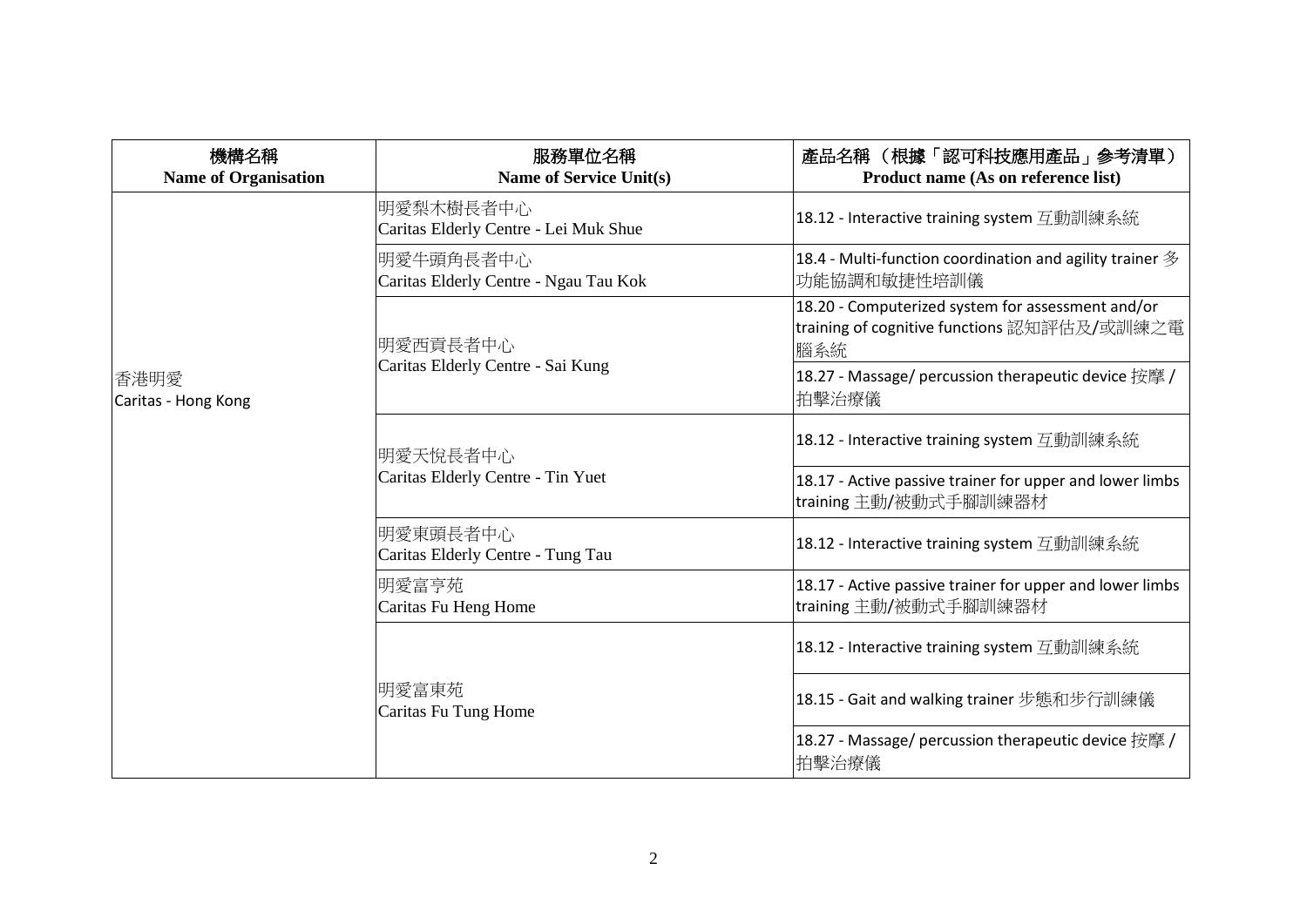| 機構名稱<br>**Name of Organisation** | 服務單位名稱<br>**Name of Service Unit(s)** | 產品名稱 （根據「認可科技應用產品」參考清單）<br>**Product name (As on reference list)** |
|---|---|---|
| 香港明愛<br>Caritas - Hong Kong | 明愛梨木樹長者中心<br>Caritas Elderly Centre - Lei Muk Shue | 18.12 - Interactive training system 互動訓練系統 |
| | 明愛牛頭角長者中心<br>Caritas Elderly Centre - Ngau Tau Kok | 18.4 - Multi-function coordination and agility trainer 多功能協調和敏捷性培訓儀 |
| | 明愛西貢長者中心<br>Caritas Elderly Centre - Sai Kung | 18.20 - Computerized system for assessment and/or training of cognitive functions 認知評估及/或訓練之電腦系統 |
| | | 18.27 - Massage/ percussion therapeutic device 按摩 / 拍擊治療儀 |
| | 明愛天悅長者中心<br>Caritas Elderly Centre - Tin Yuet | 18.12 - Interactive training system 互動訓練系統 |
| | | 18.17 - Active passive trainer for upper and lower limbs training 主動/被動式手腳訓練器材 |
| | 明愛東頭長者中心<br>Caritas Elderly Centre - Tung Tau | 18.12 - Interactive training system 互動訓練系統 |
| | 明愛富亨苑<br>Caritas Fu Heng Home | 18.17 - Active passive trainer for upper and lower limbs training 主動/被動式手腳訓練器材 |
| | 明愛富東苑<br>Caritas Fu Tung Home | 18.12 - Interactive training system 互動訓練系統 |
| | | 18.15 - Gait and walking trainer 步態和步行訓練儀 |
| | | 18.27 - Massage/ percussion therapeutic device 按摩 / 拍擊治療儀 |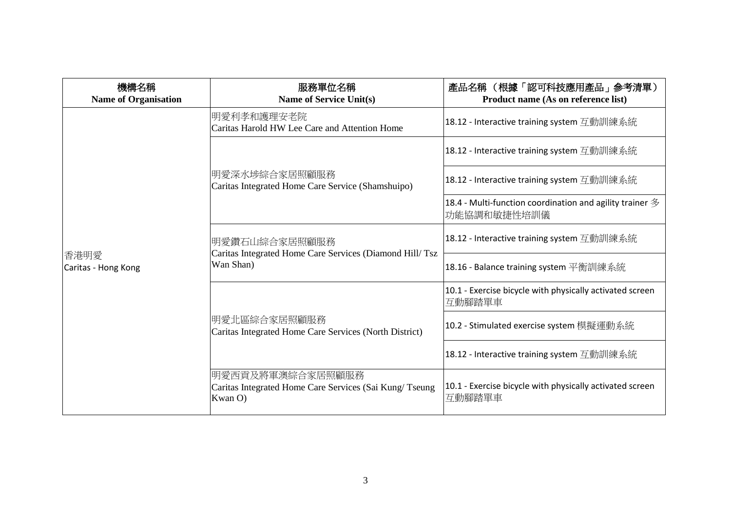| 機構名稱<br>Name of Organisation | 服務單位名稱<br>Name of Service Unit(s) | 產品名稱 （根據「認可科技應用產品」參考清單）<br>Product name (As on reference list) |
|---|---|---|
| 香港明愛<br>Caritas - Hong Kong | 明愛利孝和護理安老院<br>Caritas Harold HW Lee Care and Attention Home | 18.12 - Interactive training system 互動訓練系統 |
| | 明愛深水埗綜合家居照顧服務<br>Caritas Integrated Home Care Service (Shamshuipo) | 18.12 - Interactive training system 互動訓練系統 |
| | | 18.12 - Interactive training system 互動訓練系統 |
| | | 18.4 - Multi-function coordination and agility trainer 多功能協調和敏捷性培訓儀 |
| | 明愛鑽石山綜合家居照顧服務<br>Caritas Integrated Home Care Services (Diamond Hill/ Tsz Wan Shan) | 18.12 - Interactive training system 互動訓練系統 |
| | | 18.16 - Balance training system 平衡訓練系統 |
| | 明愛北區綜合家居照顧服務<br>Caritas Integrated Home Care Services (North District) | 10.1 - Exercise bicycle with physically activated screen 互動腳踏單車 |
| | | 10.2 - Stimulated exercise system 模擬運動系統 |
| | | 18.12 - Interactive training system 互動訓練系統 |
| | 明愛西貢及將軍澳綜合家居照顧服務<br>Caritas Integrated Home Care Services (Sai Kung/ Tseung Kwan O) | 10.1 - Exercise bicycle with physically activated screen 互動腳踏單車 |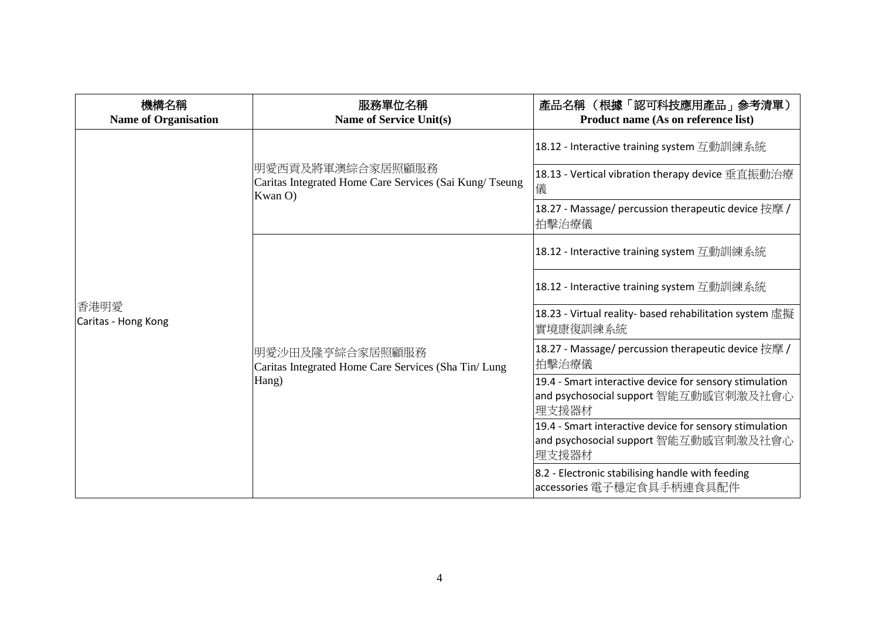| 機構名稱<br>**Name of Organisation** | 服務單位名稱<br>**Name of Service Unit(s)** | 產品名稱 （根據「認可科技應用產品」參考清單）<br>**Product name (As on reference list)** |
|---|---|---|
| 香港明愛<br>Caritas - Hong Kong | 明愛西貢及將軍澳綜合家居照顧服務<br>Caritas Integrated Home Care Services (Sai Kung/ Tseung Kwan O) | 18.12 - Interactive training system 互動訓練系統 |
| | | 18.13 - Vertical vibration therapy device 垂直振動治療儀 |
| | | 18.27 - Massage/ percussion therapeutic device 按摩 / 拍擊治療儀 |
| | 明愛沙田及隆亨綜合家居照顧服務<br>Caritas Integrated Home Care Services (Sha Tin/ Lung Hang) | 18.12 - Interactive training system 互動訓練系統 |
| | | 18.12 - Interactive training system 互動訓練系統 |
| | | 18.23 - Virtual reality- based rehabilitation system 虛擬實境康復訓練系統 |
| | | 18.27 - Massage/ percussion therapeutic device 按摩 / 拍擊治療儀 |
| | | 19.4 - Smart interactive device for sensory stimulation and psychosocial support 智能互動感官刺激及社會心理支援器材 |
| | | 19.4 - Smart interactive device for sensory stimulation and psychosocial support 智能互動感官刺激及社會心理支援器材 |
| | | 8.2 - Electronic stabilising handle with feeding accessories 電子穩定食具手柄連食具配件 |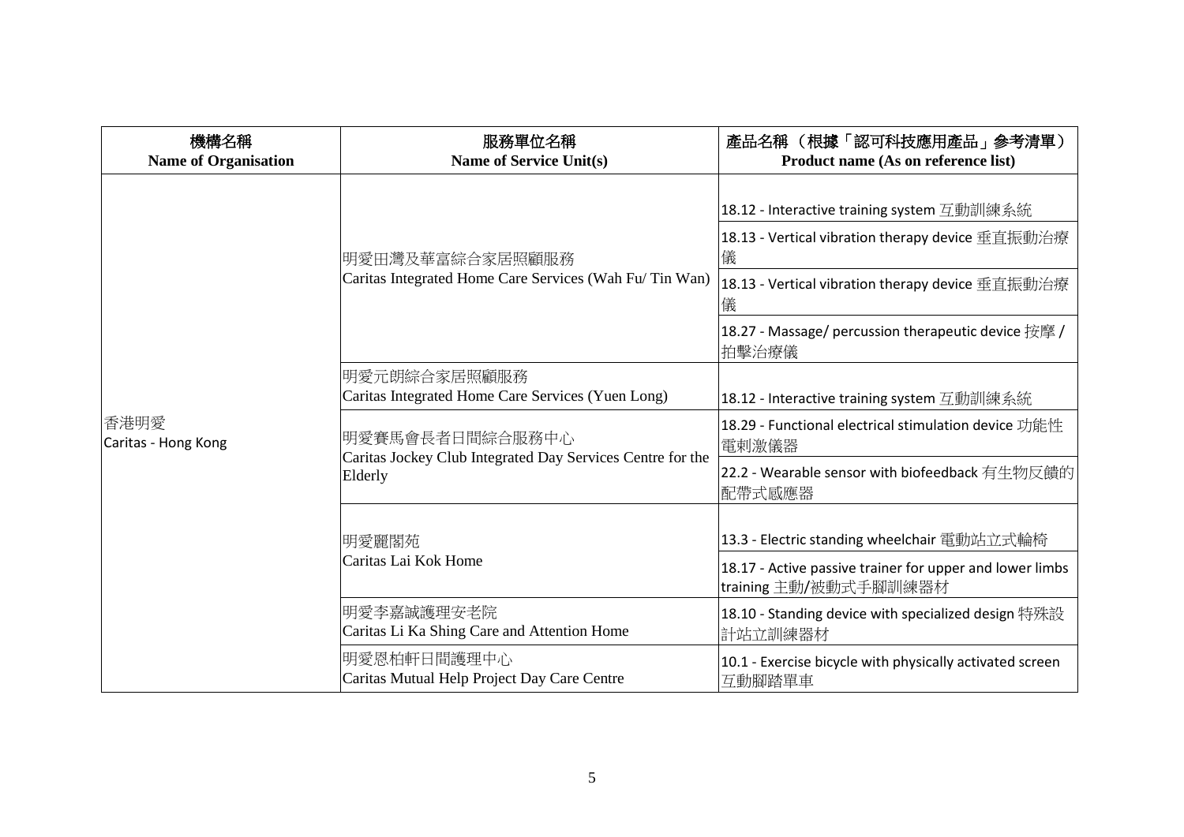| 機構名稱<br>Name of Organisation | 服務單位名稱<br>Name of Service Unit(s) | 產品名稱 （根據「認可科技應用產品」參考清單）<br>Product name (As on reference list) |
|---|---|---|
| 香港明愛<br>Caritas - Hong Kong | 明愛田灣及華富綜合家居照顧服務<br>Caritas Integrated Home Care Services (Wah Fu/ Tin Wan) | 18.12 - Interactive training system 互動訓練系統 |
| | | 18.13 - Vertical vibration therapy device 垂直振動治療儀 |
| | | 18.13 - Vertical vibration therapy device 垂直振動治療儀 |
| | | 18.27 - Massage/ percussion therapeutic device 按摩 / 拍擊治療儀 |
| | 明愛元朗綜合家居照顧服務<br>Caritas Integrated Home Care Services (Yuen Long) | 18.12 - Interactive training system 互動訓練系統 |
| | 明愛賽馬會長者日間綜合服務中心<br>Caritas Jockey Club Integrated Day Services Centre for the Elderly | 18.29 - Functional electrical stimulation device 功能性電刺激儀器 |
| | | 22.2 - Wearable sensor with biofeedback 有生物反饋的配帶式感應器 |
| | 明愛麗閣苑<br>Caritas Lai Kok Home | 13.3 - Electric standing wheelchair 電動站立式輪椅 |
| | | 18.17 - Active passive trainer for upper and lower limbs training 主動/被動式手腳訓練器材 |
| | 明愛李嘉誠護理安老院<br>Caritas Li Ka Shing Care and Attention Home | 18.10 - Standing device with specialized design 特殊設計站立訓練器材 |
| | 明愛恩柏軒日間護理中心<br>Caritas Mutual Help Project Day Care Centre | 10.1 - Exercise bicycle with physically activated screen 互動腳踏單車 |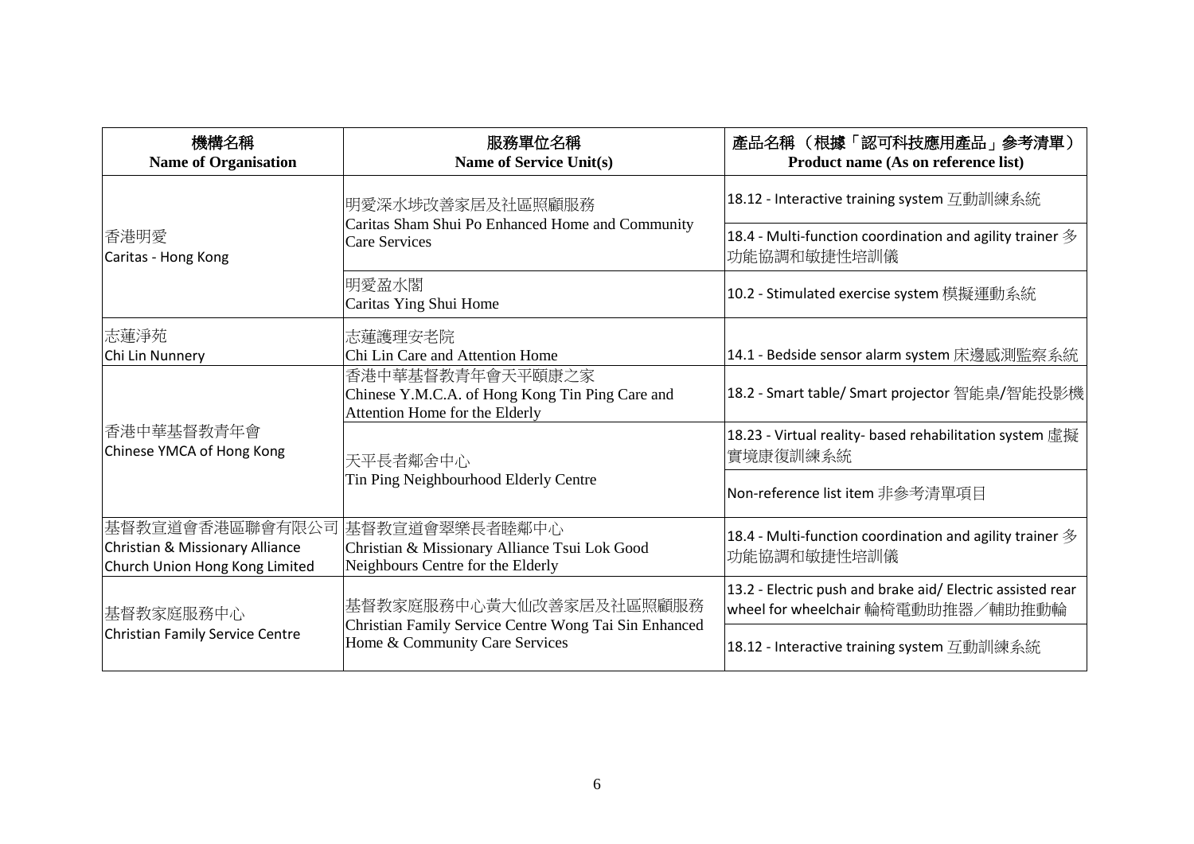| 機構名稱<br>**Name of Organisation** | 服務單位名稱<br>**Name of Service Unit(s)** | 產品名稱 （根據「認可科技應用產品」參考清單）<br>**Product name (As on reference list)** |
|---|---|---|
| 香港明愛<br>Caritas - Hong Kong | 明愛深水埗改善家居及社區照顧服務<br>Caritas Sham Shui Po Enhanced Home and Community Care Services | 18.12 - Interactive training system 互動訓練系統 |
| | | 18.4 - Multi-function coordination and agility trainer 多功能協調和敏捷性培訓儀 |
| | 明愛盈水閣<br>Caritas Ying Shui Home | 10.2 - Stimulated exercise system 模擬運動系統 |
| 志蓮淨苑<br>Chi Lin Nunnery | 志蓮護理安老院<br>Chi Lin Care and Attention Home | 14.1 - Bedside sensor alarm system 床邊感測監察系統 |
| 香港中華基督教青年會<br>Chinese YMCA of Hong Kong | 香港中華基督教青年會天平頤康之家<br>Chinese Y.M.C.A. of Hong Kong Tin Ping Care and Attention Home for the Elderly | 18.2 - Smart table/ Smart projector 智能桌/智能投影機 |
| | 天平長者鄰舍中心<br>Tin Ping Neighbourhood Elderly Centre | 18.23 - Virtual reality- based rehabilitation system 虛擬實境康復訓練系統 |
| | | Non-reference list item 非參考清單項目 |
| 基督教宣道會香港區聯會有限公司<br>Christian & Missionary Alliance Church Union Hong Kong Limited | 基督教宣道會翠樂長者睦鄰中心<br>Christian & Missionary Alliance Tsui Lok Good Neighbours Centre for the Elderly | 18.4 - Multi-function coordination and agility trainer 多功能協調和敏捷性培訓儀 |
| 基督教家庭服務中心<br>Christian Family Service Centre | 基督教家庭服務中心黃大仙改善家居及社區照顧服務<br>Christian Family Service Centre Wong Tai Sin Enhanced Home & Community Care Services | 13.2 - Electric push and brake aid/ Electric assisted rear wheel for wheelchair 輪椅電動助推器／輔助推動輪 |
| | | 18.12 - Interactive training system 互動訓練系統 |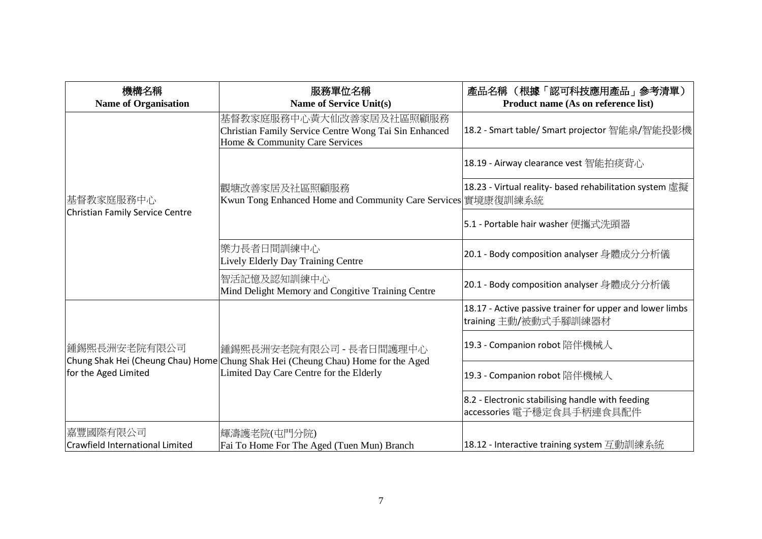| 機構名稱<br>**Name of Organisation** | 服務單位名稱<br>**Name of Service Unit(s)** | 產品名稱 （根據「認可科技應用產品」參考清單）<br>**Product name (As on reference list)** |
|---|---|---|
| 基督教家庭服務中心<br>Christian Family Service Centre | 基督教家庭服務中心黃大仙改善家居及社區照顧服務<br>Christian Family Service Centre Wong Tai Sin Enhanced Home & Community Care Services | 18.2 - Smart table/ Smart projector 智能桌/智能投影機 |
| | 觀塘改善家居及社區照顧服務<br>Kwun Tong Enhanced Home and Community Care Services | 18.19 - Airway clearance vest 智能拍痰背心 |
| | | 18.23 - Virtual reality- based rehabilitation system 虛擬實境康復訓練系統 |
| | | 5.1 - Portable hair washer 便攜式洗頭器 |
| | 樂力長者日間訓練中心<br>Lively Elderly Day Training Centre | 20.1 - Body composition analyser 身體成分分析儀 |
| | 智活記憶及認知訓練中心<br>Mind Delight Memory and Congitive Training Centre | 20.1 - Body composition analyser 身體成分分析儀 |
| 鍾錫熙長洲安老院有限公司<br>Chung Shak Hei (Cheung Chau) Home for the Aged Limited | 鍾錫熙長洲安老院有限公司 - 長者日間護理中心<br>Chung Shak Hei (Cheung Chau) Home for the Aged Limited Day Care Centre for the Elderly | 18.17 - Active passive trainer for upper and lower limbs training 主動/被動式手腳訓練器材 |
| | | 19.3 - Companion robot 陪伴機械人 |
| | | 19.3 - Companion robot 陪伴機械人 |
| | | 8.2 - Electronic stabilising handle with feeding accessories 電子穩定食具手柄連食具配件 |
| 嘉豐國際有限公司<br>Crawfield International Limited | 輝濤護老院(屯門分院)<br>Fai To Home For The Aged (Tuen Mun) Branch | 18.12 - Interactive training system 互動訓練系統 |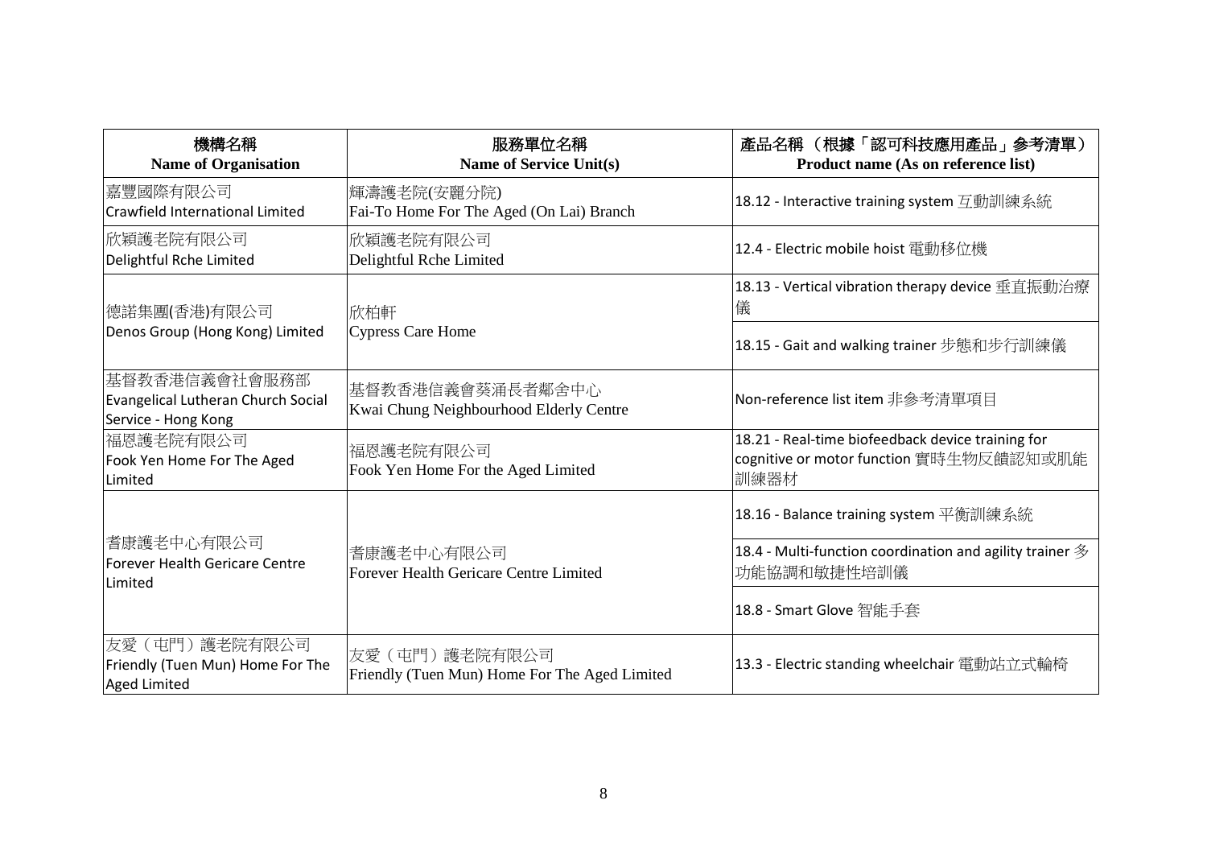| 機構名稱<br>Name of Organisation | 服務單位名稱<br>Name of Service Unit(s) | 產品名稱 （根據「認可科技應用產品」參考清單）<br>Product name (As on reference list) |
|---|---|---|
| 嘉豐國際有限公司<br>Crawfield International Limited | 輝濤護老院(安麗分院)<br>Fai-To Home For The Aged (On Lai) Branch | 18.12 - Interactive training system 互動訓練系統 |
| 欣穎護老院有限公司<br>Delightful Rche Limited | 欣穎護老院有限公司<br>Delightful Rche Limited | 12.4 - Electric mobile hoist 電動移位機 |
| 德諾集團(香港)有限公司<br>Denos Group (Hong Kong) Limited | 欣柏軒<br>Cypress Care Home | 18.13 - Vertical vibration therapy device 垂直振動治療儀 |
| | | 18.15 - Gait and walking trainer 步態和步行訓練儀 |
| 基督教香港信義會社會服務部<br>Evangelical Lutheran Church Social Service - Hong Kong | 基督教香港信義會葵涌長者鄰舍中心<br>Kwai Chung Neighbourhood Elderly Centre | Non-reference list item 非參考清單項目 |
| 福恩護老院有限公司<br>Fook Yen Home For The Aged Limited | 福恩護老院有限公司<br>Fook Yen Home For the Aged Limited | 18.21 - Real-time biofeedback device training for cognitive or motor function 實時生物反饋認知或肌能訓練器材 |
| 耆康護老中心有限公司<br>Forever Health Gericare Centre Limited | 耆康護老中心有限公司<br>Forever Health Gericare Centre Limited | 18.16 - Balance training system 平衡訓練系統 |
| | | 18.4 - Multi-function coordination and agility trainer 多功能協調和敏捷性培訓儀 |
| | | 18.8 - Smart Glove 智能手套 |
| 友愛（屯門）護老院有限公司<br>Friendly (Tuen Mun) Home For The Aged Limited | 友愛（屯門）護老院有限公司<br>Friendly (Tuen Mun) Home For The Aged Limited | 13.3 - Electric standing wheelchair 電動站立式輪椅 |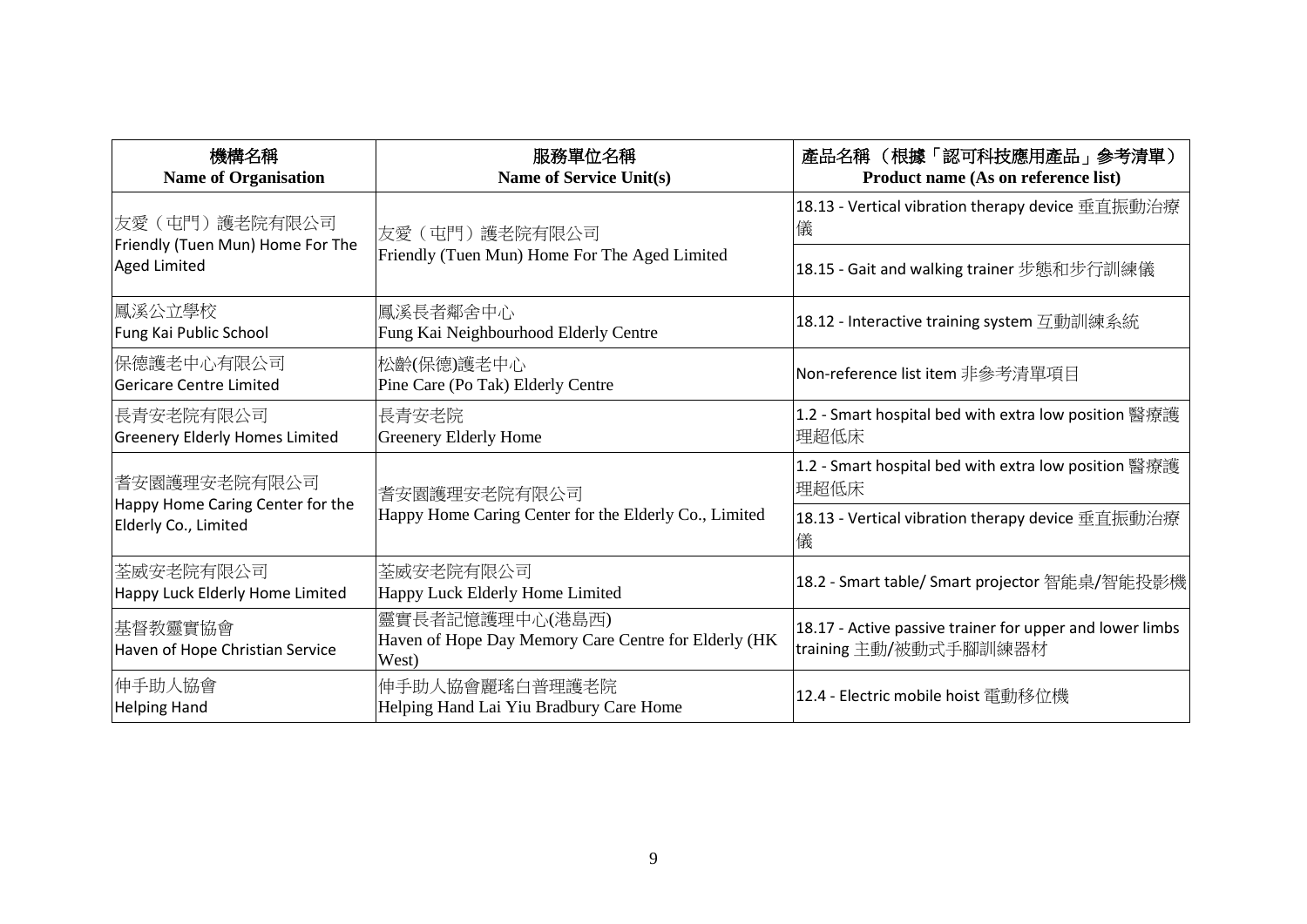| 機構名稱<br>Name of Organisation | 服務單位名稱<br>Name of Service Unit(s) | 產品名稱 （根據「認可科技應用產品」參考清單）<br>Product name (As on reference list) |
|---|---|---|
| 友愛（屯門）護老院有限公司<br>Friendly (Tuen Mun) Home For The Aged Limited | 友愛（屯門）護老院有限公司<br>Friendly (Tuen Mun) Home For The Aged Limited | 18.13 - Vertical vibration therapy device 垂直振動治療儀 |
| | | 18.15 - Gait and walking trainer 步態和步行訓練儀 |
| 鳳溪公立學校<br>Fung Kai Public School | 鳳溪長者鄰舍中心<br>Fung Kai Neighbourhood Elderly Centre | 18.12 - Interactive training system 互動訓練系統 |
| 保德護老中心有限公司<br>Gericare Centre Limited | 松齡(保德)護老中心<br>Pine Care (Po Tak) Elderly Centre | Non-reference list item 非參考清單項目 |
| 長青安老院有限公司<br>Greenery Elderly Homes Limited | 長青安老院<br>Greenery Elderly Home | 1.2 - Smart hospital bed with extra low position 醫療護理超低床 |
| 耆安園護理安老院有限公司<br>Happy Home Caring Center for the Elderly Co., Limited | 耆安園護理安老院有限公司<br>Happy Home Caring Center for the Elderly Co., Limited | 1.2 - Smart hospital bed with extra low position 醫療護理超低床 |
| | | 18.13 - Vertical vibration therapy device 垂直振動治療儀 |
| 荃威安老院有限公司<br>Happy Luck Elderly Home Limited | 荃威安老院有限公司<br>Happy Luck Elderly Home Limited | 18.2 - Smart table/ Smart projector 智能桌/智能投影機 |
| 基督教靈實協會<br>Haven of Hope Christian Service | 靈實長者記憶護理中心(港島西)<br>Haven of Hope Day Memory Care Centre for Elderly (HK West) | 18.17 - Active passive trainer for upper and lower limbs training 主動/被動式手腳訓練器材 |
| 伸手助人協會<br>Helping Hand | 伸手助人協會麗瑤白普理護老院<br>Helping Hand Lai Yiu Bradbury Care Home | 12.4 - Electric mobile hoist 電動移位機 |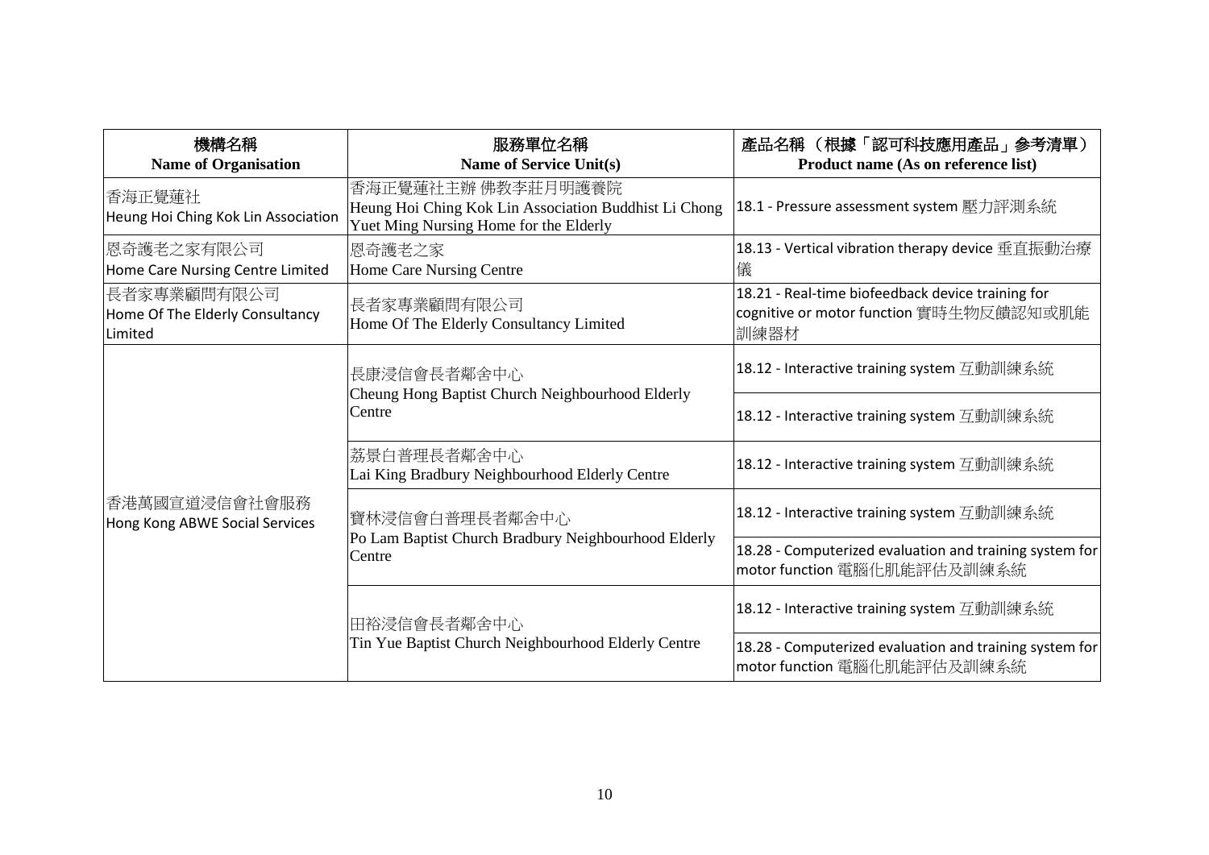| 機構名稱<br>**Name of Organisation** | 服務單位名稱<br>**Name of Service Unit(s)** | 產品名稱 （根據「認可科技應用產品」參考清單）<br>**Product name (As on reference list)** |
|---|---|---|
| 香海正覺蓮社<br>Heung Hoi Ching Kok Lin Association | 香海正覺蓮社主辦 佛教李莊月明護養院<br>Heung Hoi Ching Kok Lin Association Buddhist Li Chong Yuet Ming Nursing Home for the Elderly | 18.1 - Pressure assessment system 壓力評測系統 |
| 恩奇護老之家有限公司<br>Home Care Nursing Centre Limited | 恩奇護老之家<br>Home Care Nursing Centre | 18.13 - Vertical vibration therapy device 垂直振動治療儀 |
| 長者家專業顧問有限公司<br>Home Of The Elderly Consultancy Limited | 長者家專業顧問有限公司<br>Home Of The Elderly Consultancy Limited | 18.21 - Real-time biofeedback device training for cognitive or motor function 實時生物反饋認知或肌能訓練器材 |
| 香港萬國宣道浸信會社會服務<br>Hong Kong ABWE Social Services | 長康浸信會長者鄰舍中心<br>Cheung Hong Baptist Church Neighbourhood Elderly Centre | 18.12 - Interactive training system 互動訓練系統 |
| | | 18.12 - Interactive training system 互動訓練系統 |
| | 荔景白普理長者鄰舍中心<br>Lai King Bradbury Neighbourhood Elderly Centre | 18.12 - Interactive training system 互動訓練系統 |
| | 寶林浸信會白普理長者鄰舍中心<br>Po Lam Baptist Church Bradbury Neighbourhood Elderly Centre | 18.12 - Interactive training system 互動訓練系統 |
| | | 18.28 - Computerized evaluation and training system for motor function 電腦化肌能評估及訓練系統 |
| | 田裕浸信會長者鄰舍中心<br>Tin Yue Baptist Church Neighbourhood Elderly Centre | 18.12 - Interactive training system 互動訓練系統 |
| | | 18.28 - Computerized evaluation and training system for motor function 電腦化肌能評估及訓練系統 |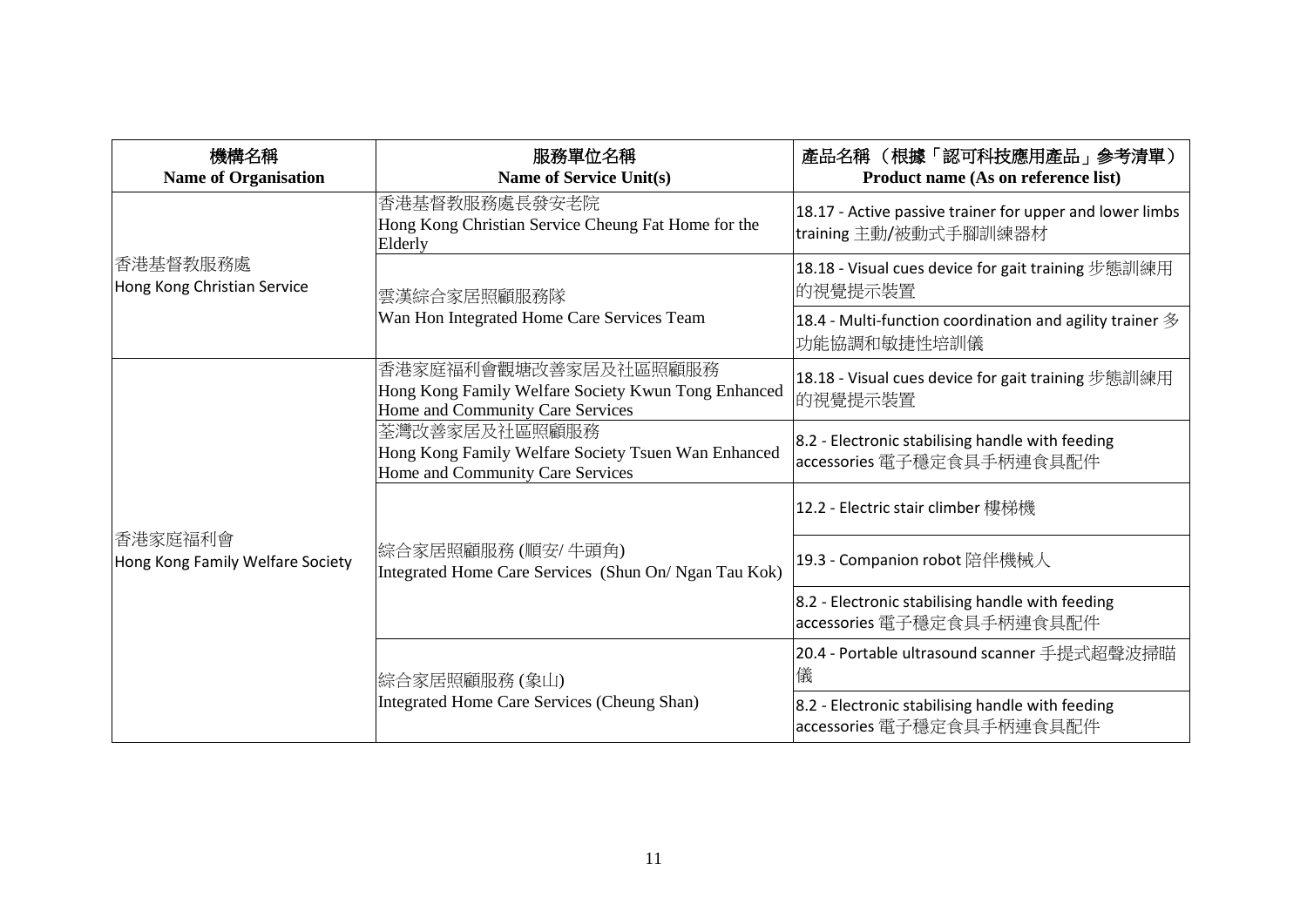| 機構名稱<br>Name of Organisation | 服務單位名稱<br>Name of Service Unit(s) | 產品名稱 （根據「認可科技應用產品」參考清單）<br>Product name (As on reference list) |
| --- | --- | --- |
| 香港基督教服務處<br>Hong Kong Christian Service | 香港基督教服務處長發安老院<br>Hong Kong Christian Service Cheung Fat Home for the Elderly | 18.17 - Active passive trainer for upper and lower limbs training 主動/被動式手腳訓練器材 |
| | 雲漢綜合家居照顧服務隊<br>Wan Hon Integrated Home Care Services Team | 18.18 - Visual cues device for gait training 步態訓練用的視覺提示裝置 |
| | | 18.4 - Multi-function coordination and agility trainer 多功能協調和敏捷性培訓儀 |
| 香港家庭福利會<br>Hong Kong Family Welfare Society | 香港家庭福利會觀塘改善家居及社區照顧服務<br>Hong Kong Family Welfare Society Kwun Tong Enhanced Home and Community Care Services | 18.18 - Visual cues device for gait training 步態訓練用的視覺提示裝置 |
| | 荃灣改善家居及社區照顧服務<br>Hong Kong Family Welfare Society Tsuen Wan Enhanced Home and Community Care Services | 8.2 - Electronic stabilising handle with feeding accessories 電子穩定食具手柄連食具配件 |
| | 綜合家居照顧服務 (順安/ 牛頭角)<br>Integrated Home Care Services (Shun On/ Ngan Tau Kok) | 12.2 - Electric stair climber 樓梯機 |
| | | 19.3 - Companion robot 陪伴機械人 |
| | | 8.2 - Electronic stabilising handle with feeding accessories 電子穩定食具手柄連食具配件 |
| | 綜合家居照顧服務 (象山)<br>Integrated Home Care Services (Cheung Shan) | 20.4 - Portable ultrasound scanner 手提式超聲波掃瞄儀 |
| | | 8.2 - Electronic stabilising handle with feeding accessories 電子穩定食具手柄連食具配件 |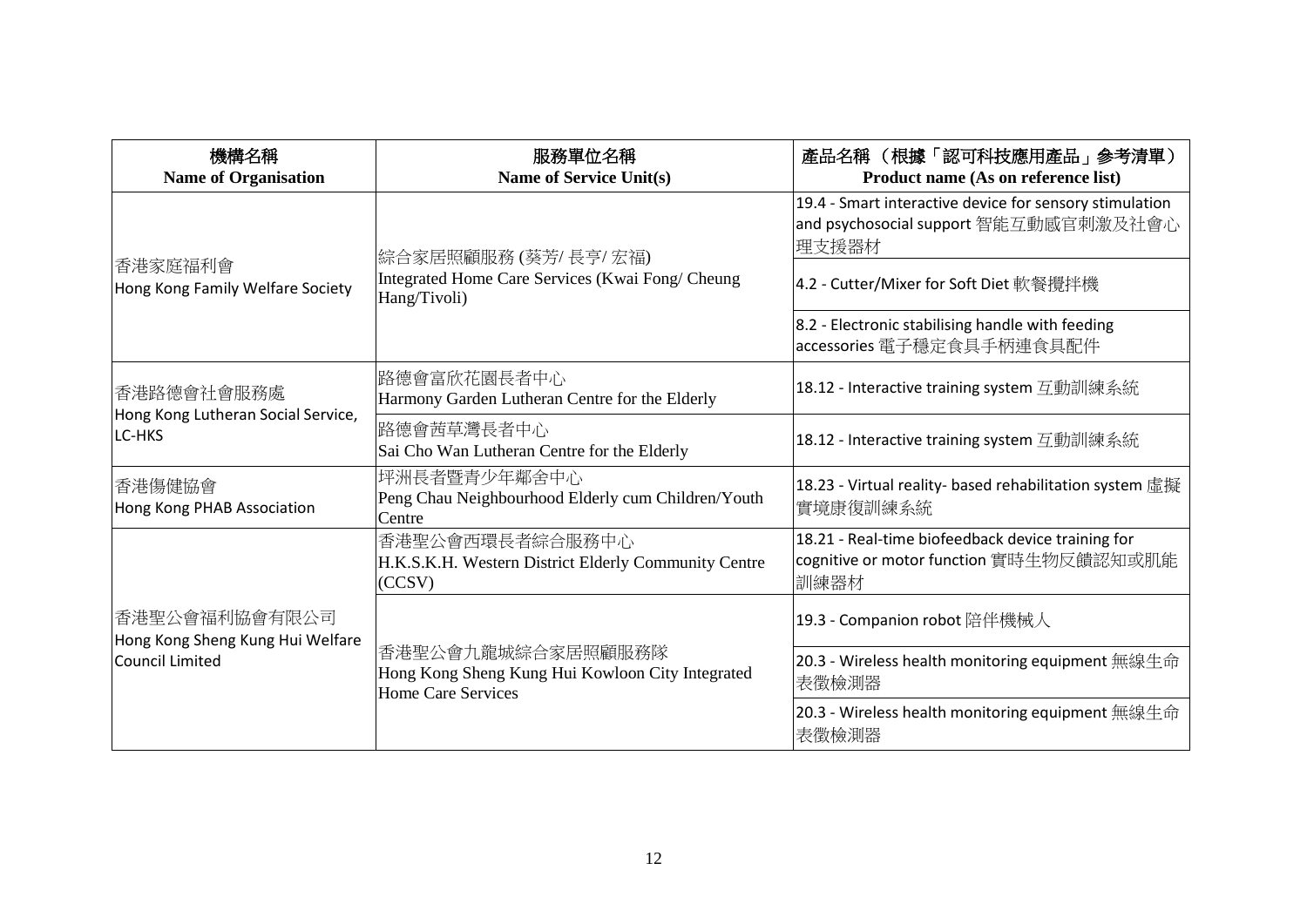| 機構名稱<br>Name of Organisation | 服務單位名稱<br>Name of Service Unit(s) | 產品名稱 （根據「認可科技應用產品」參考清單）<br>Product name (As on reference list) |
|---|---|---|
| 香港家庭福利會<br>Hong Kong Family Welfare Society | 綜合家居照顧服務 (葵芳/ 長亨/ 宏福)<br>Integrated Home Care Services (Kwai Fong/ Cheung Hang/Tivoli) | 19.4 - Smart interactive device for sensory stimulation and psychosocial support 智能互動感官刺激及社會心理支援器材 |
| | | 4.2 - Cutter/Mixer for Soft Diet 軟餐攪拌機 |
| | | 8.2 - Electronic stabilising handle with feeding accessories 電子穩定食具手柄連食具配件 |
| 香港路德會社會服務處<br>Hong Kong Lutheran Social Service, LC-HKS | 路德會富欣花園長者中心<br>Harmony Garden Lutheran Centre for the Elderly | 18.12 - Interactive training system 互動訓練系統 |
| | 路德會茜草灣長者中心<br>Sai Cho Wan Lutheran Centre for the Elderly | 18.12 - Interactive training system 互動訓練系統 |
| 香港傷健協會<br>Hong Kong PHAB Association | 坪洲長者暨青少年鄰舍中心<br>Peng Chau Neighbourhood Elderly cum Children/Youth Centre | 18.23 - Virtual reality- based rehabilitation system 虛擬實境康復訓練系統 |
| 香港聖公會福利協會有限公司<br>Hong Kong Sheng Kung Hui Welfare Council Limited | 香港聖公會西環長者綜合服務中心<br>H.K.S.K.H. Western District Elderly Community Centre (CCSV) | 18.21 - Real-time biofeedback device training for cognitive or motor function 實時生物反饋認知或肌能訓練器材 |
| | 香港聖公會九龍城綜合家居照顧服務隊<br>Hong Kong Sheng Kung Hui Kowloon City Integrated Home Care Services | 19.3 - Companion robot 陪伴機械人 |
| | | 20.3 - Wireless health monitoring equipment 無線生命表徵檢測器 |
| | | 20.3 - Wireless health monitoring equipment 無線生命表徵檢測器 |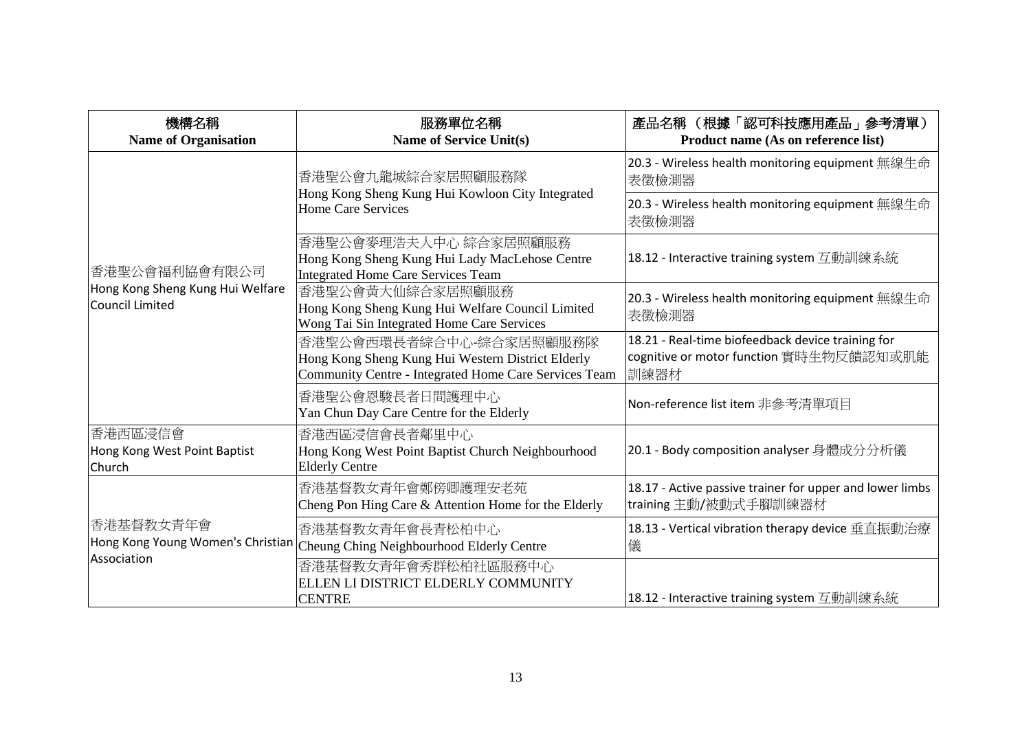| 機構名稱<br>**Name of Organisation** | 服務單位名稱<br>**Name of Service Unit(s)** | 產品名稱 （根據「認可科技應用產品」參考清單）<br>**Product name (As on reference list)** |
|---|---|---|
| 香港聖公會福利協會有限公司<br>Hong Kong Sheng Kung Hui Welfare Council Limited | 香港聖公會九龍城綜合家居照顧服務隊<br>Hong Kong Sheng Kung Hui Kowloon City Integrated Home Care Services | 20.3 - Wireless health monitoring equipment 無線生命表徵檢測器 |
| | | 20.3 - Wireless health monitoring equipment 無線生命表徵檢測器 |
| | 香港聖公會麥理浩夫人中心 綜合家居照顧服務<br>Hong Kong Sheng Kung Hui Lady MacLehose Centre Integrated Home Care Services Team | 18.12 - Interactive training system 互動訓練系統 |
| | 香港聖公會黃大仙綜合家居照顧服務<br>Hong Kong Sheng Kung Hui Welfare Council Limited Wong Tai Sin Integrated Home Care Services | 20.3 - Wireless health monitoring equipment 無線生命表徵檢測器 |
| | 香港聖公會西環長者綜合中心-綜合家居照顧服務隊<br>Hong Kong Sheng Kung Hui Western District Elderly Community Centre - Integrated Home Care Services Team | 18.21 - Real-time biofeedback device training for cognitive or motor function 實時生物反饋認知或肌能訓練器材 |
| | 香港聖公會恩駿長者日間護理中心<br>Yan Chun Day Care Centre for the Elderly | Non-reference list item 非參考清單項目 |
| 香港西區浸信會<br>Hong Kong West Point Baptist Church | 香港西區浸信會長者鄰里中心<br>Hong Kong West Point Baptist Church Neighbourhood Elderly Centre | 20.1 - Body composition analyser 身體成分分析儀 |
| 香港基督教女青年會<br>Hong Kong Young Women's Christian Association | 香港基督教女青年會鄭傍卿護理安老苑<br>Cheng Pon Hing Care & Attention Home for the Elderly | 18.17 - Active passive trainer for upper and lower limbs training 主動/被動式手腳訓練器材 |
| | 香港基督教女青年會長青松柏中心<br>Cheung Ching Neighbourhood Elderly Centre | 18.13 - Vertical vibration therapy device 垂直振動治療儀 |
| | 香港基督教女青年會秀群松柏社區服務中心<br>ELLEN LI DISTRICT ELDERLY COMMUNITY CENTRE | 18.12 - Interactive training system 互動訓練系統 |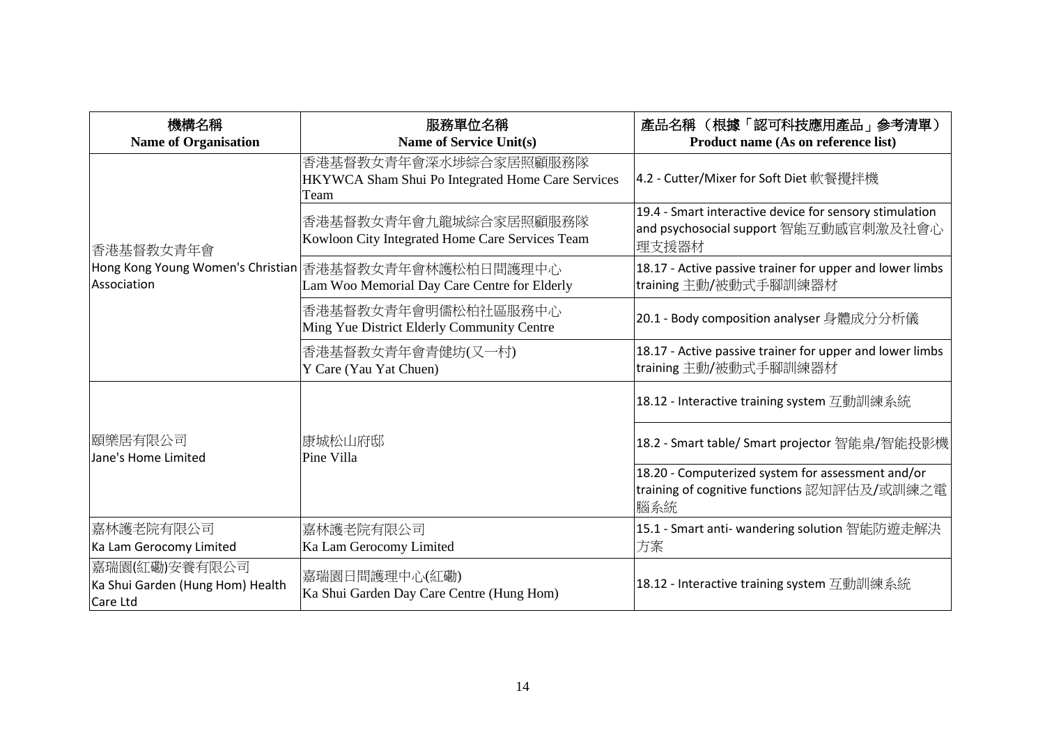| 機構名稱<br>**Name of Organisation** | 服務單位名稱<br>**Name of Service Unit(s)** | 產品名稱 （根據「認可科技應用產品」參考清單）<br>**Product name (As on reference list)** |
|---|---|---|
| 香港基督教女青年會<br>Hong Kong Young Women's Christian Association | 香港基督教女青年會深水埗綜合家居照顧服務隊<br>HKYWCA Sham Shui Po Integrated Home Care Services Team | 4.2 - Cutter/Mixer for Soft Diet 軟餐攪拌機 |
| | 香港基督教女青年會九龍城綜合家居照顧服務隊<br>Kowloon City Integrated Home Care Services Team | 19.4 - Smart interactive device for sensory stimulation and psychosocial support 智能互動感官刺激及社會心理支援器材 |
| | 香港基督教女青年會林護松柏日間護理中心<br>Lam Woo Memorial Day Care Centre for Elderly | 18.17 - Active passive trainer for upper and lower limbs training 主動/被動式手腳訓練器材 |
| | 香港基督教女青年會明儒松柏社區服務中心<br>Ming Yue District Elderly Community Centre | 20.1 - Body composition analyser 身體成分分析儀 |
| | 香港基督教女青年會青健坊(又一村)<br>Y Care (Yau Yat Chuen) | 18.17 - Active passive trainer for upper and lower limbs training 主動/被動式手腳訓練器材 |
| 頤樂居有限公司<br>Jane's Home Limited | 康城松山府邸<br>Pine Villa | 18.12 - Interactive training system 互動訓練系統 |
| | | 18.2 - Smart table/ Smart projector 智能桌/智能投影機 |
| | | 18.20 - Computerized system for assessment and/or training of cognitive functions 認知評估及/或訓練之電腦系統 |
| 嘉林護老院有限公司<br>Ka Lam Gerocomy Limited | 嘉林護老院有限公司<br>Ka Lam Gerocomy Limited | 15.1 - Smart anti- wandering solution 智能防遊走解決方案 |
| 嘉瑞園(紅磡)安養有限公司<br>Ka Shui Garden (Hung Hom) Health Care Ltd | 嘉瑞園日間護理中心(紅磡)<br>Ka Shui Garden Day Care Centre (Hung Hom) | 18.12 - Interactive training system 互動訓練系統 |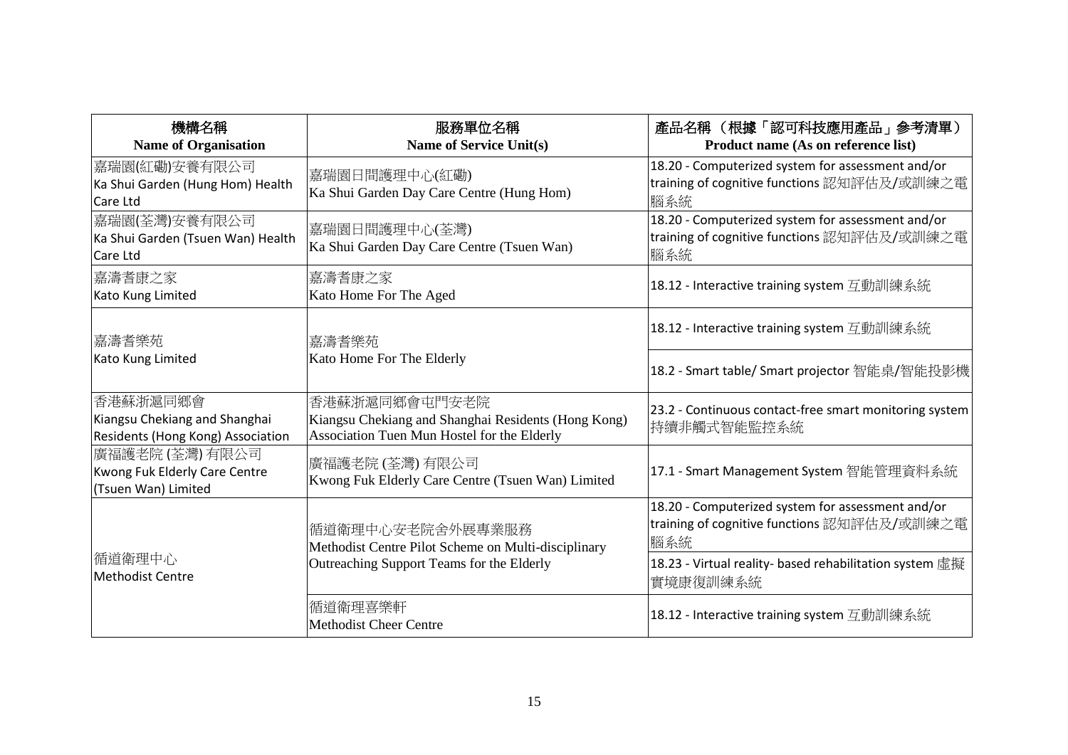| 機構名稱<br>Name of Organisation | 服務單位名稱<br>Name of Service Unit(s) | 產品名稱 (根據「認可科技應用產品」參考清單)<br>Product name (As on reference list) |
|---|---|---|
| 嘉瑞園(紅磡)安養有限公司<br>Ka Shui Garden (Hung Hom) Health Care Ltd | 嘉瑞園日間護理中心(紅磡)<br>Ka Shui Garden Day Care Centre (Hung Hom) | 18.20 - Computerized system for assessment and/or training of cognitive functions 認知評估及/或訓練之電腦系統 |
| 嘉瑞園(荃灣)安養有限公司<br>Ka Shui Garden (Tsuen Wan) Health Care Ltd | 嘉瑞園日間護理中心(荃灣)<br>Ka Shui Garden Day Care Centre (Tsuen Wan) | 18.20 - Computerized system for assessment and/or training of cognitive functions 認知評估及/或訓練之電腦系統 |
| 嘉濤耆康之家<br>Kato Kung Limited | 嘉濤耆康之家<br>Kato Home For The Aged | 18.12 - Interactive training system 互動訓練系統 |
| 嘉濤耆樂苑<br>Kato Kung Limited | 嘉濤耆樂苑<br>Kato Home For The Elderly | 18.12 - Interactive training system 互動訓練系統 |
| | | 18.2 - Smart table/ Smart projector 智能桌/智能投影機 |
| 香港蘇浙滬同鄉會<br>Kiangsu Chekiang and Shanghai Residents (Hong Kong) Association | 香港蘇浙滬同鄉會屯門安老院<br>Kiangsu Chekiang and Shanghai Residents (Hong Kong) Association Tuen Mun Hostel for the Elderly | 23.2 - Continuous contact-free smart monitoring system 持續非觸式智能監控系統 |
| 廣福護老院 (荃灣) 有限公司<br>Kwong Fuk Elderly Care Centre (Tsuen Wan) Limited | 廣福護老院 (荃灣) 有限公司<br>Kwong Fuk Elderly Care Centre (Tsuen Wan) Limited | 17.1 - Smart Management System 智能管理資料系統 |
| 循道衛理中心<br>Methodist Centre | 循道衛理中心安老院舍外展專業服務<br>Methodist Centre Pilot Scheme on Multi-disciplinary Outreaching Support Teams for the Elderly | 18.20 - Computerized system for assessment and/or training of cognitive functions 認知評估及/或訓練之電腦系統 |
| | | 18.23 - Virtual reality- based rehabilitation system 虛擬實境康復訓練系統 |
| | 循道衛理喜樂軒<br>Methodist Cheer Centre | 18.12 - Interactive training system 互動訓練系統 |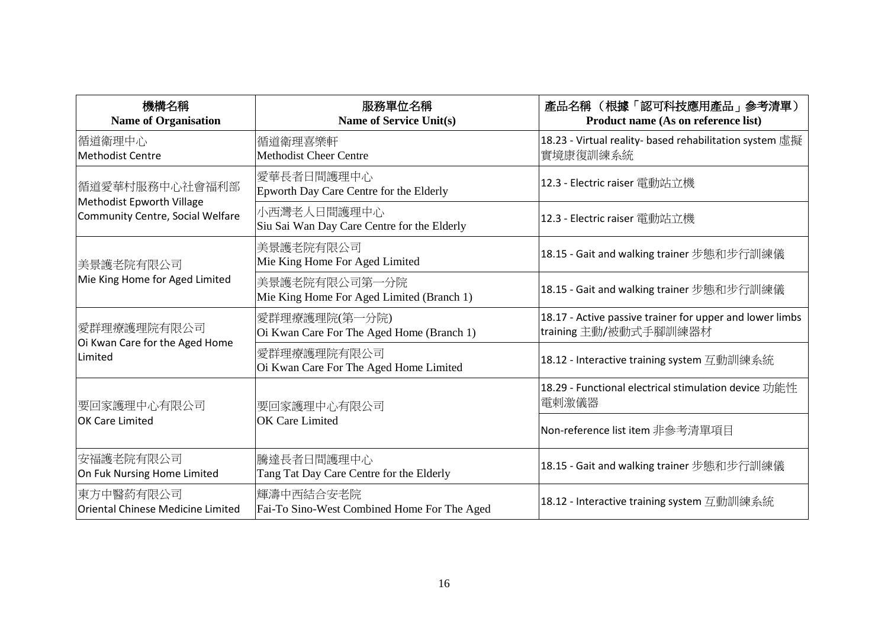| 機構名稱<br>Name of Organisation | 服務單位名稱<br>Name of Service Unit(s) | 產品名稱 （根據「認可科技應用產品」參考清單）<br>Product name (As on reference list) |
|---|---|---|
| 循道衛理中心<br>Methodist Centre | 循道衛理喜樂軒<br>Methodist Cheer Centre | 18.23 - Virtual reality- based rehabilitation system 虛擬實境康復訓練系統 |
| 循道愛華村服務中心社會福利部<br>Methodist Epworth Village Community Centre, Social Welfare | 愛華長者日間護理中心<br>Epworth Day Care Centre for the Elderly | 12.3 - Electric raiser 電動站立機 |
| | 小西灣老人日間護理中心<br>Siu Sai Wan Day Care Centre for the Elderly | 12.3 - Electric raiser 電動站立機 |
| 美景護老院有限公司<br>Mie King Home for Aged Limited | 美景護老院有限公司<br>Mie King Home For Aged Limited | 18.15 - Gait and walking trainer 步態和步行訓練儀 |
| | 美景護老院有限公司第一分院<br>Mie King Home For Aged Limited (Branch 1) | 18.15 - Gait and walking trainer 步態和步行訓練儀 |
| 愛群理療護理院有限公司<br>Oi Kwan Care for the Aged Home Limited | 愛群理療護理院(第一分院)<br>Oi Kwan Care For The Aged Home (Branch 1) | 18.17 - Active passive trainer for upper and lower limbs training 主動/被動式手腳訓練器材 |
| | 愛群理療護理院有限公司<br>Oi Kwan Care For The Aged Home Limited | 18.12 - Interactive training system 互動訓練系統 |
| 要回家護理中心有限公司<br>OK Care Limited | 要回家護理中心有限公司<br>OK Care Limited | 18.29 - Functional electrical stimulation device 功能性電刺激儀器 |
| | | Non-reference list item 非參考清單項目 |
| 安福護老院有限公司<br>On Fuk Nursing Home Limited | 騰達長者日間護理中心<br>Tang Tat Day Care Centre for the Elderly | 18.15 - Gait and walking trainer 步態和步行訓練儀 |
| 東方中醫葯有限公司<br>Oriental Chinese Medicine Limited | 輝濤中西結合安老院<br>Fai-To Sino-West Combined Home For The Aged | 18.12 - Interactive training system 互動訓練系統 |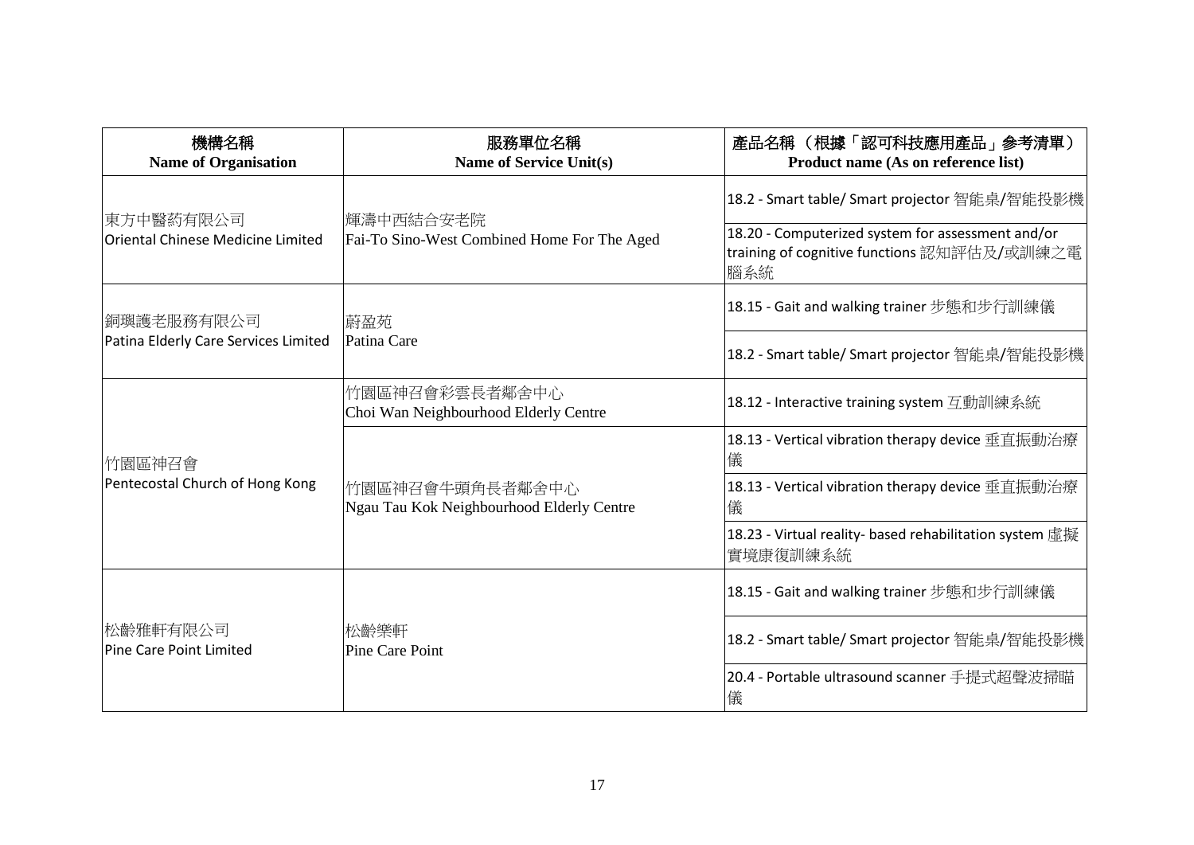| 機構名稱<br>Name of Organisation | 服務單位名稱<br>Name of Service Unit(s) | 產品名稱 （根據「認可科技應用產品」參考清單）<br>Product name (As on reference list) |
|---|---|---|
| 東方中醫葯有限公司<br>Oriental Chinese Medicine Limited | 輝濤中西結合安老院<br>Fai-To Sino-West Combined Home For The Aged | 18.2 - Smart table/ Smart projector 智能桌/智能投影機 |
| | | 18.20 - Computerized system for assessment and/or training of cognitive functions 認知評估及/或訓練之電腦系統 |
| 銅瑛護老服務有限公司<br>Patina Elderly Care Services Limited | 蔚盈苑<br>Patina Care | 18.15 - Gait and walking trainer 步態和步行訓練儀 |
| | | 18.2 - Smart table/ Smart projector 智能桌/智能投影機 |
| 竹園區神召會<br>Pentecostal Church of Hong Kong | 竹園區神召會彩雲長者鄰舍中心<br>Choi Wan Neighbourhood Elderly Centre | 18.12 - Interactive training system 互動訓練系統 |
| | | 18.13 - Vertical vibration therapy device 垂直振動治療儀 |
| | 竹園區神召會牛頭角長者鄰舍中心<br>Ngau Tau Kok Neighbourhood Elderly Centre | 18.13 - Vertical vibration therapy device 垂直振動治療儀 |
| | | 18.23 - Virtual reality- based rehabilitation system 虛擬實境康復訓練系統 |
| 松齡雅軒有限公司<br>Pine Care Point Limited | 松齡樂軒<br>Pine Care Point | 18.15 - Gait and walking trainer 步態和步行訓練儀 |
| | | 18.2 - Smart table/ Smart projector 智能桌/智能投影機 |
| | | 20.4 - Portable ultrasound scanner 手提式超聲波掃瞄儀 |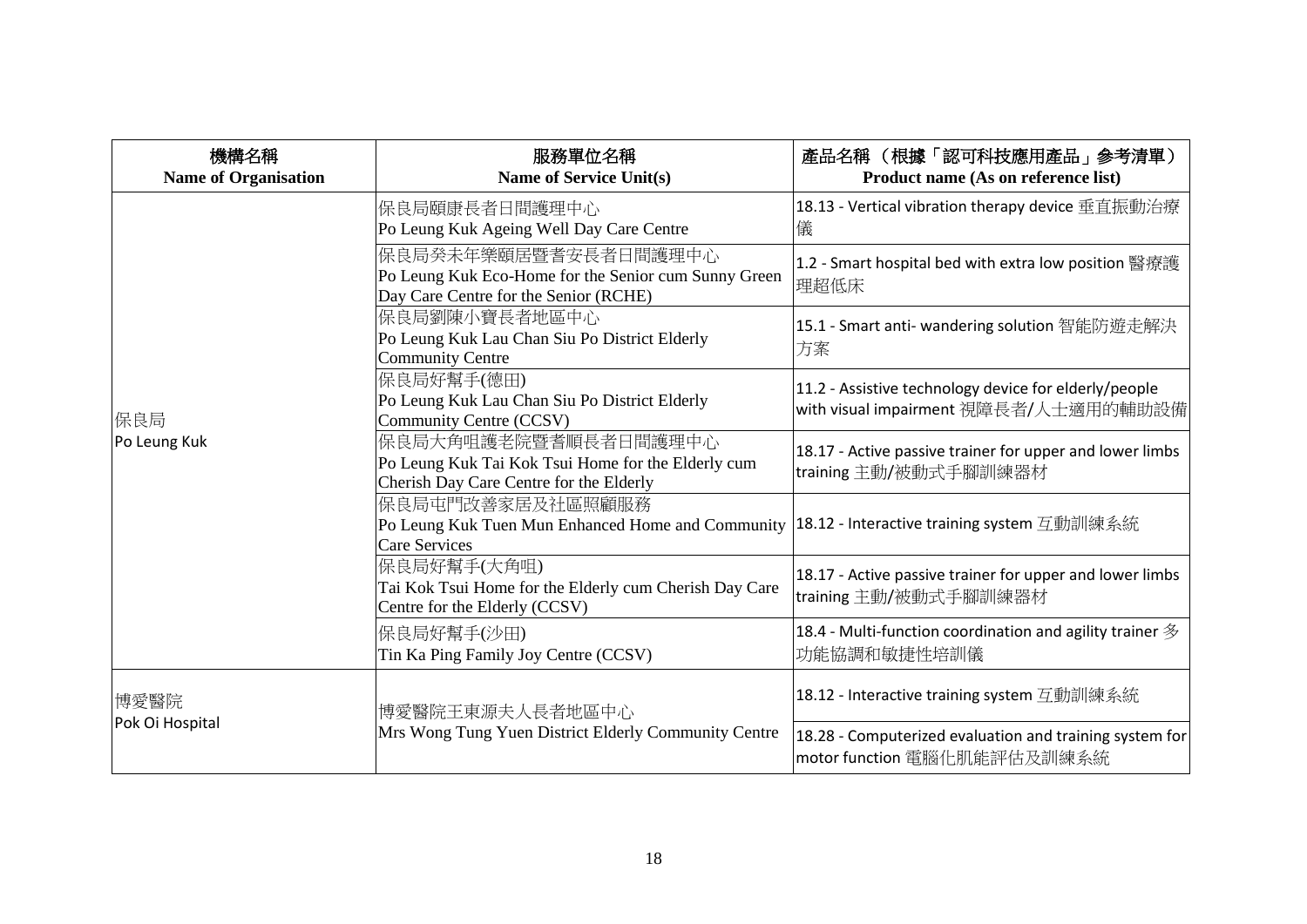| 機構名稱<br>Name of Organisation | 服務單位名稱<br>Name of Service Unit(s) | 產品名稱 （根據「認可科技應用產品」參考清單）<br>Product name (As on reference list) |
|---|---|---|
| 保良局<br>Po Leung Kuk | 保良局頤康長者日間護理中心<br>Po Leung Kuk Ageing Well Day Care Centre | 18.13 - Vertical vibration therapy device 垂直振動治療儀 |
| | 保良局癸未年樂頤居暨耆安長者日間護理中心<br>Po Leung Kuk Eco-Home for the Senior cum Sunny Green Day Care Centre for the Senior (RCHE) | 1.2 - Smart hospital bed with extra low position 醫療護理超低床 |
| | 保良局劉陳小寶長者地區中心<br>Po Leung Kuk Lau Chan Siu Po District Elderly Community Centre | 15.1 - Smart anti- wandering solution 智能防遊走解決方案 |
| | 保良局好幫手(德田)<br>Po Leung Kuk Lau Chan Siu Po District Elderly Community Centre (CCSV) | 11.2 - Assistive technology device for elderly/people with visual impairment 視障長者/人士適用的輔助設備 |
| | 保良局大角咀護老院暨耆順長者日間護理中心<br>Po Leung Kuk Tai Kok Tsui Home for the Elderly cum Cherish Day Care Centre for the Elderly | 18.17 - Active passive trainer for upper and lower limbs training 主動/被動式手腳訓練器材 |
| | 保良局屯門改善家居及社區照顧服務<br>Po Leung Kuk Tuen Mun Enhanced Home and Community Care Services | 18.12 - Interactive training system 互動訓練系統 |
| | 保良局好幫手(大角咀)<br>Tai Kok Tsui Home for the Elderly cum Cherish Day Care Centre for the Elderly (CCSV) | 18.17 - Active passive trainer for upper and lower limbs training 主動/被動式手腳訓練器材 |
| | 保良局好幫手(沙田)<br>Tin Ka Ping Family Joy Centre (CCSV) | 18.4 - Multi-function coordination and agility trainer 多功能協調和敏捷性培訓儀 |
| 博愛醫院<br>Pok Oi Hospital | 博愛醫院王東源夫人長者地區中心<br>Mrs Wong Tung Yuen District Elderly Community Centre | 18.12 - Interactive training system 互動訓練系統 |
| | | 18.28 - Computerized evaluation and training system for motor function 電腦化肌能評估及訓練系統 |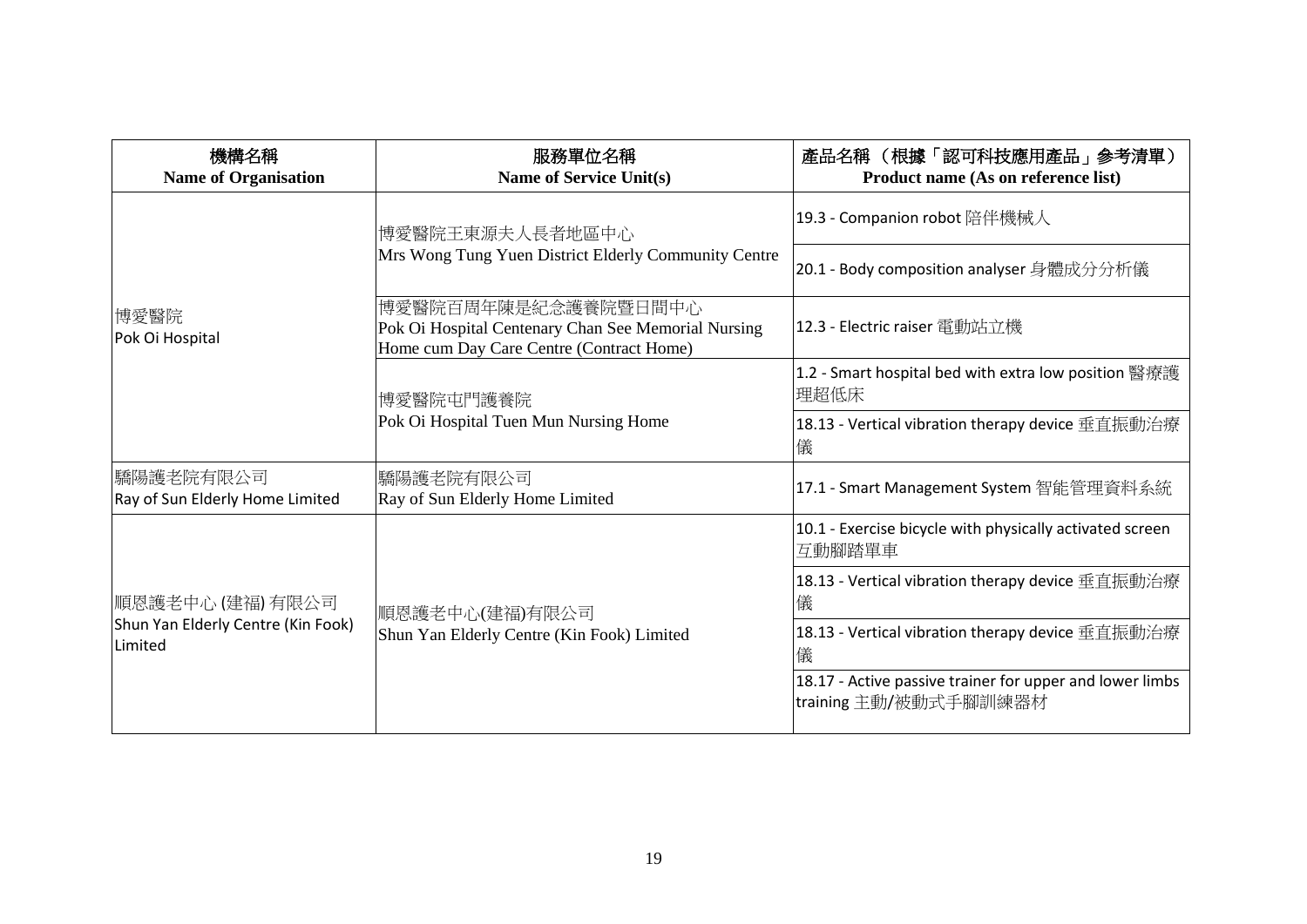| 機構名稱<br>**Name of Organisation** | 服務單位名稱<br>**Name of Service Unit(s)** | 產品名稱 （根據「認可科技應用產品」參考清單）<br>**Product name (As on reference list)** |
|---|---|---|
| 博愛醫院<br>Pok Oi Hospital | 博愛醫院王東源夫人長者地區中心<br>Mrs Wong Tung Yuen District Elderly Community Centre | 19.3 - Companion robot 陪伴機械人 |
| | | 20.1 - Body composition analyser 身體成分分析儀 |
| | 博愛醫院百周年陳是紀念護養院暨日間中心<br>Pok Oi Hospital Centenary Chan See Memorial Nursing Home cum Day Care Centre (Contract Home) | 12.3 - Electric raiser 電動站立機 |
| | 博愛醫院屯門護養院<br>Pok Oi Hospital Tuen Mun Nursing Home | 1.2 - Smart hospital bed with extra low position 醫療護理超低床 |
| | | 18.13 - Vertical vibration therapy device 垂直振動治療儀 |
| 驕陽護老院有限公司<br>Ray of Sun Elderly Home Limited | 驕陽護老院有限公司<br>Ray of Sun Elderly Home Limited | 17.1 - Smart Management System 智能管理資料系統 |
| 順恩護老中心 (建福) 有限公司<br>Shun Yan Elderly Centre (Kin Fook) Limited | 順恩護老中心(建福)有限公司<br>Shun Yan Elderly Centre (Kin Fook) Limited | 10.1 - Exercise bicycle with physically activated screen 互動腳踏單車 |
| | | 18.13 - Vertical vibration therapy device 垂直振動治療儀 |
| | | 18.13 - Vertical vibration therapy device 垂直振動治療儀 |
| | | 18.17 - Active passive trainer for upper and lower limbs training 主動/被動式手腳訓練器材 |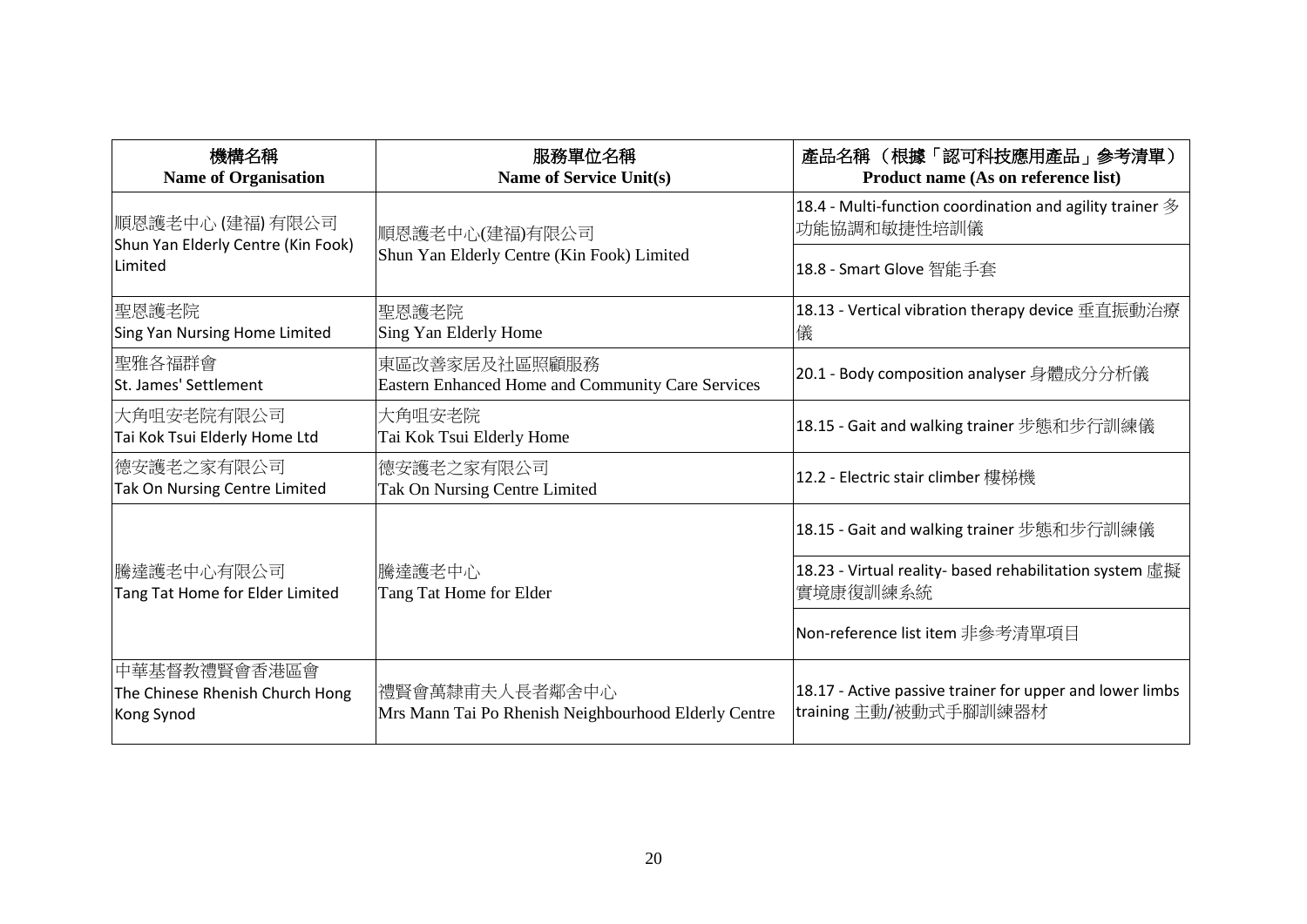| 機構名稱<br>Name of Organisation | 服務單位名稱<br>Name of Service Unit(s) | 產品名稱 （根據「認可科技應用產品」參考清單）<br>Product name (As on reference list) |
|---|---|---|
| 順恩護老中心 (建福) 有限公司<br>Shun Yan Elderly Centre (Kin Fook) Limited | 順恩護老中心(建福)有限公司<br>Shun Yan Elderly Centre (Kin Fook) Limited | 18.4 - Multi-function coordination and agility trainer 多功能協調和敏捷性培訓儀 |
| | | 18.8 - Smart Glove 智能手套 |
| 聖恩護老院<br>Sing Yan Nursing Home Limited | 聖恩護老院<br>Sing Yan Elderly Home | 18.13 - Vertical vibration therapy device 垂直振動治療儀 |
| 聖雅各福群會<br>St. James' Settlement | 東區改善家居及社區照顧服務<br>Eastern Enhanced Home and Community Care Services | 20.1 - Body composition analyser 身體成分分析儀 |
| 大角咀安老院有限公司<br>Tai Kok Tsui Elderly Home Ltd | 大角咀安老院<br>Tai Kok Tsui Elderly Home | 18.15 - Gait and walking trainer 步態和步行訓練儀 |
| 德安護老之家有限公司<br>Tak On Nursing Centre Limited | 德安護老之家有限公司<br>Tak On Nursing Centre Limited | 12.2 - Electric stair climber 樓梯機 |
| 騰達護老中心有限公司<br>Tang Tat Home for Elder Limited | 騰達護老中心<br>Tang Tat Home for Elder | 18.15 - Gait and walking trainer 步態和步行訓練儀 |
| | | 18.23 - Virtual reality- based rehabilitation system 虛擬實境康復訓練系統 |
| | | Non-reference list item 非參考清單項目 |
| 中華基督教禮賢會香港區會<br>The Chinese Rhenish Church Hong Kong Synod | 禮賢會萬隸甫夫人長者鄰舍中心<br>Mrs Mann Tai Po Rhenish Neighbourhood Elderly Centre | 18.17 - Active passive trainer for upper and lower limbs training 主動/被動式手腳訓練器材 |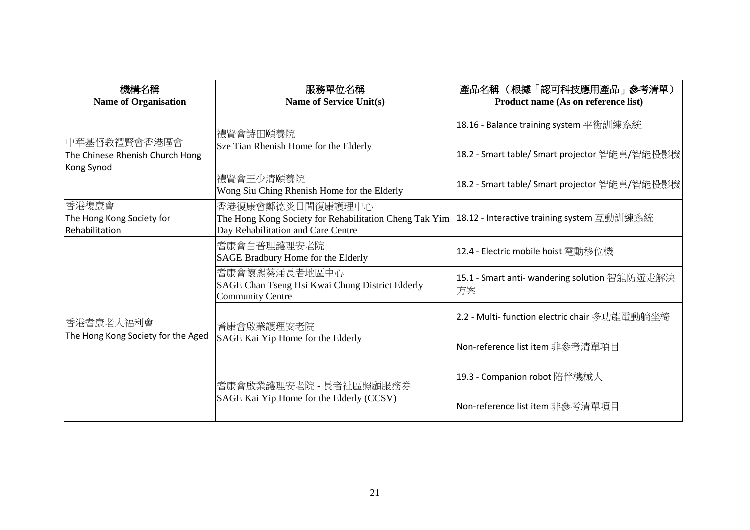| 機構名稱<br>Name of Organisation | 服務單位名稱<br>Name of Service Unit(s) | 產品名稱 （根據「認可科技應用產品」參考清單）<br>Product name (As on reference list) |
|---|---|---|
| 中華基督教禮賢會香港區會<br>The Chinese Rhenish Church Hong Kong Synod | 禮賢會詩田頤養院<br>Sze Tian Rhenish Home for the Elderly | 18.16 - Balance training system 平衡訓練系統 |
| | | 18.2 - Smart table/ Smart projector 智能桌/智能投影機 |
| | 禮賢會王少清頤養院<br>Wong Siu Ching Rhenish Home for the Elderly | 18.2 - Smart table/ Smart projector 智能桌/智能投影機 |
| 香港復康會<br>The Hong Kong Society for Rehabilitation | 香港復康會鄭德炎日間復康護理中心<br>The Hong Kong Society for Rehabilitation Cheng Tak Yim Day Rehabilitation and Care Centre | 18.12 - Interactive training system 互動訓練系統 |
| 香港耆康老人福利會<br>The Hong Kong Society for the Aged | 耆康會白普理護理安老院<br>SAGE Bradbury Home for the Elderly | 12.4 - Electric mobile hoist 電動移位機 |
| | 耆康會懷熙葵涌長者地區中心<br>SAGE Chan Tseng Hsi Kwai Chung District Elderly Community Centre | 15.1 - Smart anti- wandering solution 智能防遊走解決方案 |
| | 耆康會啟業護理安老院<br>SAGE Kai Yip Home for the Elderly | 2.2 - Multi- function electric chair 多功能電動躺坐椅 |
| | | Non-reference list item 非參考清單項目 |
| | 耆康會啟業護理安老院 - 長者社區照顧服務券<br>SAGE Kai Yip Home for the Elderly (CCSV) | 19.3 - Companion robot 陪伴機械人 |
| | | Non-reference list item 非參考清單項目 |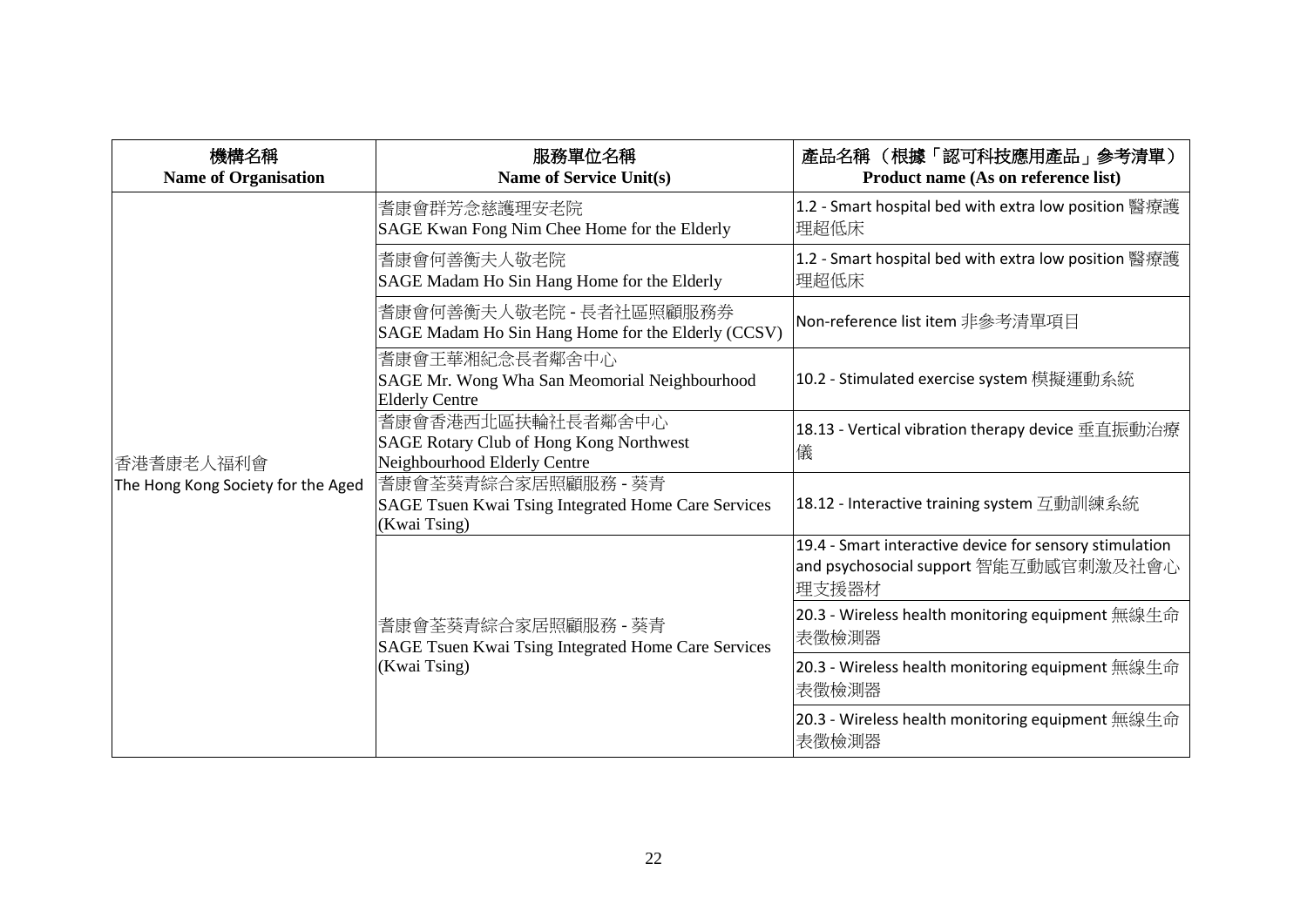| 機構名稱<br>Name of Organisation | 服務單位名稱<br>Name of Service Unit(s) | 產品名稱 （根據「認可科技應用產品」參考清單）<br>Product name (As on reference list) |
|---|---|---|
| 香港耆康老人福利會<br>The Hong Kong Society for the Aged | 耆康會群芳念慈護理安老院<br>SAGE Kwan Fong Nim Chee Home for the Elderly | 1.2 - Smart hospital bed with extra low position 醫療護理超低床 |
| | 耆康會何善衡夫人敬老院<br>SAGE Madam Ho Sin Hang Home for the Elderly | 1.2 - Smart hospital bed with extra low position 醫療護理超低床 |
| | 耆康會何善衡夫人敬老院 - 長者社區照顧服務券<br>SAGE Madam Ho Sin Hang Home for the Elderly (CCSV) | Non-reference list item 非參考清單項目 |
| | 耆康會王華湘紀念長者鄰舍中心<br>SAGE Mr. Wong Wha San Meomorial Neighbourhood Elderly Centre | 10.2 - Stimulated exercise system 模擬運動系統 |
| | 耆康會香港西北區扶輪社長者鄰舍中心<br>SAGE Rotary Club of Hong Kong Northwest Neighbourhood Elderly Centre | 18.13 - Vertical vibration therapy device 垂直振動治療儀 |
| | 耆康會荃葵青綜合家居照顧服務 - 葵青<br>SAGE Tsuen Kwai Tsing Integrated Home Care Services (Kwai Tsing) | 18.12 - Interactive training system 互動訓練系統 |
| | 耆康會荃葵青綜合家居照顧服務 - 葵青<br>SAGE Tsuen Kwai Tsing Integrated Home Care Services (Kwai Tsing) | 19.4 - Smart interactive device for sensory stimulation and psychosocial support 智能互動感官刺激及社會心理支援器材 |
| | | 20.3 - Wireless health monitoring equipment 無線生命表徵檢測器 |
| | | 20.3 - Wireless health monitoring equipment 無線生命表徵檢測器 |
| | | 20.3 - Wireless health monitoring equipment 無線生命表徵檢測器 |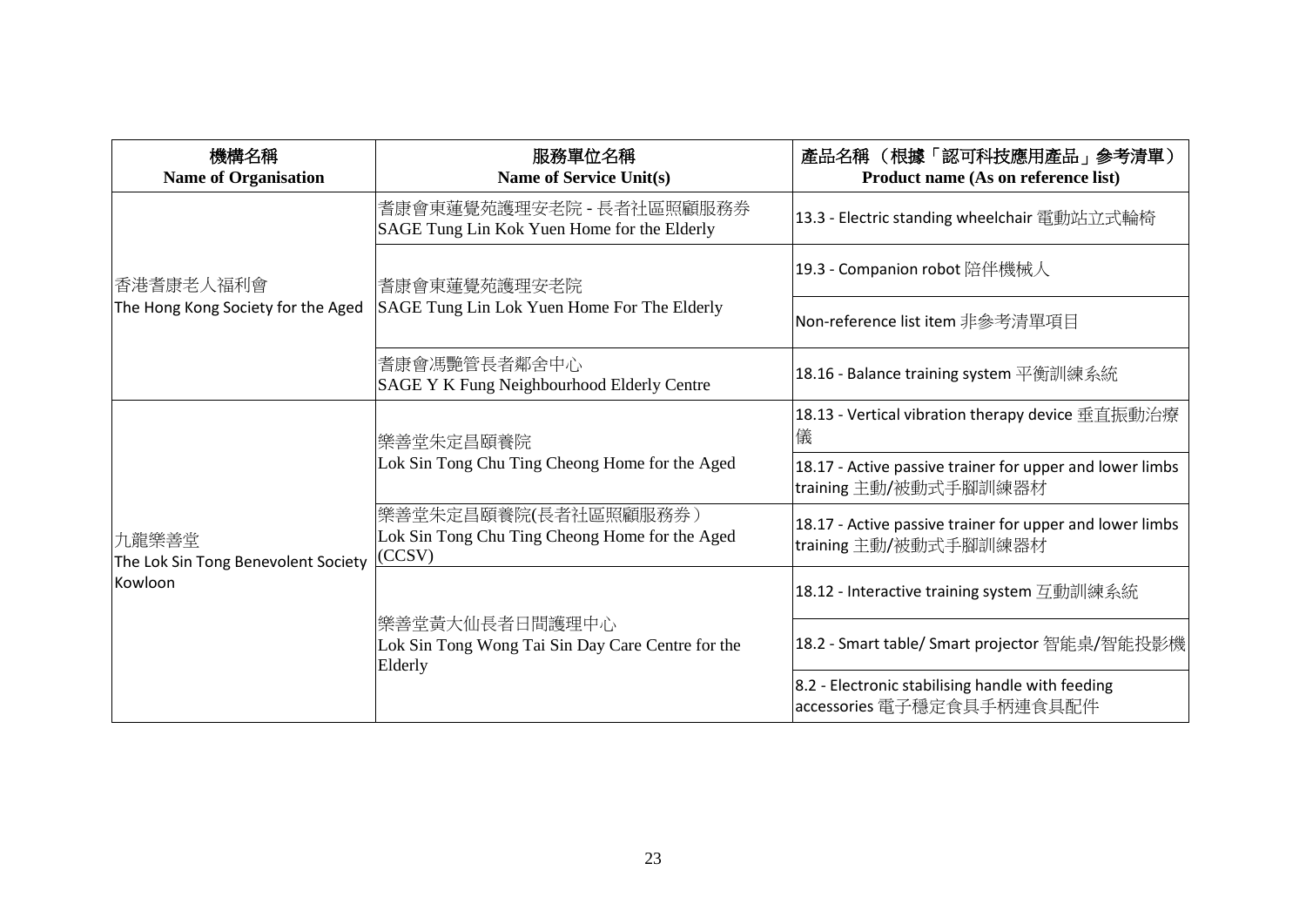| 機構名稱<br>**Name of Organisation** | 服務單位名稱<br>**Name of Service Unit(s)** | 產品名稱 （根據「認可科技應用產品」參考清單）<br>**Product name (As on reference list)** |
|---|---|---|
| 香港耆康老人福利會<br>The Hong Kong Society for the Aged | 耆康會東蓮覺苑護理安老院 - 長者社區照顧服務券<br>SAGE Tung Lin Kok Yuen Home for the Elderly | 13.3 - Electric standing wheelchair 電動站立式輪椅 |
| | 耆康會東蓮覺苑護理安老院<br>SAGE Tung Lin Lok Yuen Home For The Elderly | 19.3 - Companion robot 陪伴機械人 |
| | | Non-reference list item 非參考清單項目 |
| | 耆康會馮艷管長者鄰舍中心<br>SAGE Y K Fung Neighbourhood Elderly Centre | 18.16 - Balance training system 平衡訓練系統 |
| 九龍樂善堂<br>The Lok Sin Tong Benevolent Society Kowloon | 樂善堂朱定昌頤養院<br>Lok Sin Tong Chu Ting Cheong Home for the Aged | 18.13 - Vertical vibration therapy device 垂直振動治療儀 |
| | | 18.17 - Active passive trainer for upper and lower limbs training 主動/被動式手腳訓練器材 |
| | 樂善堂朱定昌頤養院(長者社區照顧服務券）<br>Lok Sin Tong Chu Ting Cheong Home for the Aged (CCSV) | 18.17 - Active passive trainer for upper and lower limbs training 主動/被動式手腳訓練器材 |
| | 樂善堂黃大仙長者日間護理中心<br>Lok Sin Tong Wong Tai Sin Day Care Centre for the Elderly | 18.12 - Interactive training system 互動訓練系統 |
| | | 18.2 - Smart table/ Smart projector 智能桌/智能投影機 |
| | | 8.2 - Electronic stabilising handle with feeding accessories 電子穩定食具手柄連食具配件 |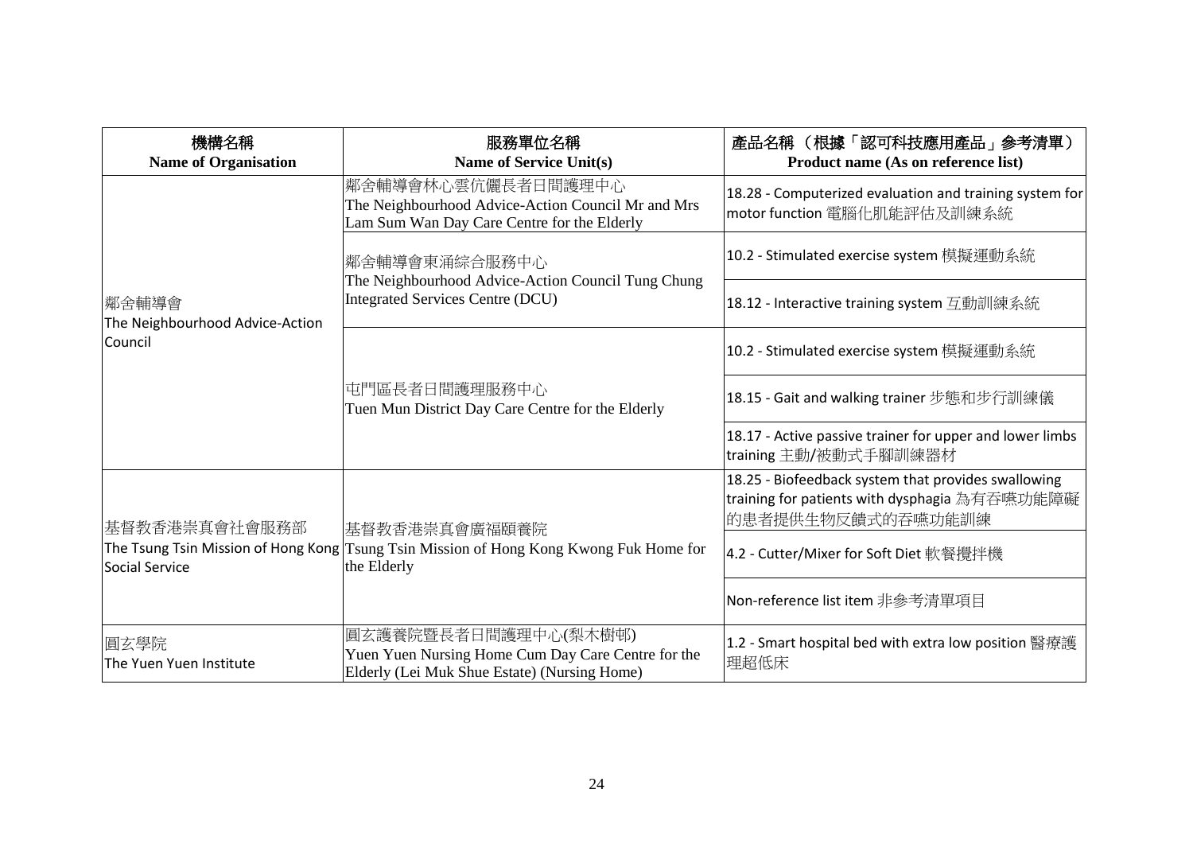| 機構名稱<br>**Name of Organisation** | 服務單位名稱<br>**Name of Service Unit(s)** | 產品名稱 （根據「認可科技應用產品」參考清單）<br>**Product name (As on reference list)** |
|---|---|---|
| 鄰舍輔導會<br>The Neighbourhood Advice-Action Council | 鄰舍輔導會林心雲伉儷長者日間護理中心<br>The Neighbourhood Advice-Action Council Mr and Mrs Lam Sum Wan Day Care Centre for the Elderly | 18.28 - Computerized evaluation and training system for motor function 電腦化肌能評估及訓練系統 |
| | 鄰舍輔導會東涌綜合服務中心<br>The Neighbourhood Advice-Action Council Tung Chung Integrated Services Centre (DCU) | 10.2 - Stimulated exercise system 模擬運動系統 |
| | | 18.12 - Interactive training system 互動訓練系統 |
| | 屯門區長者日間護理服務中心<br>Tuen Mun District Day Care Centre for the Elderly | 10.2 - Stimulated exercise system 模擬運動系統 |
| | | 18.15 - Gait and walking trainer 步態和步行訓練儀 |
| | | 18.17 - Active passive trainer for upper and lower limbs training 主動/被動式手腳訓練器材 |
| 基督教香港崇真會社會服務部<br>The Tsung Tsin Mission of Hong Kong Social Service | 基督教香港崇真會廣福頤養院<br>Tsung Tsin Mission of Hong Kong Kwong Fuk Home for the Elderly | 18.25 - Biofeedback system that provides swallowing training for patients with dysphagia 為有吞嚥功能障礙的患者提供生物反饋式的吞嚥功能訓練 |
| | | 4.2 - Cutter/Mixer for Soft Diet 軟餐攪拌機 |
| | | Non-reference list item 非參考清單項目 |
| 圓玄學院<br>The Yuen Yuen Institute | 圓玄護養院暨長者日間護理中心(梨木樹邨)<br>Yuen Yuen Nursing Home Cum Day Care Centre for the Elderly (Lei Muk Shue Estate) (Nursing Home) | 1.2 - Smart hospital bed with extra low position 醫療護理超低床 |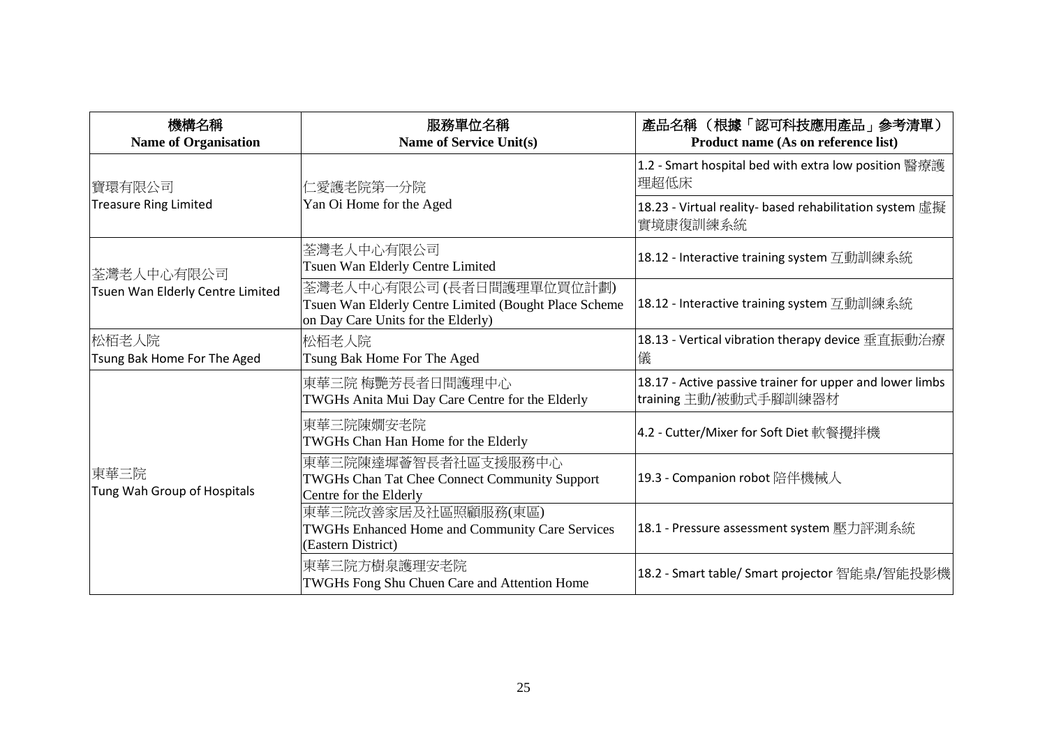| 機構名稱<br>**Name of Organisation** | 服務單位名稱<br>**Name of Service Unit(s)** | 產品名稱 （根據「認可科技應用產品」參考清單）<br>**Product name (As on reference list)** |
|---|---|---|
| 寶環有限公司<br>Treasure Ring Limited | 仁愛護老院第一分院<br>Yan Oi Home for the Aged | 1.2 - Smart hospital bed with extra low position 醫療護理超低床 |
| | | 18.23 - Virtual reality- based rehabilitation system 虛擬實境康復訓練系統 |
| 荃灣老人中心有限公司<br>Tsuen Wan Elderly Centre Limited | 荃灣老人中心有限公司<br>Tsuen Wan Elderly Centre Limited | 18.12 - Interactive training system 互動訓練系統 |
| | 荃灣老人中心有限公司 (長者日間護理單位買位計劃)<br>Tsuen Wan Elderly Centre Limited (Bought Place Scheme on Day Care Units for the Elderly) | 18.12 - Interactive training system 互動訓練系統 |
| 松栢老人院<br>Tsung Bak Home For The Aged | 松栢老人院<br>Tsung Bak Home For The Aged | 18.13 - Vertical vibration therapy device 垂直振動治療儀 |
| 東華三院<br>Tung Wah Group of Hospitals | 東華三院 梅艷芳長者日間護理中心<br>TWGHs Anita Mui Day Care Centre for the Elderly | 18.17 - Active passive trainer for upper and lower limbs training 主動/被動式手腳訓練器材 |
| | 東華三院陳嫻安老院<br>TWGHs Chan Han Home for the Elderly | 4.2 - Cutter/Mixer for Soft Diet 軟餐攪拌機 |
| | 東華三院陳達墀薈智長者社區支援服務中心<br>TWGHs Chan Tat Chee Connect Community Support Centre for the Elderly | 19.3 - Companion robot 陪伴機械人 |
| | 東華三院改善家居及社區照顧服務(東區)<br>TWGHs Enhanced Home and Community Care Services (Eastern District) | 18.1 - Pressure assessment system 壓力評測系統 |
| | 東華三院方樹泉護理安老院<br>TWGHs Fong Shu Chuen Care and Attention Home | 18.2 - Smart table/ Smart projector 智能桌/智能投影機 |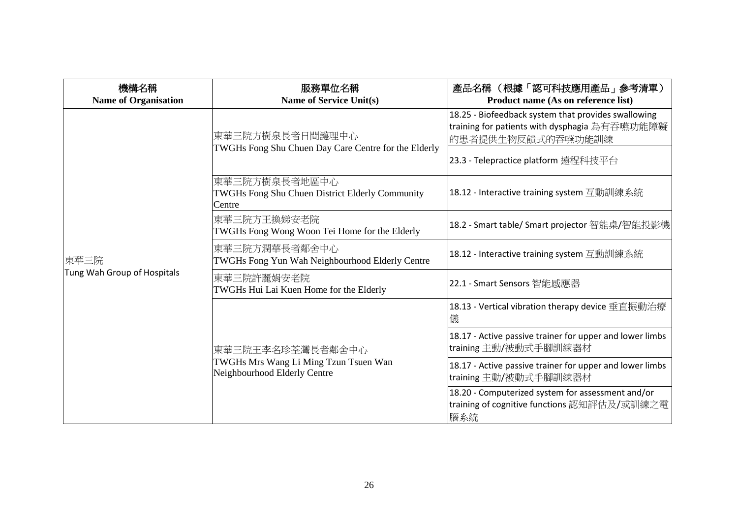| 機構名稱<br>Name of Organisation | 服務單位名稱<br>Name of Service Unit(s) | 產品名稱 （根據「認可科技應用產品」參考清單）<br>Product name (As on reference list) |
|---|---|---|
| 東華三院<br>Tung Wah Group of Hospitals | 東華三院方樹泉長者日間護理中心<br>TWGHs Fong Shu Chuen Day Care Centre for the Elderly | 18.25 - Biofeedback system that provides swallowing training for patients with dysphagia 為有吞嚥功能障礙的患者提供生物反饋式的吞嚥功能訓練 |
| | | 23.3 - Telepractice platform 遠程科技平台 |
| | 東華三院方樹泉長者地區中心<br>TWGHs Fong Shu Chuen District Elderly Community Centre | 18.12 - Interactive training system 互動訓練系統 |
| | 東華三院方王換娣安老院<br>TWGHs Fong Wong Woon Tei Home for the Elderly | 18.2 - Smart table/ Smart projector 智能桌/智能投影機 |
| | 東華三院方潤華長者鄰舍中心<br>TWGHs Fong Yun Wah Neighbourhood Elderly Centre | 18.12 - Interactive training system 互動訓練系統 |
| | 東華三院許麗娟安老院<br>TWGHs Hui Lai Kuen Home for the Elderly | 22.1 - Smart Sensors 智能感應器 |
| | 東華三院王李名珍荃灣長者鄰舍中心<br>TWGHs Mrs Wang Li Ming Tzun Tsuen Wan Neighbourhood Elderly Centre | 18.13 - Vertical vibration therapy device 垂直振動治療儀 |
| | | 18.17 - Active passive trainer for upper and lower limbs training 主動/被動式手腳訓練器材 |
| | | 18.17 - Active passive trainer for upper and lower limbs training 主動/被動式手腳訓練器材 |
| | | 18.20 - Computerized system for assessment and/or training of cognitive functions 認知評估及/或訓練之電腦系統 |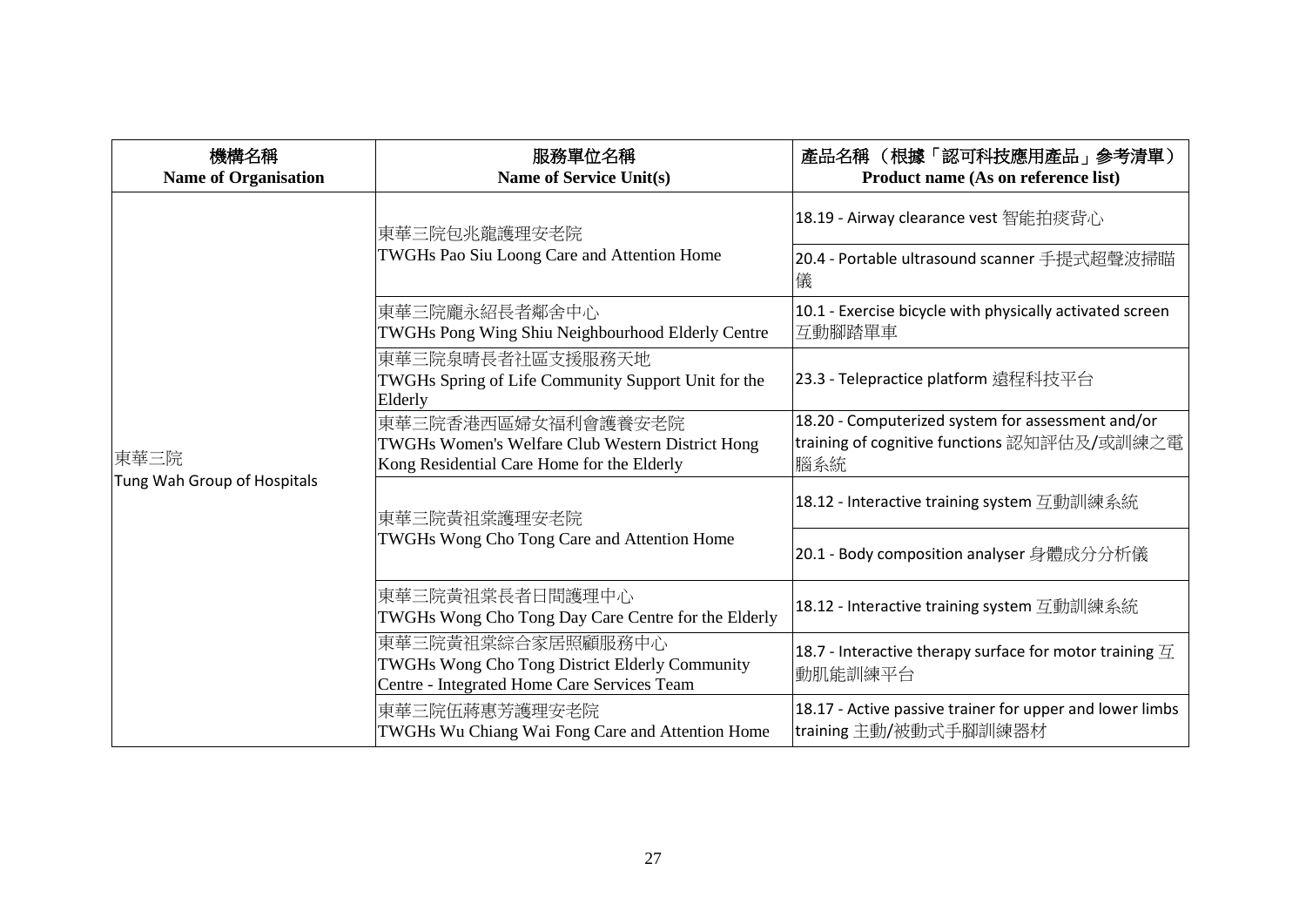| 機構名稱<br>Name of Organisation | 服務單位名稱<br>Name of Service Unit(s) | 產品名稱 （根據「認可科技應用產品」參考清單）<br>Product name (As on reference list) |
| --- | --- | --- |
| 東華三院<br>Tung Wah Group of Hospitals | 東華三院包兆龍護理安老院<br>TWGHs Pao Siu Loong Care and Attention Home | 18.19 - Airway clearance vest 智能拍痰背心 |
| | | 20.4 - Portable ultrasound scanner 手提式超聲波掃瞄儀 |
| | 東華三院龐永紹長者鄰舍中心<br>TWGHs Pong Wing Shiu Neighbourhood Elderly Centre | 10.1 - Exercise bicycle with physically activated screen 互動腳踏單車 |
| | 東華三院泉晴長者社區支援服務天地<br>TWGHs Spring of Life Community Support Unit for the Elderly | 23.3 - Telepractice platform 遠程科技平台 |
| | 東華三院香港西區婦女福利會護養安老院<br>TWGHs Women's Welfare Club Western District Hong Kong Residential Care Home for the Elderly | 18.20 - Computerized system for assessment and/or training of cognitive functions 認知評估及/或訓練之電腦系統 |
| | 東華三院黃祖棠護理安老院<br>TWGHs Wong Cho Tong Care and Attention Home | 18.12 - Interactive training system 互動訓練系統 |
| | | 20.1 - Body composition analyser 身體成分分析儀 |
| | 東華三院黃祖棠長者日間護理中心<br>TWGHs Wong Cho Tong Day Care Centre for the Elderly | 18.12 - Interactive training system 互動訓練系統 |
| | 東華三院黃祖棠綜合家居照顧服務中心<br>TWGHs Wong Cho Tong District Elderly Community Centre - Integrated Home Care Services Team | 18.7 - Interactive therapy surface for motor training 互動肌能訓練平台 |
| | 東華三院伍蔣惠芳護理安老院<br>TWGHs Wu Chiang Wai Fong Care and Attention Home | 18.17 - Active passive trainer for upper and lower limbs training 主動/被動式手腳訓練器材 |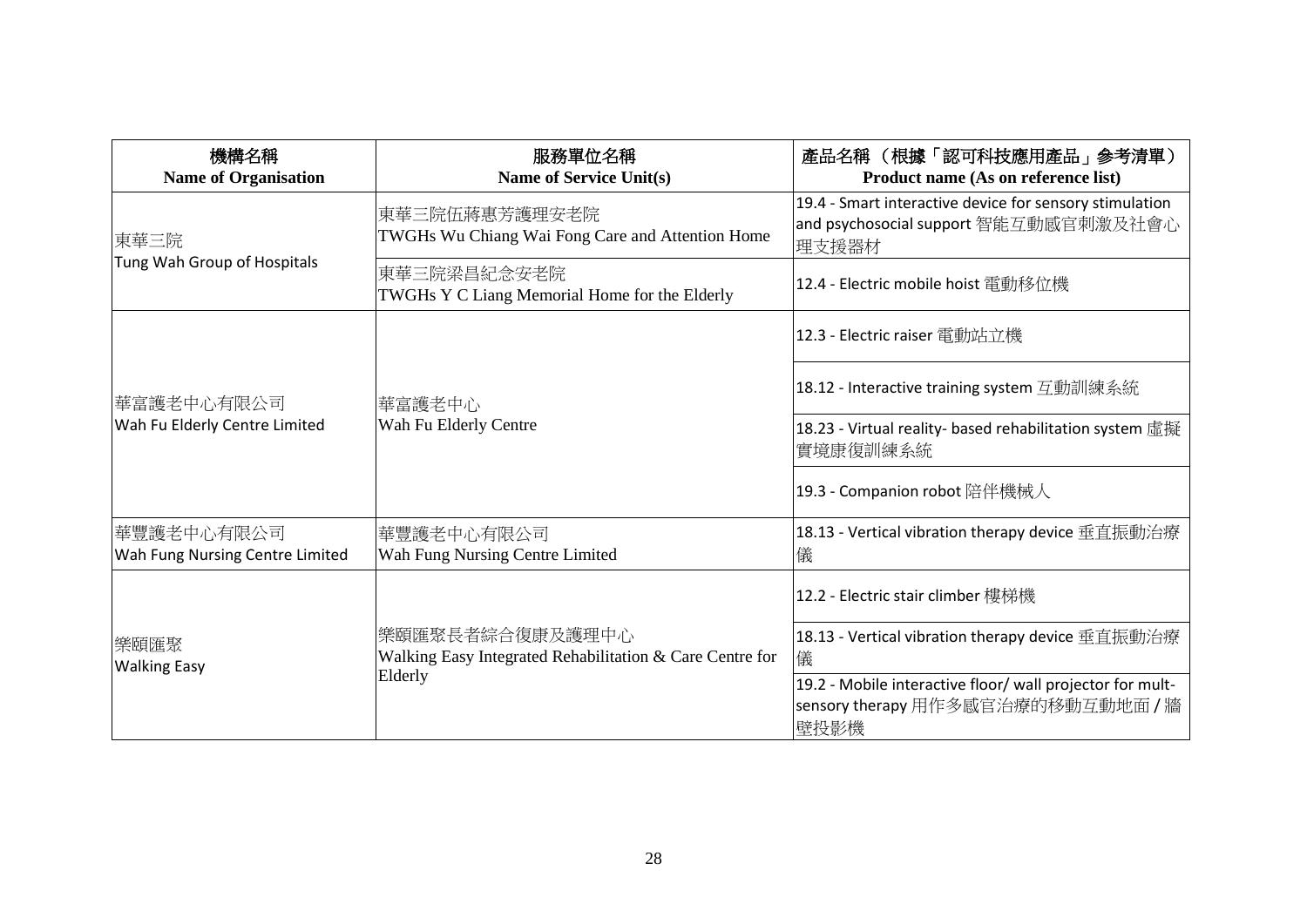| 機構名稱<br>**Name of Organisation** | 服務單位名稱<br>**Name of Service Unit(s)** | 產品名稱 （根據「認可科技應用產品」參考清單）<br>**Product name (As on reference list)** |
|---|---|---|
| 東華三院<br>Tung Wah Group of Hospitals | 東華三院伍蔣惠芳護理安老院<br>TWGHs Wu Chiang Wai Fong Care and Attention Home | 19.4 - Smart interactive device for sensory stimulation and psychosocial support 智能互動感官刺激及社會心理支援器材 |
| | 東華三院梁昌紀念安老院<br>TWGHs Y C Liang Memorial Home for the Elderly | 12.4 - Electric mobile hoist 電動移位機 |
| 華富護老中心有限公司<br>Wah Fu Elderly Centre Limited | 華富護老中心<br>Wah Fu Elderly Centre | 12.3 - Electric raiser 電動站立機 |
| | | 18.12 - Interactive training system 互動訓練系統 |
| | | 18.23 - Virtual reality- based rehabilitation system 虛擬實境康復訓練系統 |
| | | 19.3 - Companion robot 陪伴機械人 |
| 華豐護老中心有限公司<br>Wah Fung Nursing Centre Limited | 華豐護老中心有限公司<br>Wah Fung Nursing Centre Limited | 18.13 - Vertical vibration therapy device 垂直振動治療儀 |
| 樂頤匯聚<br>Walking Easy | 樂頤匯聚長者綜合復康及護理中心<br>Walking Easy Integrated Rehabilitation & Care Centre for Elderly | 12.2 - Electric stair climber 樓梯機 |
| | | 18.13 - Vertical vibration therapy device 垂直振動治療儀 |
| | | 19.2 - Mobile interactive floor/ wall projector for mult-sensory therapy 用作多感官治療的移動互動地面 / 牆壁投影機 |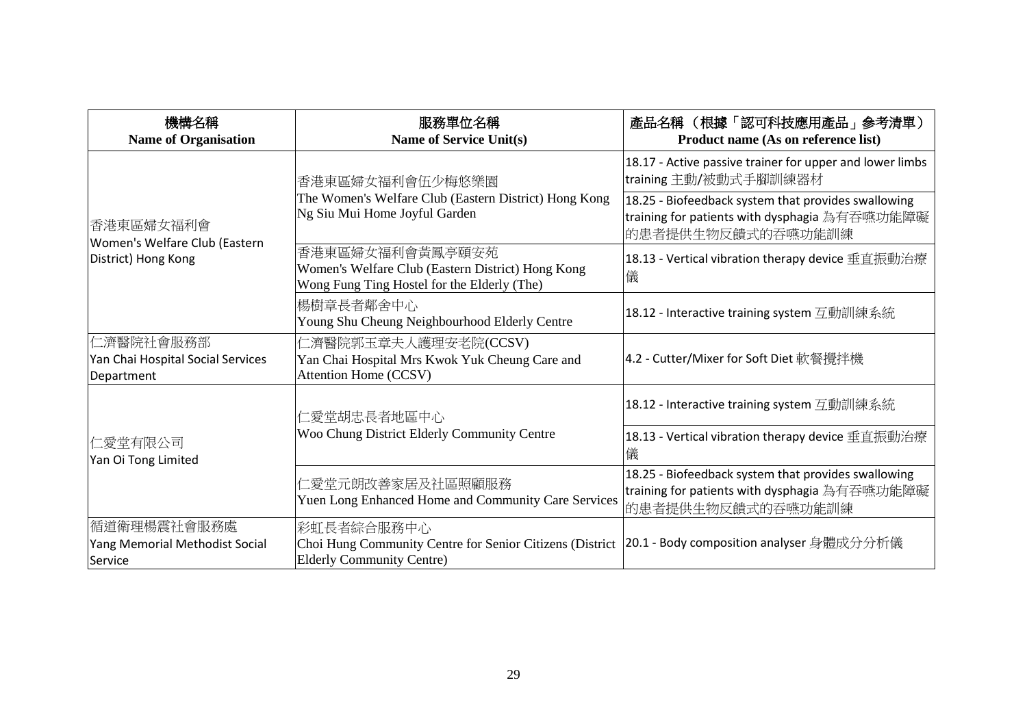| 機構名稱<br>**Name of Organisation** | 服務單位名稱<br>**Name of Service Unit(s)** | 產品名稱 （根據「認可科技應用產品」參考清單）<br>**Product name (As on reference list)** |
|---|---|---|
| 香港東區婦女福利會<br>Women's Welfare Club (Eastern District) Hong Kong | 香港東區婦女福利會伍少梅悠樂園<br>The Women's Welfare Club (Eastern District) Hong Kong Ng Siu Mui Home Joyful Garden | 18.17 - Active passive trainer for upper and lower limbs training 主動/被動式手腳訓練器材 |
| | | 18.25 - Biofeedback system that provides swallowing training for patients with dysphagia 為有吞嚥功能障礙的患者提供生物反饋式的吞嚥功能訓練 |
| | 香港東區婦女福利會黃鳳亭頤安苑<br>Women's Welfare Club (Eastern District) Hong Kong Wong Fung Ting Hostel for the Elderly (The) | 18.13 - Vertical vibration therapy device 垂直振動治療儀 |
| | 楊樹章長者鄰舍中心<br>Young Shu Cheung Neighbourhood Elderly Centre | 18.12 - Interactive training system 互動訓練系統 |
| 仁濟醫院社會服務部<br>Yan Chai Hospital Social Services Department | 仁濟醫院郭玉章夫人護理安老院(CCSV)<br>Yan Chai Hospital Mrs Kwok Yuk Cheung Care and Attention Home (CCSV) | 4.2 - Cutter/Mixer for Soft Diet 軟餐攪拌機 |
| 仁愛堂有限公司<br>Yan Oi Tong Limited | 仁愛堂胡忠長者地區中心<br>Woo Chung District Elderly Community Centre | 18.12 - Interactive training system 互動訓練系統 |
| | | 18.13 - Vertical vibration therapy device 垂直振動治療儀 |
| | 仁愛堂元朗改善家居及社區照顧服務<br>Yuen Long Enhanced Home and Community Care Services | 18.25 - Biofeedback system that provides swallowing training for patients with dysphagia 為有吞嚥功能障礙的患者提供生物反饋式的吞嚥功能訓練 |
| 循道衛理楊震社會服務處<br>Yang Memorial Methodist Social Service | 彩虹長者綜合服務中心<br>Choi Hung Community Centre for Senior Citizens (District Elderly Community Centre) | 20.1 - Body composition analyser 身體成分分析儀 |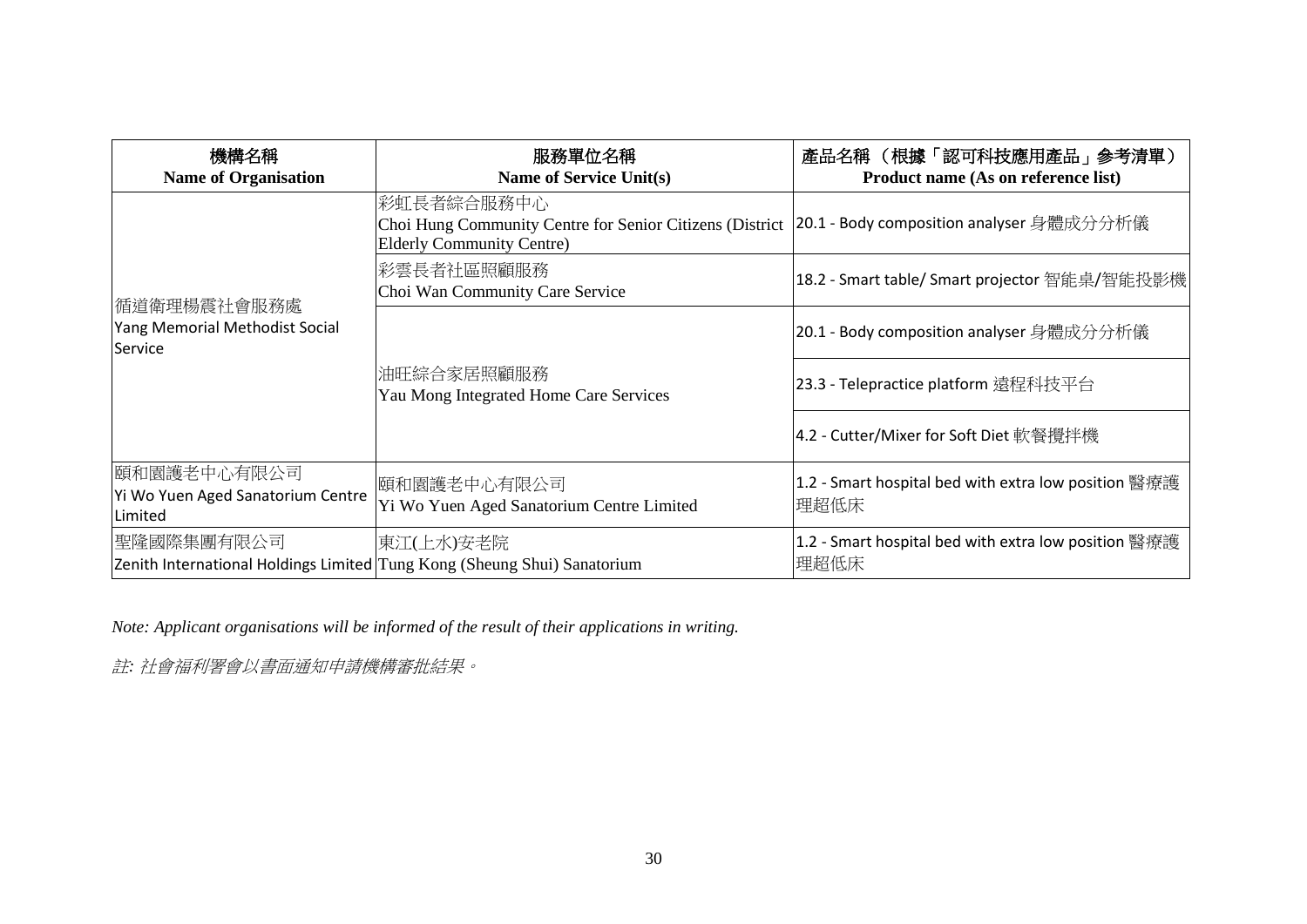| 機構名稱<br>**Name of Organisation** | 服務單位名稱<br>**Name of Service Unit(s)** | 產品名稱 （根據「認可科技應用產品」參考清單）<br>**Product name (As on reference list)** |
|---|---|---|
| 循道衛理楊震社會服務處<br>Yang Memorial Methodist Social Service | 彩虹長者綜合服務中心<br>Choi Hung Community Centre for Senior Citizens (District Elderly Community Centre) | 20.1 - Body composition analyser 身體成分分析儀 |
| | 彩雲長者社區照顧服務<br>Choi Wan Community Care Service | 18.2 - Smart table/ Smart projector 智能桌/智能投影機 |
| | 油旺綜合家居照顧服務<br>Yau Mong Integrated Home Care Services | 20.1 - Body composition analyser 身體成分分析儀 |
| | | 23.3 - Telepractice platform 遠程科技平台 |
| | | 4.2 - Cutter/Mixer for Soft Diet 軟餐攪拌機 |
| 頤和園護老中心有限公司<br>Yi Wo Yuen Aged Sanatorium Centre Limited | 頤和園護老中心有限公司<br>Yi Wo Yuen Aged Sanatorium Centre Limited | 1.2 - Smart hospital bed with extra low position 醫療護理超低床 |
| 聖隆國際集團有限公司<br>Zenith International Holdings Limited | 東江(上水)安老院<br>Tung Kong (Sheung Shui) Sanatorium | 1.2 - Smart hospital bed with extra low position 醫療護理超低床 |

*Note: Applicant organisations will be informed of the result of their applications in writing.*

*註: 社會福利署會以書面通知申請機構審批結果。*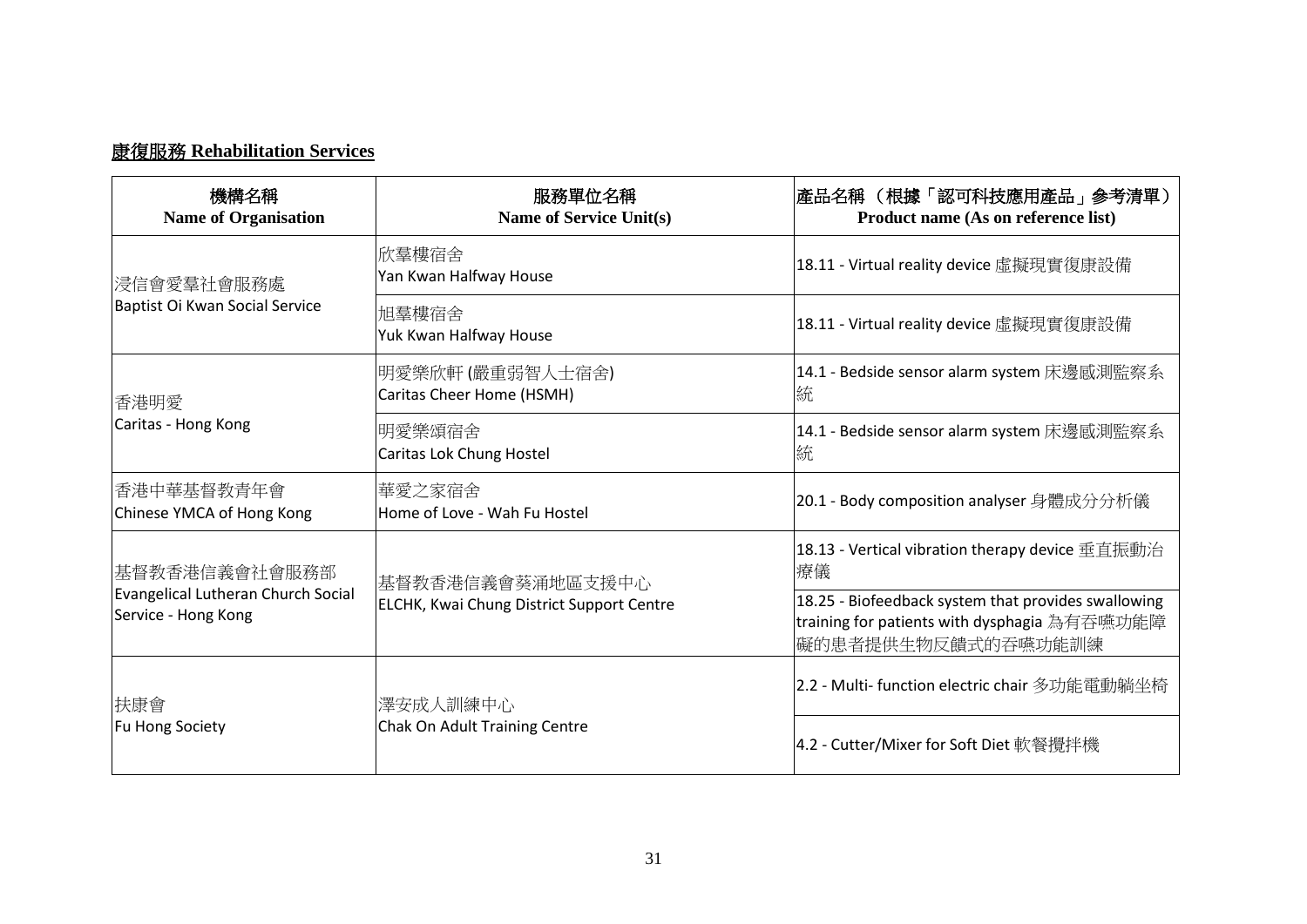**康復服務 Rehabilitation Services**

| 機構名稱<br>Name of Organisation | 服務單位名稱<br>Name of Service Unit(s) | 產品名稱 （根據「認可科技應用產品」參考清單）<br>Product name (As on reference list) |
|---|---|---|
| 浸信會愛羣社會服務處<br>Baptist Oi Kwan Social Service | 欣羣樓宿舍<br>Yan Kwan Halfway House | 18.11 - Virtual reality device 虛擬現實復康設備 |
| | 旭羣樓宿舍<br>Yuk Kwan Halfway House | 18.11 - Virtual reality device 虛擬現實復康設備 |
| 香港明愛<br>Caritas - Hong Kong | 明愛樂欣軒 (嚴重弱智人士宿舍)<br>Caritas Cheer Home (HSMH) | 14.1 - Bedside sensor alarm system 床邊感測監察系統 |
| | 明愛樂頌宿舍<br>Caritas Lok Chung Hostel | 14.1 - Bedside sensor alarm system 床邊感測監察系統 |
| 香港中華基督教青年會<br>Chinese YMCA of Hong Kong | 華愛之家宿舍<br>Home of Love - Wah Fu Hostel | 20.1 - Body composition analyser 身體成分分析儀 |
| 基督教香港信義會社會服務部<br>Evangelical Lutheran Church Social Service - Hong Kong | 基督教香港信義會葵涌地區支援中心<br>ELCHK, Kwai Chung District Support Centre | 18.13 - Vertical vibration therapy device 垂直振動治療儀 |
| | | 18.25 - Biofeedback system that provides swallowing training for patients with dysphagia 為有吞嚥功能障礙的患者提供生物反饋式的吞嚥功能訓練 |
| 扶康會<br>Fu Hong Society | 澤安成人訓練中心<br>Chak On Adult Training Centre | 2.2 - Multi- function electric chair 多功能電動躺坐椅 |
| | | 4.2 - Cutter/Mixer for Soft Diet 軟餐攪拌機 |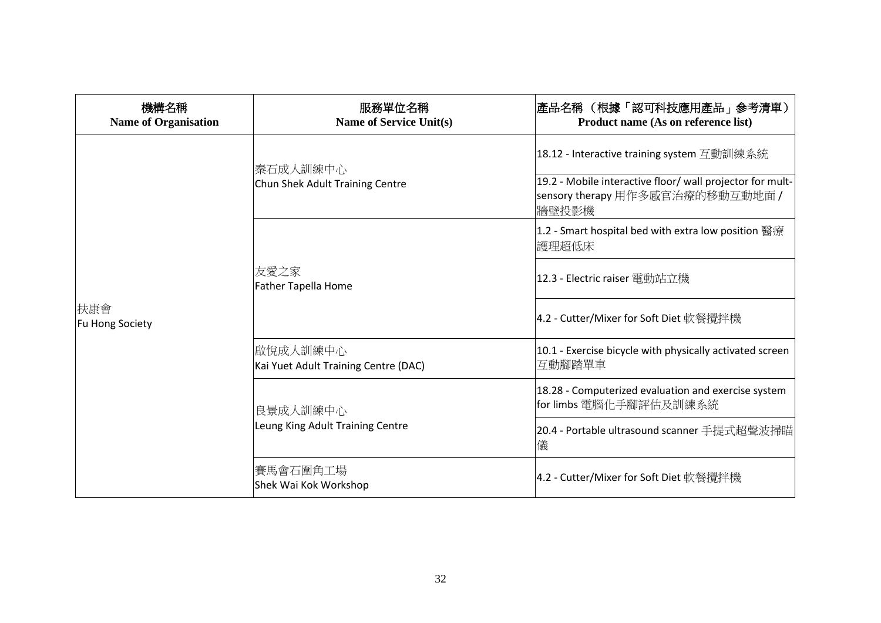| 機構名稱<br>Name of Organisation | 服務單位名稱<br>Name of Service Unit(s) | 產品名稱 （根據「認可科技應用產品」參考清單）<br>Product name (As on reference list) |
|---|---|---|
| 扶康會<br>Fu Hong Society | 秦石成人訓練中心<br>Chun Shek Adult Training Centre | 18.12 - Interactive training system 互動訓練系統 |
| | | 19.2 - Mobile interactive floor/ wall projector for mult-sensory therapy 用作多感官治療的移動互動地面 / 牆壁投影機 |
| | 友愛之家<br>Father Tapella Home | 1.2 - Smart hospital bed with extra low position 醫療護理超低床 |
| | | 12.3 - Electric raiser 電動站立機 |
| | | 4.2 - Cutter/Mixer for Soft Diet 軟餐攪拌機 |
| | 啟悅成人訓練中心<br>Kai Yuet Adult Training Centre (DAC) | 10.1 - Exercise bicycle with physically activated screen 互動腳踏單車 |
| | 良景成人訓練中心<br>Leung King Adult Training Centre | 18.28 - Computerized evaluation and exercise system for limbs 電腦化手腳評估及訓練系統 |
| | | 20.4 - Portable ultrasound scanner 手提式超聲波掃瞄儀 |
| | 賽馬會石圍角工場<br>Shek Wai Kok Workshop | 4.2 - Cutter/Mixer for Soft Diet 軟餐攪拌機 |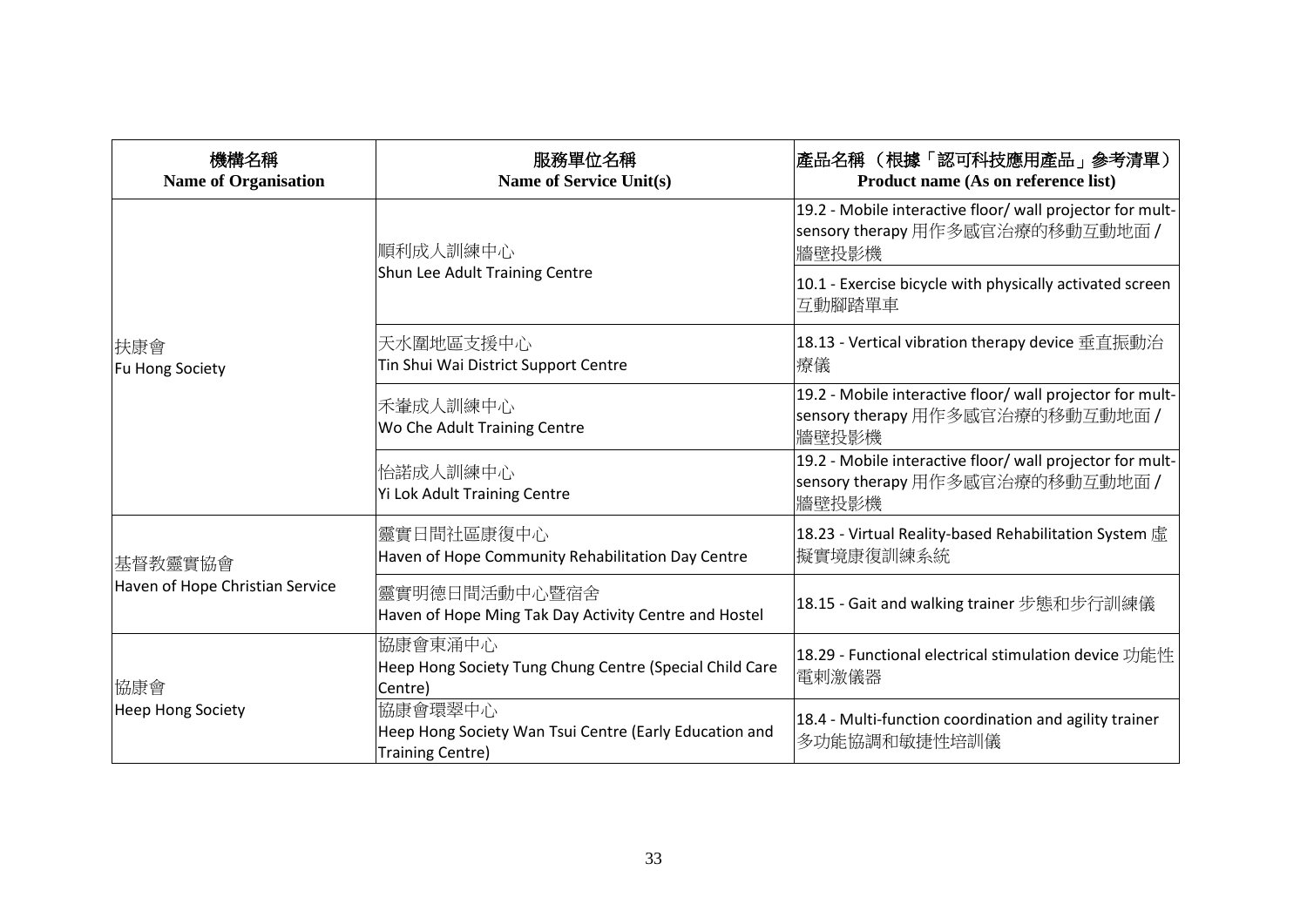| 機構名稱<br>Name of Organisation | 服務單位名稱<br>Name of Service Unit(s) | 產品名稱 （根據「認可科技應用產品」參考清單）<br>Product name (As on reference list) |
|---|---|---|
| 扶康會<br>Fu Hong Society | 順利成人訓練中心<br>Shun Lee Adult Training Centre | 19.2 - Mobile interactive floor/ wall projector for mult-sensory therapy 用作多感官治療的移動互動地面 / 牆壁投影機 |
| | | 10.1 - Exercise bicycle with physically activated screen 互動腳踏單車 |
| | 天水圍地區支援中心<br>Tin Shui Wai District Support Centre | 18.13 - Vertical vibration therapy device 垂直振動治療儀 |
| | 禾輋成人訓練中心<br>Wo Che Adult Training Centre | 19.2 - Mobile interactive floor/ wall projector for mult-sensory therapy 用作多感官治療的移動互動地面 / 牆壁投影機 |
| | 怡諾成人訓練中心<br>Yi Lok Adult Training Centre | 19.2 - Mobile interactive floor/ wall projector for mult-sensory therapy 用作多感官治療的移動互動地面 / 牆壁投影機 |
| 基督教靈實協會<br>Haven of Hope Christian Service | 靈實日間社區康復中心<br>Haven of Hope Community Rehabilitation Day Centre | 18.23 - Virtual Reality-based Rehabilitation System 虛擬實境康復訓練系統 |
| | 靈實明德日間活動中心暨宿舍<br>Haven of Hope Ming Tak Day Activity Centre and Hostel | 18.15 - Gait and walking trainer 步態和步行訓練儀 |
| 協康會<br>Heep Hong Society | 協康會東涌中心<br>Heep Hong Society Tung Chung Centre (Special Child Care Centre) | 18.29 - Functional electrical stimulation device 功能性電刺激儀器 |
| | 協康會環翠中心<br>Heep Hong Society Wan Tsui Centre (Early Education and Training Centre) | 18.4 - Multi-function coordination and agility trainer 多功能協調和敏捷性培訓儀 |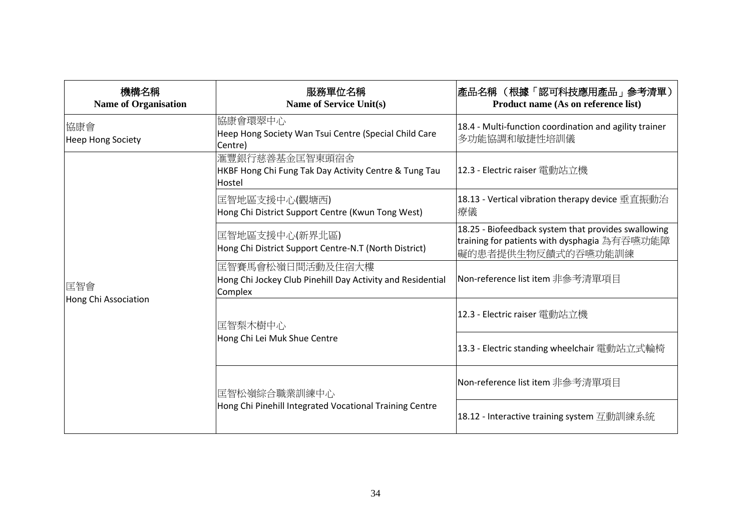| 機構名稱<br>**Name of Organisation** | 服務單位名稱<br>**Name of Service Unit(s)** | 產品名稱 （根據「認可科技應用產品」參考清單）<br>**Product name (As on reference list)** |
|---|---|---|
| 協康會<br>Heep Hong Society | 協康會環翠中心<br>Heep Hong Society Wan Tsui Centre (Special Child Care Centre) | 18.4 - Multi-function coordination and agility trainer 多功能協調和敏捷性培訓儀 |
| 匡智會<br>Hong Chi Association | 滙豐銀行慈善基金匡智東頭宿舍<br>HKBF Hong Chi Fung Tak Day Activity Centre & Tung Tau Hostel | 12.3 - Electric raiser 電動站立機 |
| | 匡智地區支援中心(觀塘西)<br>Hong Chi District Support Centre (Kwun Tong West) | 18.13 - Vertical vibration therapy device 垂直振動治療儀 |
| | 匡智地區支援中心(新界北區)<br>Hong Chi District Support Centre-N.T (North District) | 18.25 - Biofeedback system that provides swallowing training for patients with dysphagia 為有吞嚥功能障礙的患者提供生物反饋式的吞嚥功能訓練 |
| | 匡智賽馬會松嶺日間活動及住宿大樓<br>Hong Chi Jockey Club Pinehill Day Activity and Residential Complex | Non-reference list item 非參考清單項目 |
| | 匡智梨木樹中心<br>Hong Chi Lei Muk Shue Centre | 12.3 - Electric raiser 電動站立機 |
| | | 13.3 - Electric standing wheelchair 電動站立式輪椅 |
| | 匡智松嶺綜合職業訓練中心<br>Hong Chi Pinehill Integrated Vocational Training Centre | Non-reference list item 非參考清單項目 |
| | | 18.12 - Interactive training system 互動訓練系統 |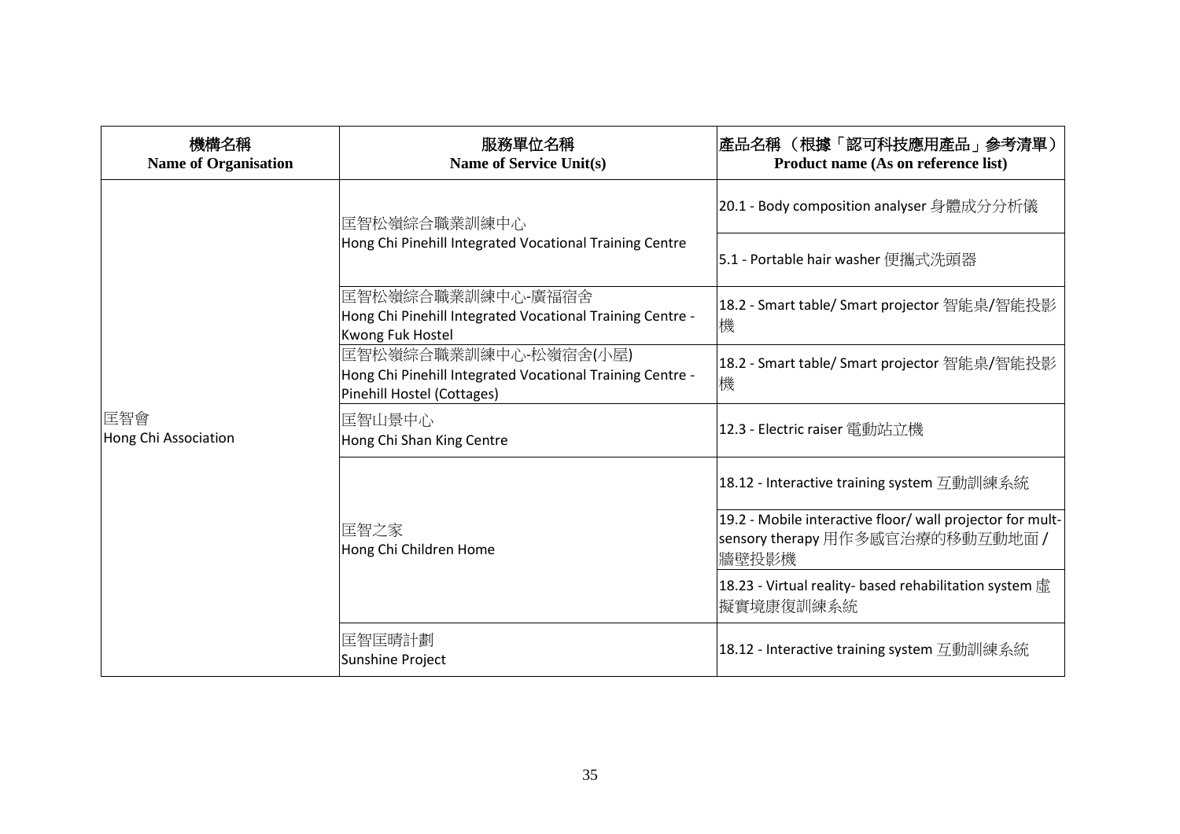| 機構名稱<br>**Name of Organisation** | 服務單位名稱<br>**Name of Service Unit(s)** | 產品名稱 （根據「認可科技應用產品」參考清單）<br>**Product name (As on reference list)** |
|---|---|---|
| 匡智會<br>Hong Chi Association | 匡智松嶺綜合職業訓練中心<br>Hong Chi Pinehill Integrated Vocational Training Centre | 20.1 - Body composition analyser 身體成分分析儀 |
| | | 5.1 - Portable hair washer 便攜式洗頭器 |
| | 匡智松嶺綜合職業訓練中心-廣福宿舍<br>Hong Chi Pinehill Integrated Vocational Training Centre - Kwong Fuk Hostel | 18.2 - Smart table/ Smart projector 智能桌/智能投影機 |
| | 匡智松嶺綜合職業訓練中心-松嶺宿舍(小屋)<br>Hong Chi Pinehill Integrated Vocational Training Centre - Pinehill Hostel (Cottages) | 18.2 - Smart table/ Smart projector 智能桌/智能投影機 |
| | 匡智山景中心<br>Hong Chi Shan King Centre | 12.3 - Electric raiser 電動站立機 |
| | 匡智之家<br>Hong Chi Children Home | 18.12 - Interactive training system 互動訓練系統 |
| | | 19.2 - Mobile interactive floor/ wall projector for mult-sensory therapy 用作多感官治療的移動互動地面 / 牆壁投影機 |
| | | 18.23 - Virtual reality- based rehabilitation system 虛擬實境康復訓練系統 |
| | 匡智匡晴計劃<br>Sunshine Project | 18.12 - Interactive training system 互動訓練系統 |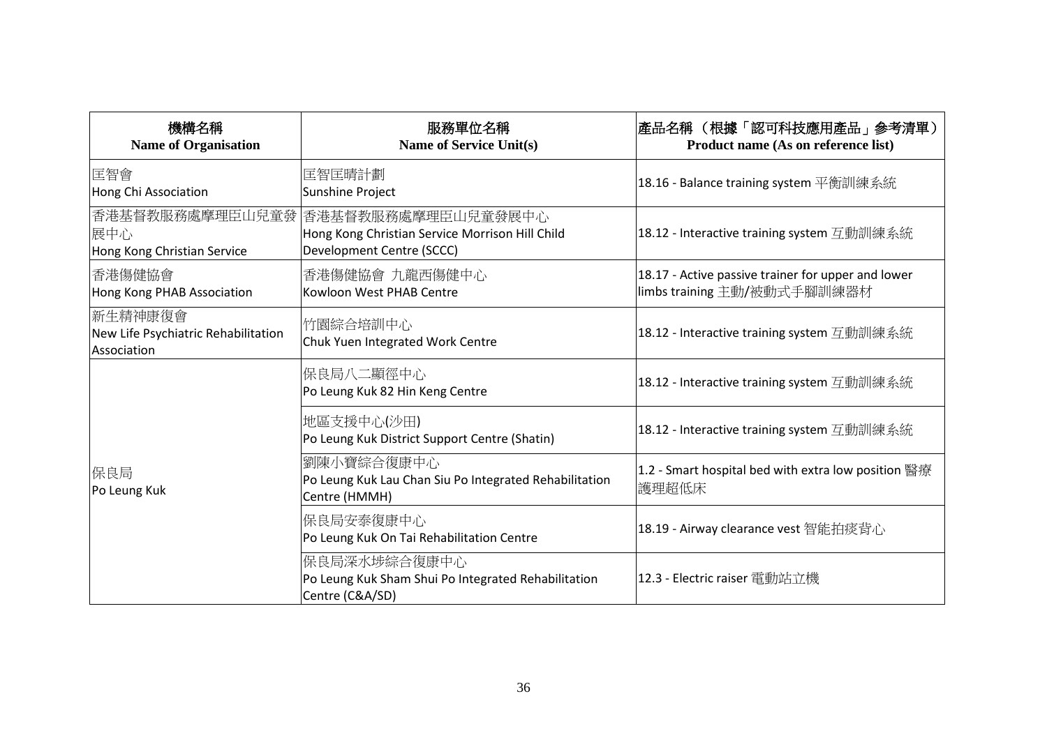| 機構名稱<br>**Name of Organisation** | 服務單位名稱<br>**Name of Service Unit(s)** | 產品名稱 （根據「認可科技應用產品」參考清單）<br>**Product name (As on reference list)** |
|---|---|---|
| 匡智會<br>Hong Chi Association | 匡智匡晴計劃<br>Sunshine Project | 18.16 - Balance training system 平衡訓練系統 |
| 香港基督教服務處摩理臣山兒童發展中心<br>Hong Kong Christian Service | 香港基督教服務處摩理臣山兒童發展中心<br>Hong Kong Christian Service Morrison Hill Child Development Centre (SCCC) | 18.12 - Interactive training system 互動訓練系統 |
| 香港傷健協會<br>Hong Kong PHAB Association | 香港傷健協會 九龍西傷健中心<br>Kowloon West PHAB Centre | 18.17 - Active passive trainer for upper and lower limbs training 主動/被動式手腳訓練器材 |
| 新生精神康復會<br>New Life Psychiatric Rehabilitation Association | 竹園綜合培訓中心<br>Chuk Yuen Integrated Work Centre | 18.12 - Interactive training system 互動訓練系統 |
| 保良局<br>Po Leung Kuk | 保良局八二顯徑中心<br>Po Leung Kuk 82 Hin Keng Centre | 18.12 - Interactive training system 互動訓練系統 |
| | 地區支援中心(沙田)<br>Po Leung Kuk District Support Centre (Shatin) | 18.12 - Interactive training system 互動訓練系統 |
| | 劉陳小寶綜合復康中心<br>Po Leung Kuk Lau Chan Siu Po Integrated Rehabilitation Centre (HMMH) | 1.2 - Smart hospital bed with extra low position 醫療護理超低床 |
| | 保良局安泰復康中心<br>Po Leung Kuk On Tai Rehabilitation Centre | 18.19 - Airway clearance vest 智能拍痰背心 |
| | 保良局深水埗綜合復康中心<br>Po Leung Kuk Sham Shui Po Integrated Rehabilitation Centre (C&A/SD) | 12.3 - Electric raiser 電動站立機 |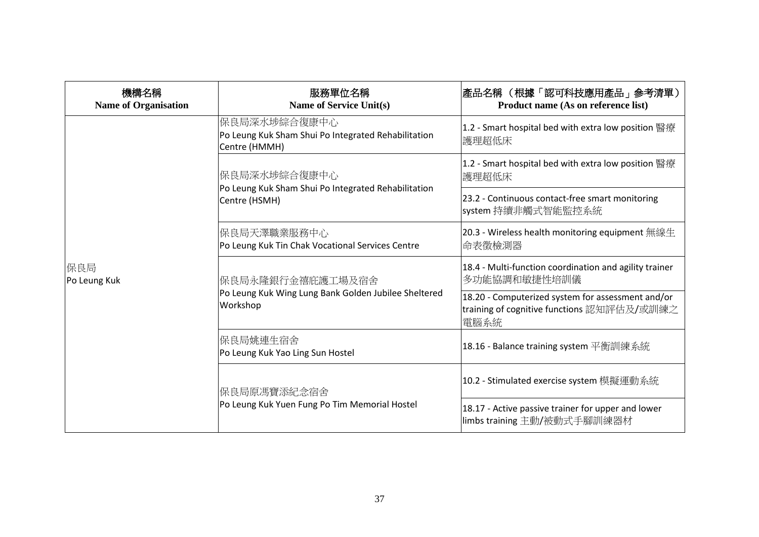| 機構名稱<br>**Name of Organisation** | 服務單位名稱<br>**Name of Service Unit(s)** | 產品名稱 （根據「認可科技應用產品」參考清單）<br>**Product name (As on reference list)** |
|---|---|---|
| 保良局<br>Po Leung Kuk | 保良局深水埗綜合復康中心<br>Po Leung Kuk Sham Shui Po Integrated Rehabilitation Centre (HMMH) | 1.2 - Smart hospital bed with extra low position 醫療護理超低床 |
| | 保良局深水埗綜合復康中心<br>Po Leung Kuk Sham Shui Po Integrated Rehabilitation Centre (HSMH) | 1.2 - Smart hospital bed with extra low position 醫療護理超低床 |
| | | 23.2 - Continuous contact-free smart monitoring system 持續非觸式智能監控系統 |
| | 保良局天澤職業服務中心<br>Po Leung Kuk Tin Chak Vocational Services Centre | 20.3 - Wireless health monitoring equipment 無線生命表徵檢測器 |
| | 保良局永隆銀行金禧庇護工場及宿舍<br>Po Leung Kuk Wing Lung Bank Golden Jubilee Sheltered Workshop | 18.4 - Multi-function coordination and agility trainer 多功能協調和敏捷性培訓儀 |
| | | 18.20 - Computerized system for assessment and/or training of cognitive functions 認知評估及/或訓練之電腦系統 |
| | 保良局姚連生宿舍<br>Po Leung Kuk Yao Ling Sun Hostel | 18.16 - Balance training system 平衡訓練系統 |
| | 保良局原馮寶添紀念宿舍<br>Po Leung Kuk Yuen Fung Po Tim Memorial Hostel | 10.2 - Stimulated exercise system 模擬運動系統 |
| | | 18.17 - Active passive trainer for upper and lower limbs training 主動/被動式手腳訓練器材 |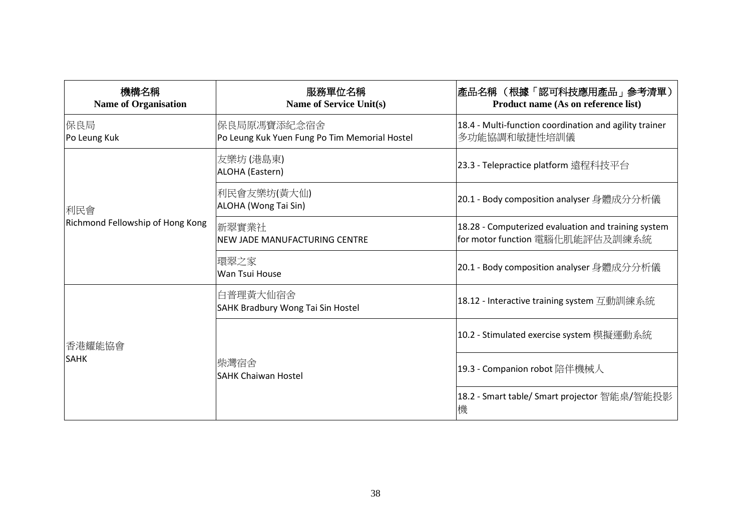| 機構名稱<br>**Name of Organisation** | 服務單位名稱<br>**Name of Service Unit(s)** | 產品名稱 （根據「認可科技應用產品」參考清單）<br>**Product name (As on reference list)** |
|---|---|---|
| 保良局<br>Po Leung Kuk | 保良局原馮寶添紀念宿舍<br>Po Leung Kuk Yuen Fung Po Tim Memorial Hostel | 18.4 - Multi-function coordination and agility trainer 多功能協調和敏捷性培訓儀 |
| 利民會<br>Richmond Fellowship of Hong Kong | 友樂坊 (港島東)<br>ALOHA (Eastern) | 23.3 - Telepractice platform 遠程科技平台 |
| | 利民會友樂坊(黃大仙)<br>ALOHA (Wong Tai Sin) | 20.1 - Body composition analyser 身體成分分析儀 |
| | 新翠實業社<br>NEW JADE MANUFACTURING CENTRE | 18.28 - Computerized evaluation and training system for motor function 電腦化肌能評估及訓練系統 |
| | 環翠之家<br>Wan Tsui House | 20.1 - Body composition analyser 身體成分分析儀 |
| 香港耀能協會<br>SAHK | 白普理黃大仙宿舍<br>SAHK Bradbury Wong Tai Sin Hostel | 18.12 - Interactive training system 互動訓練系統 |
| | 柴灣宿舍<br>SAHK Chaiwan Hostel | 10.2 - Stimulated exercise system 模擬運動系統 |
| | | 19.3 - Companion robot 陪伴機械人 |
| | | 18.2 - Smart table/ Smart projector 智能桌/智能投影機 |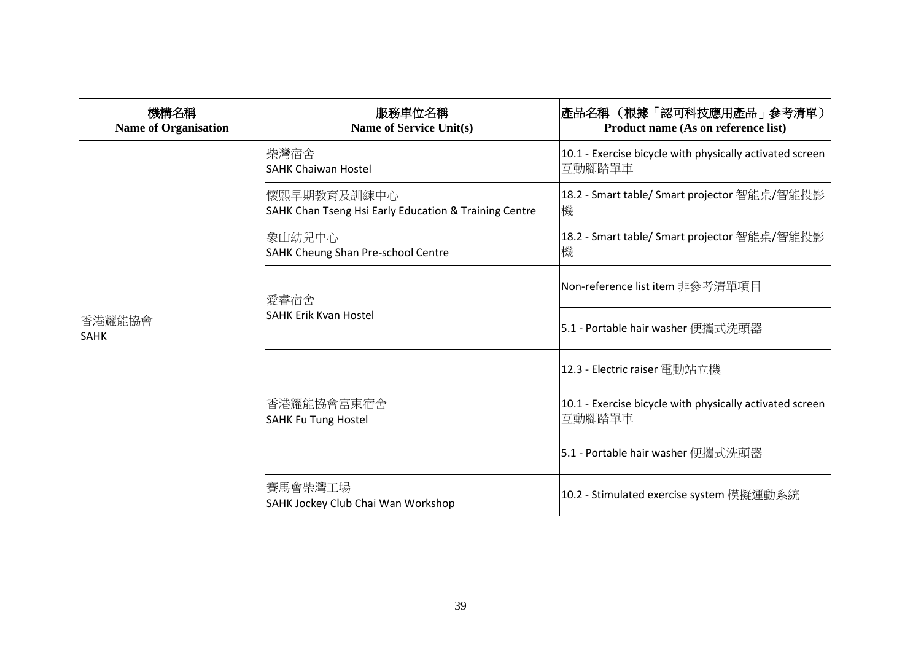| 機構名稱<br>Name of Organisation | 服務單位名稱<br>Name of Service Unit(s) | 產品名稱 （根據「認可科技應用產品」參考清單）<br>Product name (As on reference list) |
|---|---|---|
| 香港耀能協會<br>SAHK | 柴灣宿舍<br>SAHK Chaiwan Hostel | 10.1 - Exercise bicycle with physically activated screen 互動腳踏單車 |
| | 懷熙早期教育及訓練中心<br>SAHK Chan Tseng Hsi Early Education & Training Centre | 18.2 - Smart table/ Smart projector 智能桌/智能投影機 |
| | 象山幼兒中心<br>SAHK Cheung Shan Pre-school Centre | 18.2 - Smart table/ Smart projector 智能桌/智能投影機 |
| | 愛睿宿舍<br>SAHK Erik Kvan Hostel | Non-reference list item 非參考清單項目 |
| | | 5.1 - Portable hair washer 便攜式洗頭器 |
| | 香港耀能協會富東宿舍<br>SAHK Fu Tung Hostel | 12.3 - Electric raiser 電動站立機 |
| | | 10.1 - Exercise bicycle with physically activated screen 互動腳踏單車 |
| | | 5.1 - Portable hair washer 便攜式洗頭器 |
| | 賽馬會柴灣工場<br>SAHK Jockey Club Chai Wan Workshop | 10.2 - Stimulated exercise system 模擬運動系統 |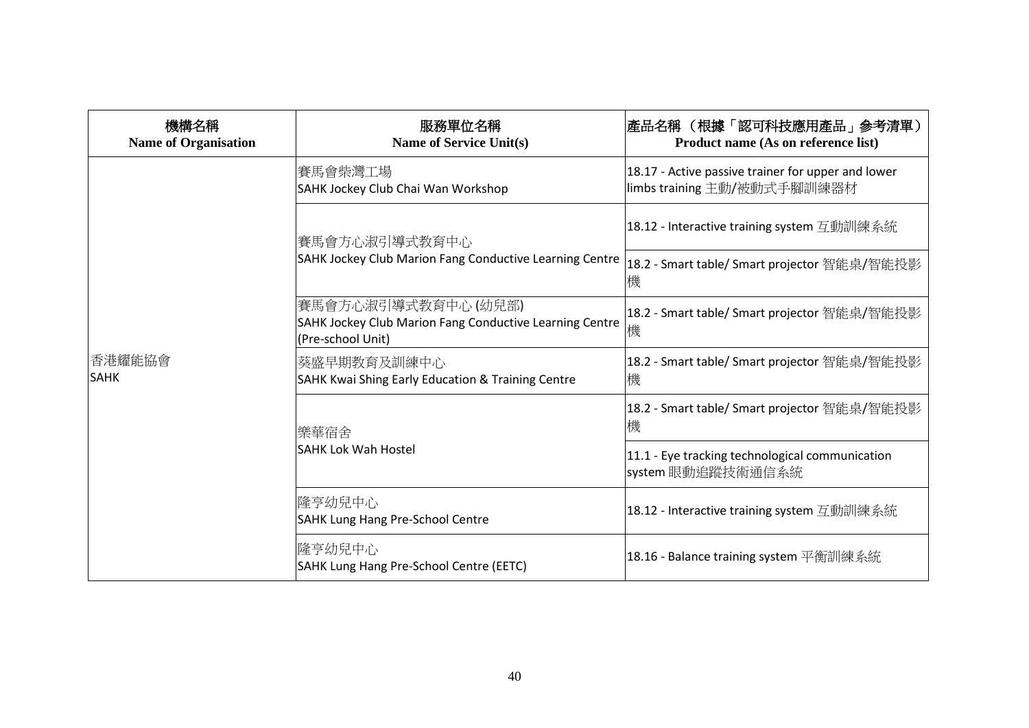| 機構名稱<br>**Name of Organisation** | 服務單位名稱<br>**Name of Service Unit(s)** | 產品名稱 （根據「認可科技應用產品」參考清單）<br>**Product name (As on reference list)** |
|---|---|---|
| 香港耀能協會<br>SAHK | 賽馬會柴灣工場<br>SAHK Jockey Club Chai Wan Workshop | 18.17 - Active passive trainer for upper and lower limbs training 主動/被動式手腳訓練器材 |
| | 賽馬會方心淑引導式教育中心<br>SAHK Jockey Club Marion Fang Conductive Learning Centre | 18.12 - Interactive training system 互動訓練系統 |
| | | 18.2 - Smart table/ Smart projector 智能桌/智能投影機 |
| | 賽馬會方心淑引導式教育中心 (幼兒部)<br>SAHK Jockey Club Marion Fang Conductive Learning Centre (Pre-school Unit) | 18.2 - Smart table/ Smart projector 智能桌/智能投影機 |
| | 葵盛早期教育及訓練中心<br>SAHK Kwai Shing Early Education & Training Centre | 18.2 - Smart table/ Smart projector 智能桌/智能投影機 |
| | 樂華宿舍<br>SAHK Lok Wah Hostel | 18.2 - Smart table/ Smart projector 智能桌/智能投影機 |
| | | 11.1 - Eye tracking technological communication system 眼動追蹤技術通信系統 |
| | 隆亨幼兒中心<br>SAHK Lung Hang Pre-School Centre | 18.12 - Interactive training system 互動訓練系統 |
| | 隆亨幼兒中心<br>SAHK Lung Hang Pre-School Centre (EETC) | 18.16 - Balance training system 平衡訓練系統 |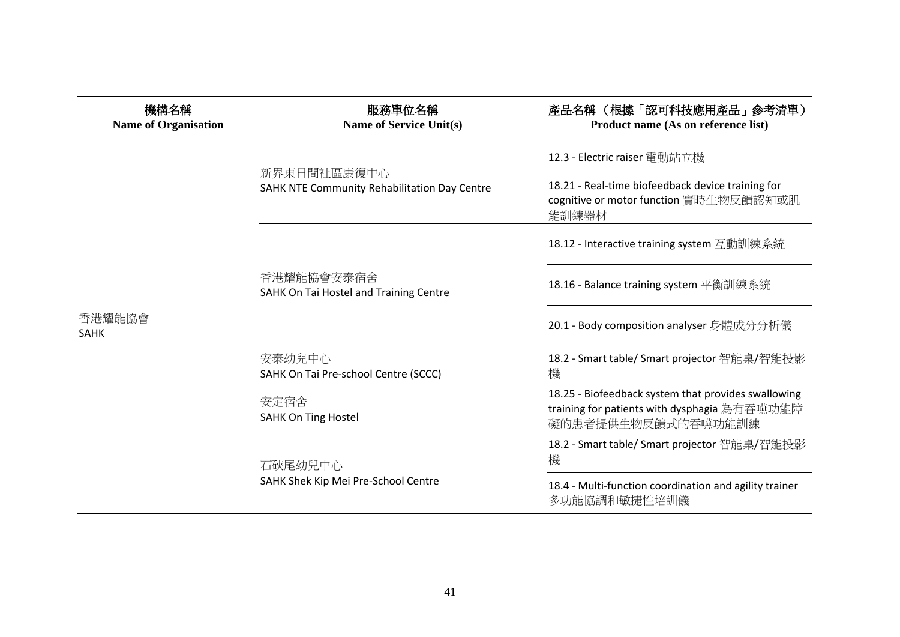| 機構名稱<br>**Name of Organisation** | 服務單位名稱<br>**Name of Service Unit(s)** | 產品名稱 （根據「認可科技應用產品」參考清單）<br>**Product name (As on reference list)** |
|---|---|---|
| 香港耀能協會<br>SAHK | 新界東日間社區康復中心<br>SAHK NTE Community Rehabilitation Day Centre | 12.3 - Electric raiser 電動站立機 |
| | | 18.21 - Real-time biofeedback device training for cognitive or motor function 實時生物反饋認知或肌能訓練器材 |
| | 香港耀能協會安泰宿舍<br>SAHK On Tai Hostel and Training Centre | 18.12 - Interactive training system 互動訓練系統 |
| | | 18.16 - Balance training system 平衡訓練系統 |
| | | 20.1 - Body composition analyser 身體成分分析儀 |
| | 安泰幼兒中心<br>SAHK On Tai Pre-school Centre (SCCC) | 18.2 - Smart table/ Smart projector 智能桌/智能投影機 |
| | 安定宿舍<br>SAHK On Ting Hostel | 18.25 - Biofeedback system that provides swallowing training for patients with dysphagia 為有吞嚥功能障礙的患者提供生物反饋式的吞嚥功能訓練 |
| | 石硤尾幼兒中心<br>SAHK Shek Kip Mei Pre-School Centre | 18.2 - Smart table/ Smart projector 智能桌/智能投影機 |
| | | 18.4 - Multi-function coordination and agility trainer 多功能協調和敏捷性培訓儀 |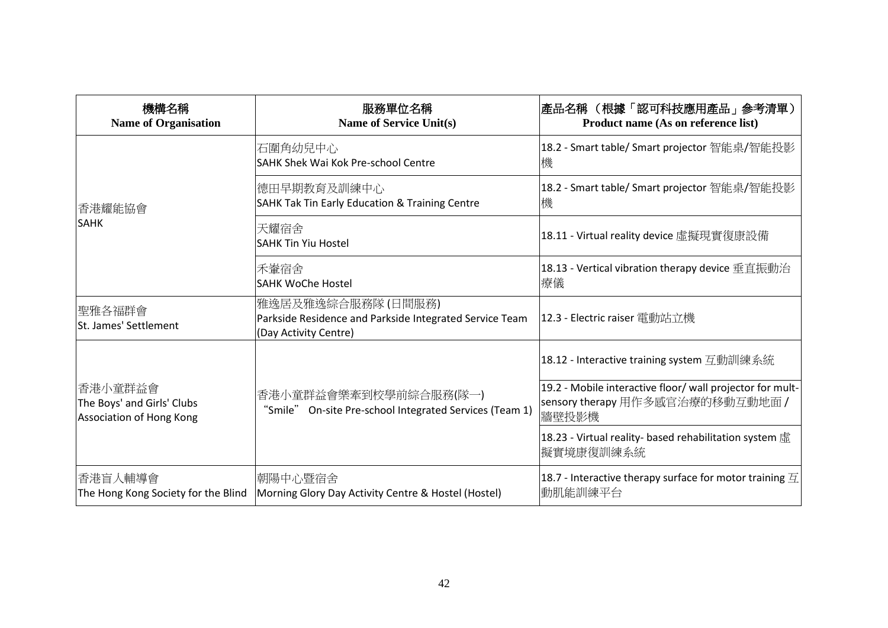| 機構名稱<br>**Name of Organisation** | 服務單位名稱<br>**Name of Service Unit(s)** | 產品名稱 （根據「認可科技應用產品」參考清單）<br>**Product name (As on reference list)** |
|---|---|---|
| 香港耀能協會<br>SAHK | 石圍角幼兒中心<br>SAHK Shek Wai Kok Pre-school Centre | 18.2 - Smart table/ Smart projector 智能桌/智能投影機 |
| | 德田早期教育及訓練中心<br>SAHK Tak Tin Early Education & Training Centre | 18.2 - Smart table/ Smart projector 智能桌/智能投影機 |
| | 天耀宿舍<br>SAHK Tin Yiu Hostel | 18.11 - Virtual reality device 虛擬現實復康設備 |
| | 禾輋宿舍<br>SAHK WoChe Hostel | 18.13 - Vertical vibration therapy device 垂直振動治療儀 |
| 聖雅各福群會<br>St. James' Settlement | 雅逸居及雅逸綜合服務隊 (日間服務)<br>Parkside Residence and Parkside Integrated Service Team (Day Activity Centre) | 12.3 - Electric raiser 電動站立機 |
| 香港小童群益會<br>The Boys' and Girls' Clubs Association of Hong Kong | 香港小童群益會樂牽到校學前綜合服務(隊一)<br>"Smile" On-site Pre-school Integrated Services (Team 1) | 18.12 - Interactive training system 互動訓練系統 |
| | | 19.2 - Mobile interactive floor/ wall projector for mult-sensory therapy 用作多感官治療的移動互動地面 / 牆壁投影機 |
| | | 18.23 - Virtual reality- based rehabilitation system 虛擬實境康復訓練系統 |
| 香港盲人輔導會<br>The Hong Kong Society for the Blind | 朝陽中心暨宿舍<br>Morning Glory Day Activity Centre & Hostel (Hostel) | 18.7 - Interactive therapy surface for motor training 互動肌能訓練平台 |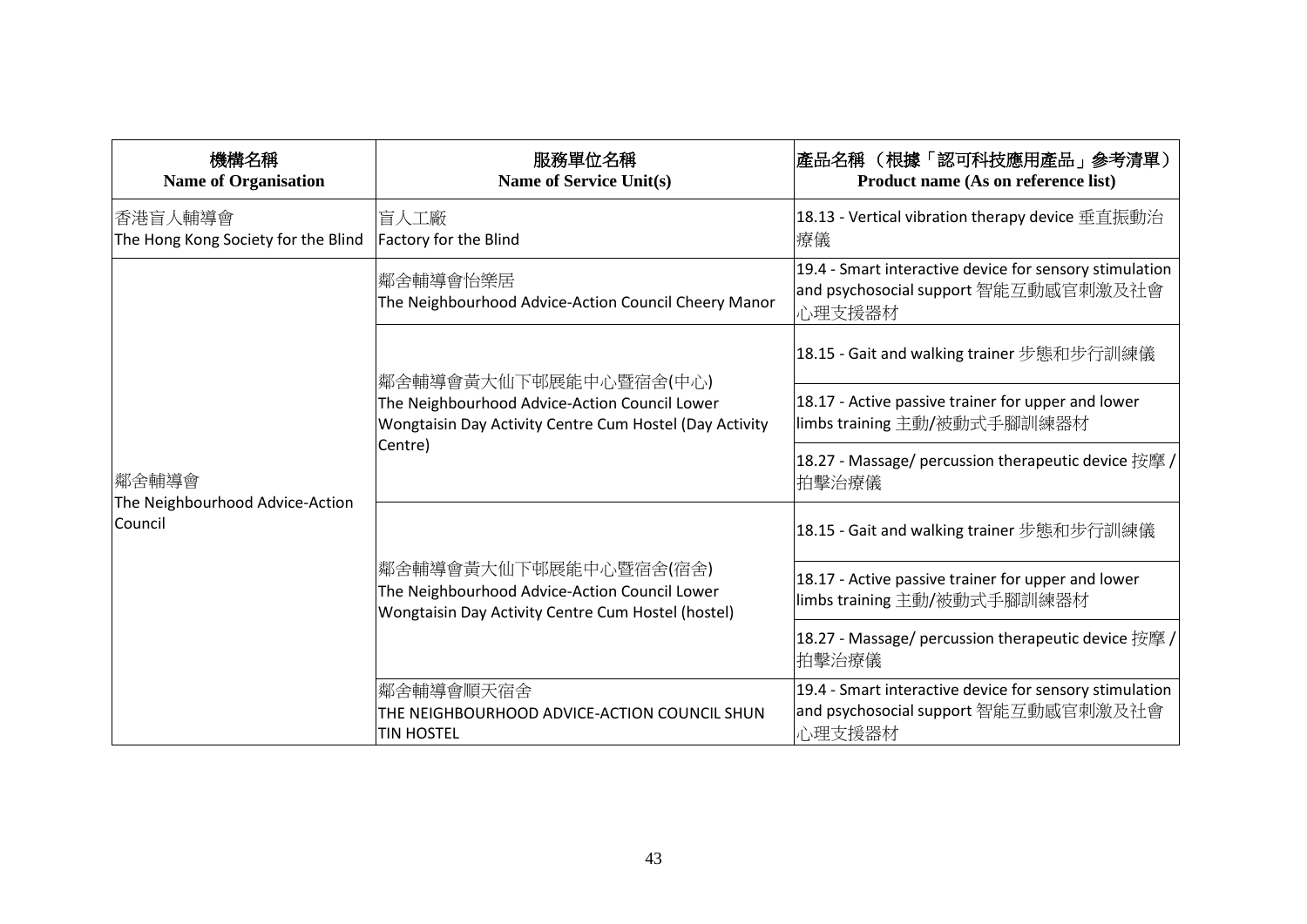| 機構名稱<br>**Name of Organisation** | 服務單位名稱<br>**Name of Service Unit(s)** | 產品名稱 （根據「認可科技應用產品」參考清單）<br>**Product name (As on reference list)** |
|---|---|---|
| 香港盲人輔導會<br>The Hong Kong Society for the Blind | 盲人工廠<br>Factory for the Blind | 18.13 - Vertical vibration therapy device 垂直振動治療儀 |
| 鄰舍輔導會<br>The Neighbourhood Advice-Action Council | 鄰舍輔導會怡樂居<br>The Neighbourhood Advice-Action Council Cheery Manor | 19.4 - Smart interactive device for sensory stimulation and psychosocial support 智能互動感官刺激及社會心理支援器材 |
| | 鄰舍輔導會黃大仙下邨展能中心暨宿舍(中心)<br>The Neighbourhood Advice-Action Council Lower Wongtaisin Day Activity Centre Cum Hostel (Day Activity Centre) | 18.15 - Gait and walking trainer 步態和步行訓練儀 |
| | | 18.17 - Active passive trainer for upper and lower limbs training 主動/被動式手腳訓練器材 |
| | | 18.27 - Massage/ percussion therapeutic device 按摩 / 拍擊治療儀 |
| | 鄰舍輔導會黃大仙下邨展能中心暨宿舍(宿舍)<br>The Neighbourhood Advice-Action Council Lower Wongtaisin Day Activity Centre Cum Hostel (hostel) | 18.15 - Gait and walking trainer 步態和步行訓練儀 |
| | | 18.17 - Active passive trainer for upper and lower limbs training 主動/被動式手腳訓練器材 |
| | | 18.27 - Massage/ percussion therapeutic device 按摩 / 拍擊治療儀 |
| | 鄰舍輔導會順天宿舍<br>THE NEIGHBOURHOOD ADVICE-ACTION COUNCIL SHUN TIN HOSTEL | 19.4 - Smart interactive device for sensory stimulation and psychosocial support 智能互動感官刺激及社會心理支援器材 |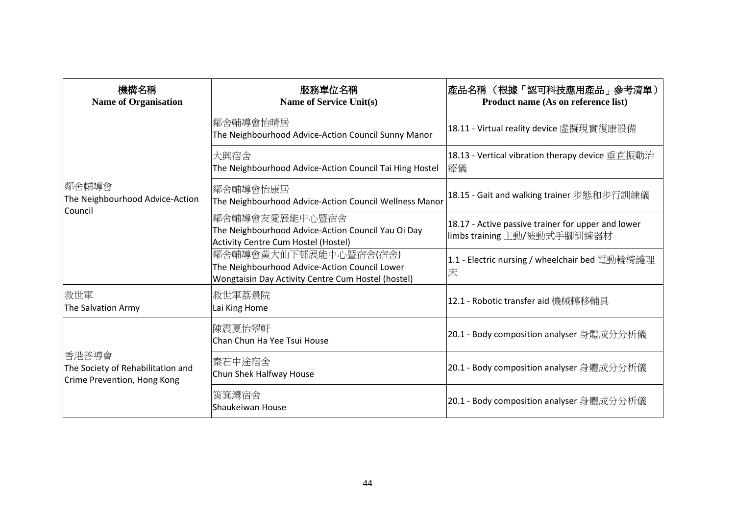| 機構名稱<br>**Name of Organisation** | 服務單位名稱<br>**Name of Service Unit(s)** | 產品名稱 （根據「認可科技應用產品」參考清單）<br>**Product name (As on reference list)** |
|---|---|---|
| 鄰舍輔導會<br>The Neighbourhood Advice-Action Council | 鄰舍輔導會怡晴居<br>The Neighbourhood Advice-Action Council Sunny Manor | 18.11 - Virtual reality device 虛擬現實復康設備 |
| | 大興宿舍<br>The Neighbourhood Advice-Action Council Tai Hing Hostel | 18.13 - Vertical vibration therapy device 垂直振動治療儀 |
| | 鄰舍輔導會怡康居<br>The Neighbourhood Advice-Action Council Wellness Manor | 18.15 - Gait and walking trainer 步態和步行訓練儀 |
| | 鄰舍輔導會友愛展能中心暨宿舍<br>The Neighbourhood Advice-Action Council Yau Oi Day Activity Centre Cum Hostel (Hostel) | 18.17 - Active passive trainer for upper and lower limbs training 主動/被動式手腳訓練器材 |
| | 鄰舍輔導會黃大仙下邨展能中心暨宿舍(宿舍)<br>The Neighbourhood Advice-Action Council Lower Wongtaisin Day Activity Centre Cum Hostel (hostel) | 1.1 - Electric nursing / wheelchair bed 電動輪椅護理床 |
| 救世軍<br>The Salvation Army | 救世軍荔景院<br>Lai King Home | 12.1 - Robotic transfer aid 機械轉移輔具 |
| 香港善導會<br>The Society of Rehabilitation and Crime Prevention, Hong Kong | 陳震夏怡翠軒<br>Chan Chun Ha Yee Tsui House | 20.1 - Body composition analyser 身體成分分析儀 |
| | 秦石中途宿舍<br>Chun Shek Halfway House | 20.1 - Body composition analyser 身體成分分析儀 |
| | 筲箕灣宿舍<br>Shaukeiwan House | 20.1 - Body composition analyser 身體成分分析儀 |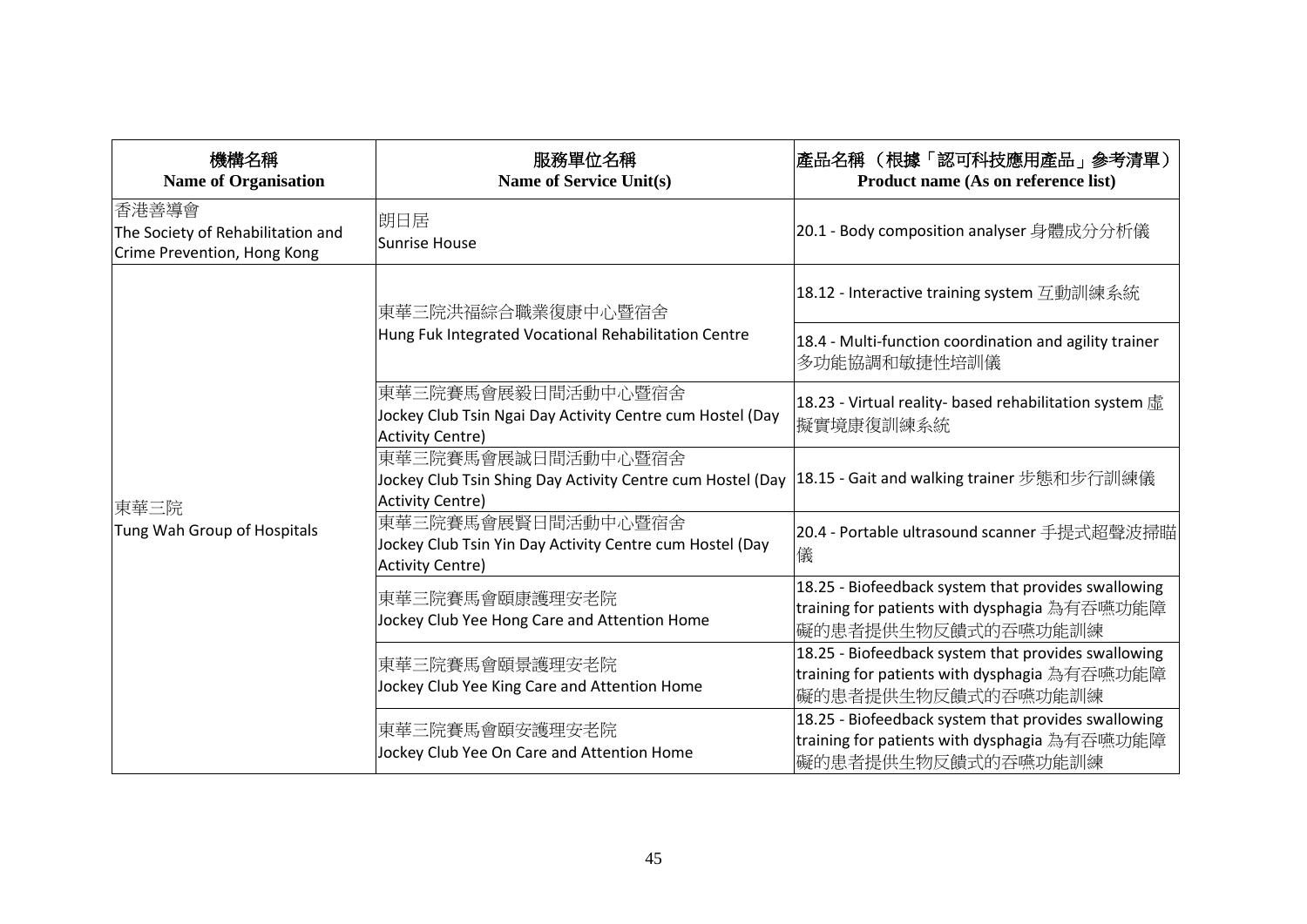| 機構名稱<br>**Name of Organisation** | 服務單位名稱<br>**Name of Service Unit(s)** | 產品名稱 （根據「認可科技應用產品」參考清單）<br>**Product name (As on reference list)** |
|---|---|---|
| 香港善導會<br>The Society of Rehabilitation and Crime Prevention, Hong Kong | 朗日居<br>Sunrise House | 20.1 - Body composition analyser 身體成分分析儀 |
| 東華三院<br>Tung Wah Group of Hospitals | 東華三院洪福綜合職業復康中心暨宿舍<br>Hung Fuk Integrated Vocational Rehabilitation Centre | 18.12 - Interactive training system 互動訓練系統 |
| | | 18.4 - Multi-function coordination and agility trainer 多功能協調和敏捷性培訓儀 |
| | 東華三院賽馬會展毅日間活動中心暨宿舍<br>Jockey Club Tsin Ngai Day Activity Centre cum Hostel (Day Activity Centre) | 18.23 - Virtual reality- based rehabilitation system 虛擬實境康復訓練系統 |
| | 東華三院賽馬會展誠日間活動中心暨宿舍<br>Jockey Club Tsin Shing Day Activity Centre cum Hostel (Day Activity Centre) | 18.15 - Gait and walking trainer 步態和步行訓練儀 |
| | 東華三院賽馬會展賢日間活動中心暨宿舍<br>Jockey Club Tsin Yin Day Activity Centre cum Hostel (Day Activity Centre) | 20.4 - Portable ultrasound scanner 手提式超聲波掃瞄儀 |
| | 東華三院賽馬會頤康護理安老院<br>Jockey Club Yee Hong Care and Attention Home | 18.25 - Biofeedback system that provides swallowing training for patients with dysphagia 為有吞嚥功能障礙的患者提供生物反饋式的吞嚥功能訓練 |
| | 東華三院賽馬會頤景護理安老院<br>Jockey Club Yee King Care and Attention Home | 18.25 - Biofeedback system that provides swallowing training for patients with dysphagia 為有吞嚥功能障礙的患者提供生物反饋式的吞嚥功能訓練 |
| | 東華三院賽馬會頤安護理安老院<br>Jockey Club Yee On Care and Attention Home | 18.25 - Biofeedback system that provides swallowing training for patients with dysphagia 為有吞嚥功能障礙的患者提供生物反饋式的吞嚥功能訓練 |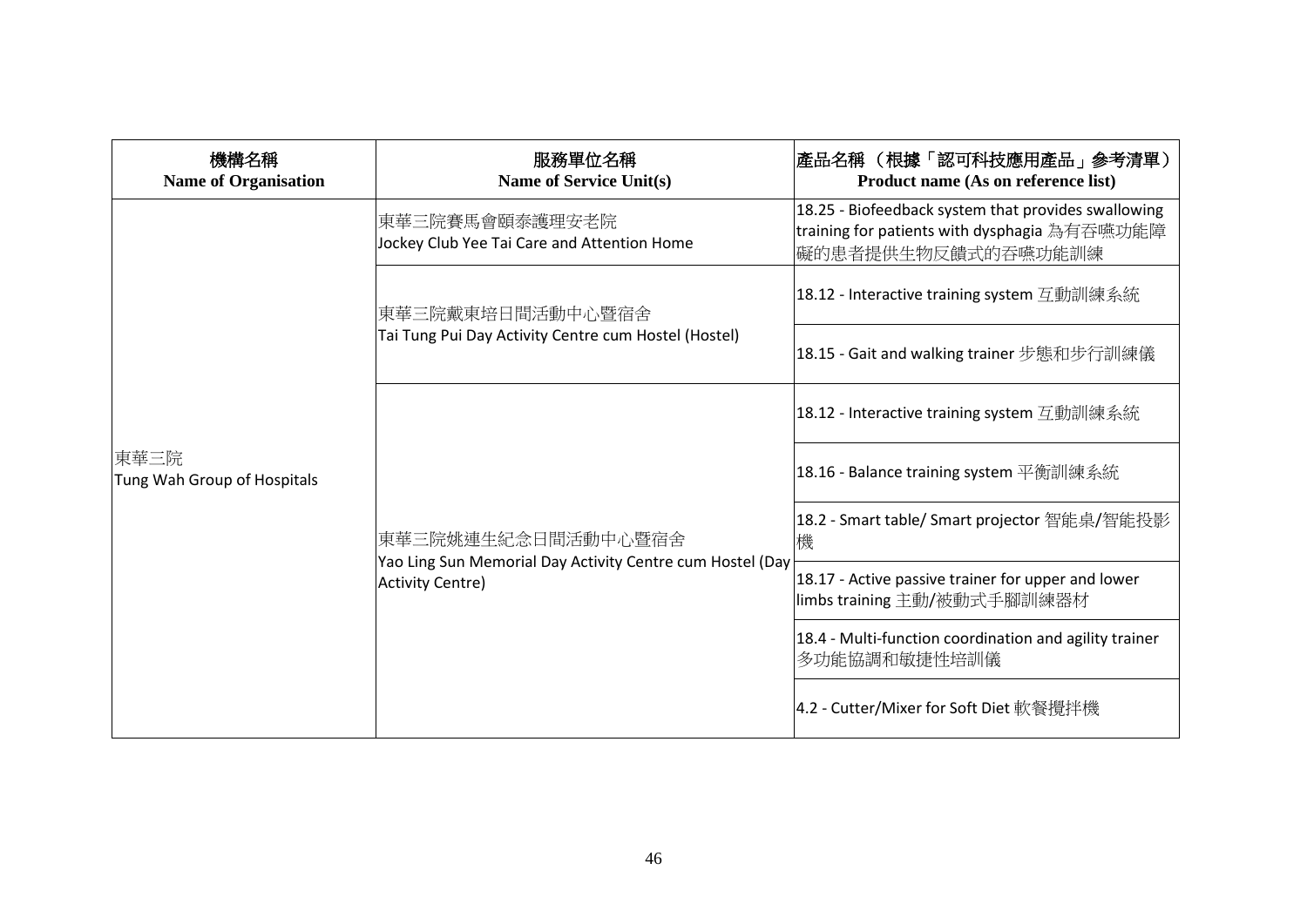| 機構名稱<br>**Name of Organisation** | 服務單位名稱<br>**Name of Service Unit(s)** | 產品名稱 （根據「認可科技應用產品」參考清單）<br>**Product name (As on reference list)** |
|---|---|---|
| 東華三院<br>Tung Wah Group of Hospitals | 東華三院賽馬會頤泰護理安老院<br>Jockey Club Yee Tai Care and Attention Home | 18.25 - Biofeedback system that provides swallowing training for patients with dysphagia 為有吞嚥功能障礙的患者提供生物反饋式的吞嚥功能訓練 |
| | 東華三院戴東培日間活動中心暨宿舍<br>Tai Tung Pui Day Activity Centre cum Hostel (Hostel) | 18.12 - Interactive training system 互動訓練系統 |
| | | 18.15 - Gait and walking trainer 步態和步行訓練儀 |
| | 東華三院姚連生紀念日間活動中心暨宿舍<br>Yao Ling Sun Memorial Day Activity Centre cum Hostel (Day Activity Centre) | 18.12 - Interactive training system 互動訓練系統 |
| | | 18.16 - Balance training system 平衡訓練系統 |
| | | 18.2 - Smart table/ Smart projector 智能桌/智能投影機 |
| | | 18.17 - Active passive trainer for upper and lower limbs training 主動/被動式手腳訓練器材 |
| | | 18.4 - Multi-function coordination and agility trainer 多功能協調和敏捷性培訓儀 |
| | | 4.2 - Cutter/Mixer for Soft Diet 軟餐攪拌機 |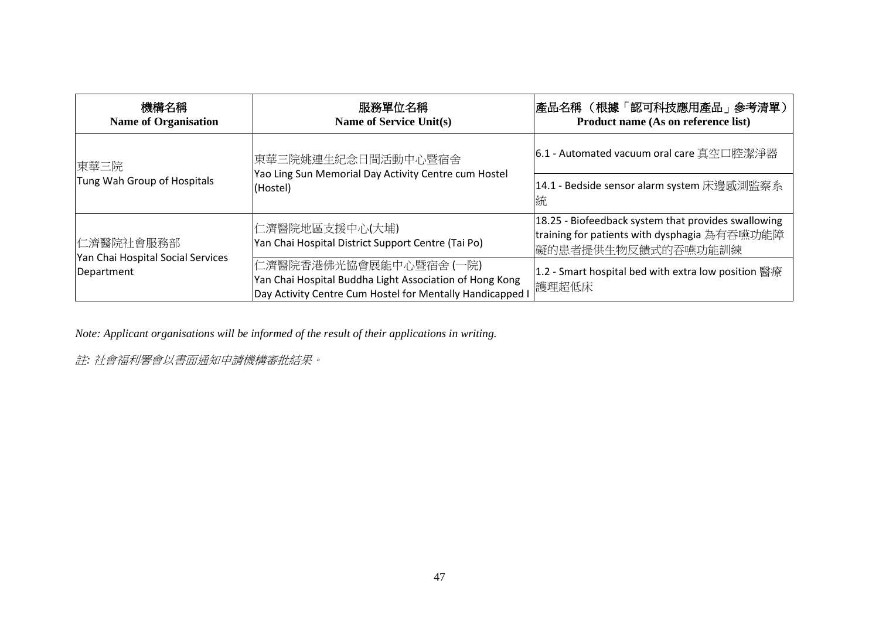| 機構名稱<br>**Name of Organisation** | 服務單位名稱<br>**Name of Service Unit(s)** | 產品名稱 （根據「認可科技應用產品」參考清單）<br>**Product name (As on reference list)** |
|---|---|---|
| 東華三院<br>Tung Wah Group of Hospitals | 東華三院姚連生紀念日間活動中心暨宿舍<br>Yao Ling Sun Memorial Day Activity Centre cum Hostel (Hostel) | 6.1 - Automated vacuum oral care 真空口腔潔淨器 |
| | | 14.1 - Bedside sensor alarm system 床邊感測監察系統 |
| 仁濟醫院社會服務部<br>Yan Chai Hospital Social Services Department | 仁濟醫院地區支援中心(大埔)<br>Yan Chai Hospital District Support Centre (Tai Po) | 18.25 - Biofeedback system that provides swallowing training for patients with dysphagia 為有吞嚥功能障礙的患者提供生物反饋式的吞嚥功能訓練 |
| | 仁濟醫院香港佛光協會展能中心暨宿舍 (一院)<br>Yan Chai Hospital Buddha Light Association of Hong Kong Day Activity Centre Cum Hostel for Mentally Handicapped I | 1.2 - Smart hospital bed with extra low position 醫療護理超低床 |

*Note: Applicant organisations will be informed of the result of their applications in writing.*

*註: 社會福利署會以書面通知申請機構審批結果。*